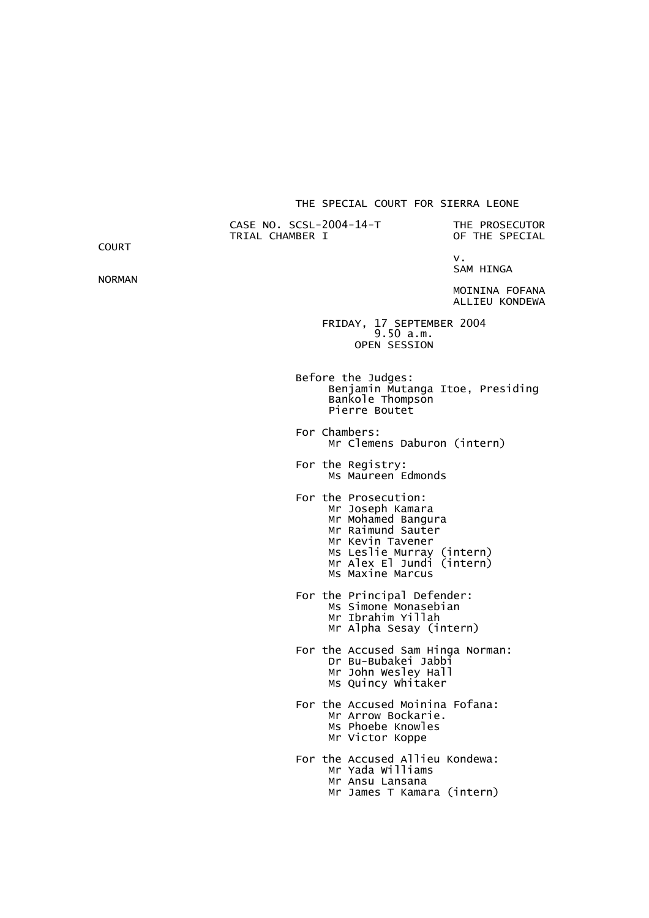THE SPECIAL COURT FOR SIERRA LEONE

CASE NO. SCSL-2004-14-T
TRIAL CHAMBER I

THE PROSECUTOR OF THE SPECIAL COURT

v.

SAM HINGA NORMAN
MOININA FOFANA
ALLIEU KONDEWA

FRIDAY, 17 SEPTEMBER 2004
9.50 a.m.
OPEN SESSION

Before the Judges:
Benjamin Mutanga Itoe, Presiding
Bankole Thompson
Pierre Boutet

For Chambers:
Mr Clemens Daburon (intern)

For the Registry:
Ms Maureen Edmonds

For the Prosecution:
Mr Joseph Kamara
Mr Mohamed Bangura
Mr Raimund Sauter
Mr Kevin Tavener
Ms Leslie Murray (intern)
Mr Alex El Jundi (intern)
Ms Maxine Marcus

For the Principal Defender:
Ms Simone Monasebian
Mr Ibrahim Yillah
Mr Alpha Sesay (intern)

For the Accused Sam Hinga Norman:
Dr Bu-Bubakei Jabbi
Mr John Wesley Hall
Ms Quincy Whitaker

For the Accused Moinina Fofana:
Mr Arrow Bockarie.
Ms Phoebe Knowles
Mr Victor Koppe

For the Accused Allieu Kondewa:
Mr Yada Williams
Mr Ansu Lansana
Mr James T Kamara (intern)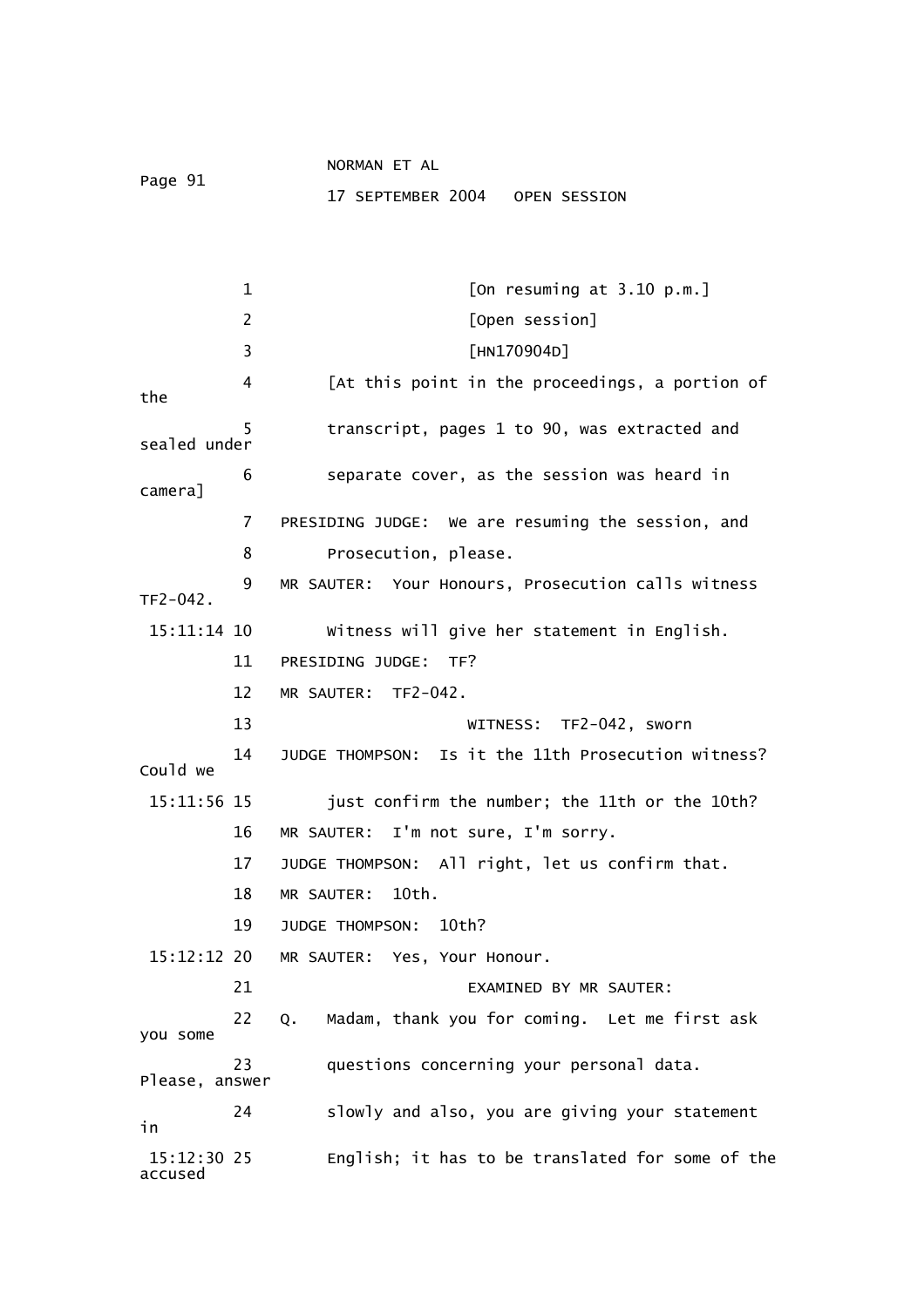1 [On resuming at 3.10 p.m.]

2 [Open session]

3 [HN170904D]

4 [At this point in the proceedings, a portion of the

5 transcript, pages 1 to 90, was extracted and sealed under

6 separate cover, as the session was heard in camera]

7 PRESIDING JUDGE: We are resuming the session, and

8 Prosecution, please.

9 MR SAUTER: Your Honours, Prosecution calls witness TF2-042.

15:11:14 10 Witness will give her statement in English.

11 PRESIDING JUDGE: TF?

12 MR SAUTER: TF2-042.

13 WITNESS: TF2-042, sworn

14 JUDGE THOMPSON: Is it the 11th Prosecution witness? Could we

15:11:56 15 just confirm the number; the 11th or the 10th?

16 MR SAUTER: I'm not sure, I'm sorry.

17 JUDGE THOMPSON: All right, let us confirm that.

18 MR SAUTER: 10th.

19 JUDGE THOMPSON: 10th?

15:12:12 20 MR SAUTER: Yes, Your Honour.

21 EXAMINED BY MR SAUTER:

22 Q. Madam, thank you for coming. Let me first ask you some

23 questions concerning your personal data. Please, answer

24 slowly and also, you are giving your statement in

15:12:30 25 English; it has to be translated for some of the accused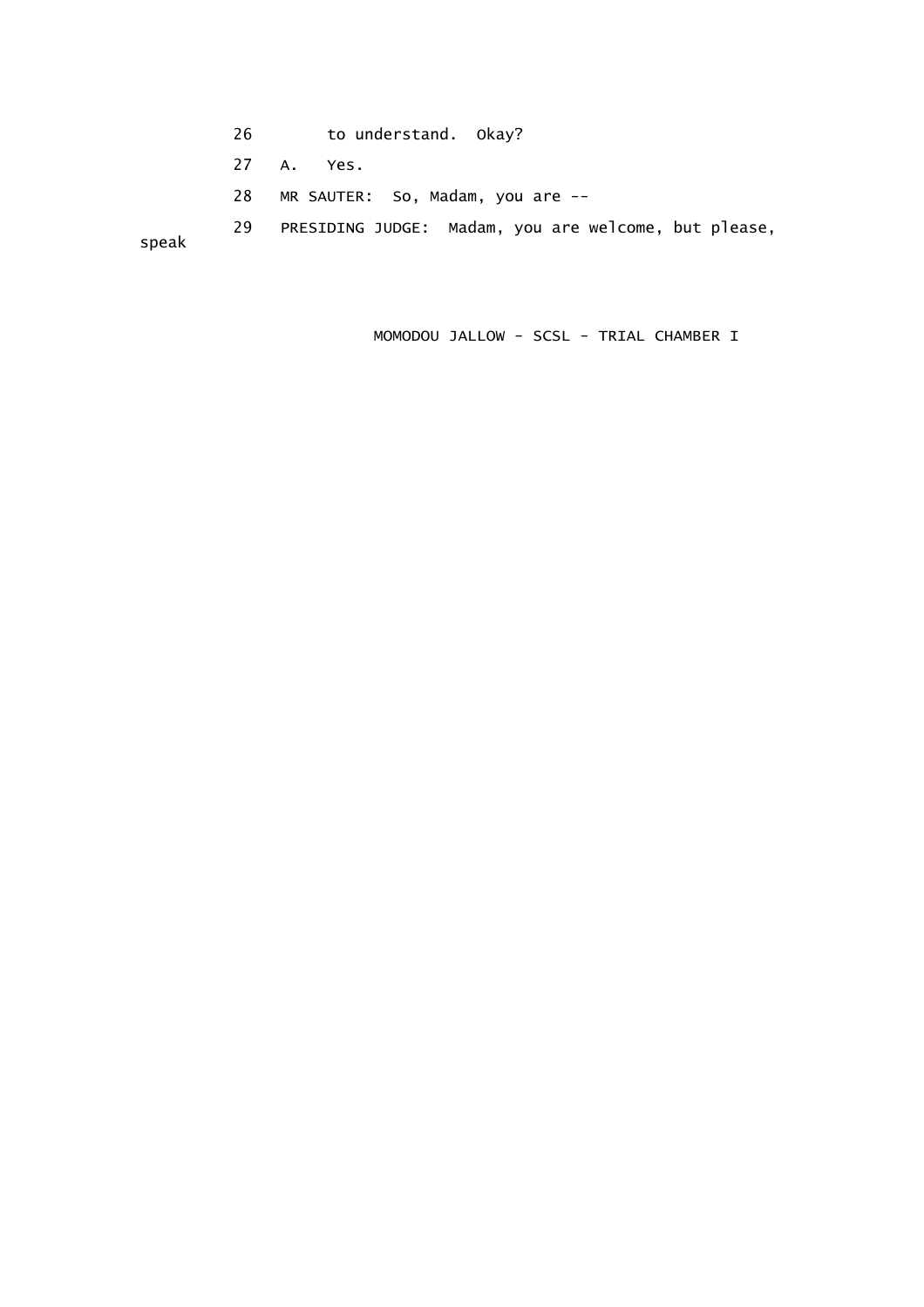26 to understand. Okay?

27 A. Yes.

28 MR SAUTER: So, Madam, you are --

29 PRESIDING JUDGE: Madam, you are welcome, but please,

speak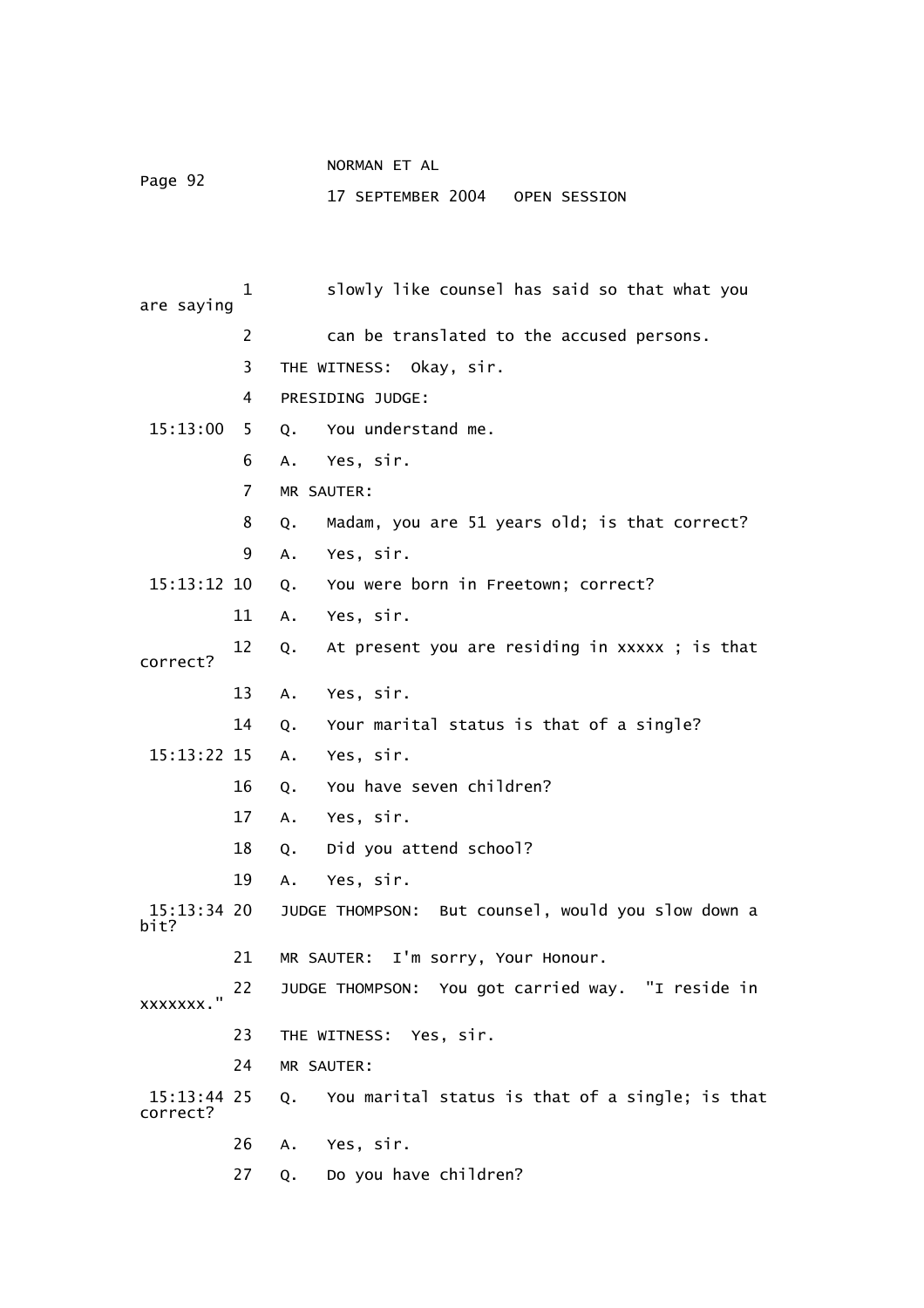1 slowly like counsel has said so that what you are saying

2 can be translated to the accused persons.

3 THE WITNESS: Okay, sir.

4 PRESIDING JUDGE:

15:13:00 5 Q. You understand me.

6 A. Yes, sir.

7 MR SAUTER:

8 Q. Madam, you are 51 years old; is that correct?

9 A. Yes, sir.

15:13:12 10 Q. You were born in Freetown; correct?

11 A. Yes, sir.

12 Q. At present you are residing in xxxxx ; is that correct?

13 A. Yes, sir.

14 Q. Your marital status is that of a single?

15:13:22 15 A. Yes, sir.

16 Q. You have seven children?

17 A. Yes, sir.

18 Q. Did you attend school?

19 A. Yes, sir.

15:13:34 20 JUDGE THOMPSON: But counsel, would you slow down a bit?

21 MR SAUTER: I'm sorry, Your Honour.

22 JUDGE THOMPSON: You got carried way. "I reside in xxxxxxx."

23 THE WITNESS: Yes, sir.

24 MR SAUTER:

15:13:44 25 Q. You marital status is that of a single; is that correct?

26 A. Yes, sir.

27 Q. Do you have children?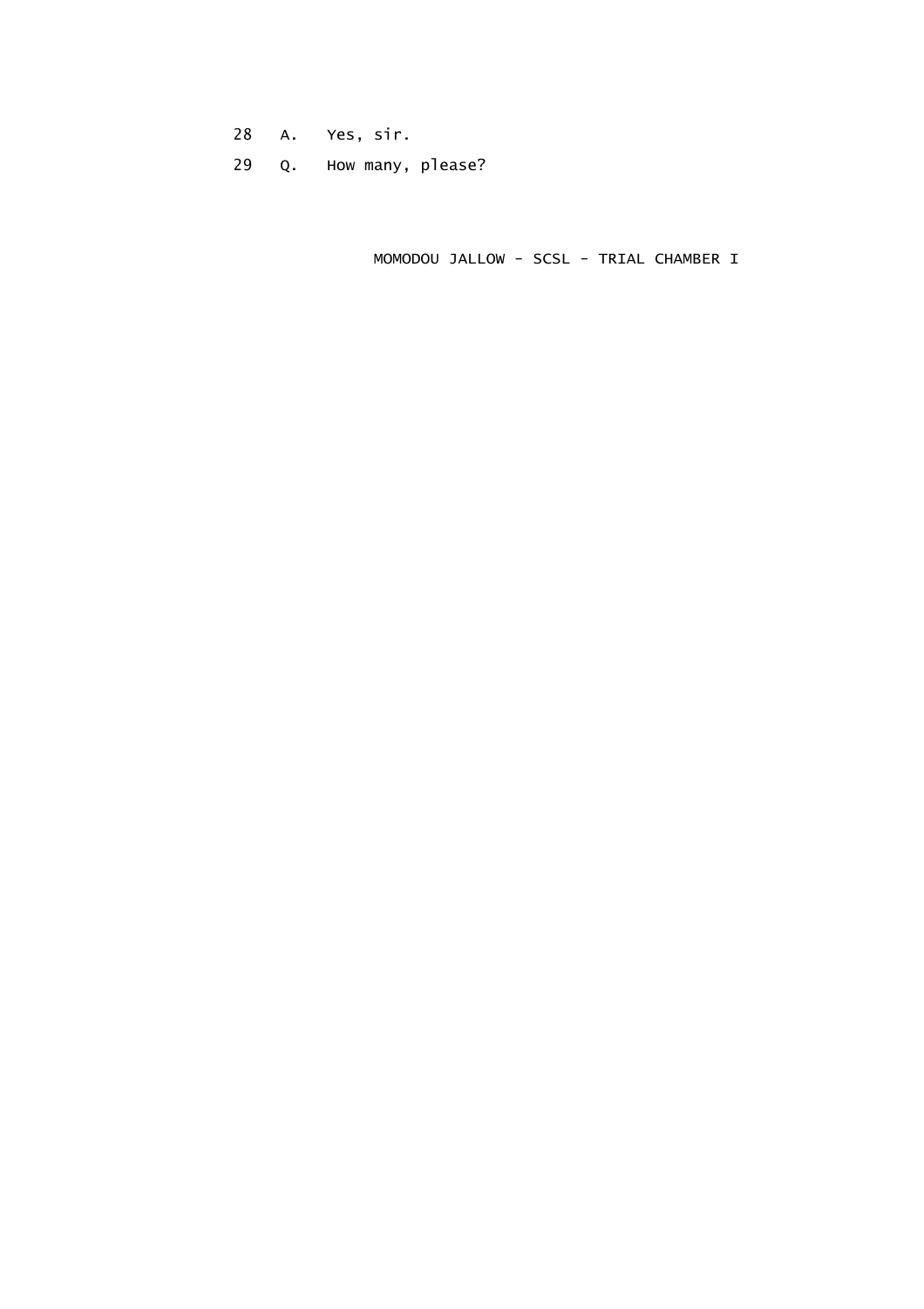28 A. Yes, sir.

29 Q. How many, please?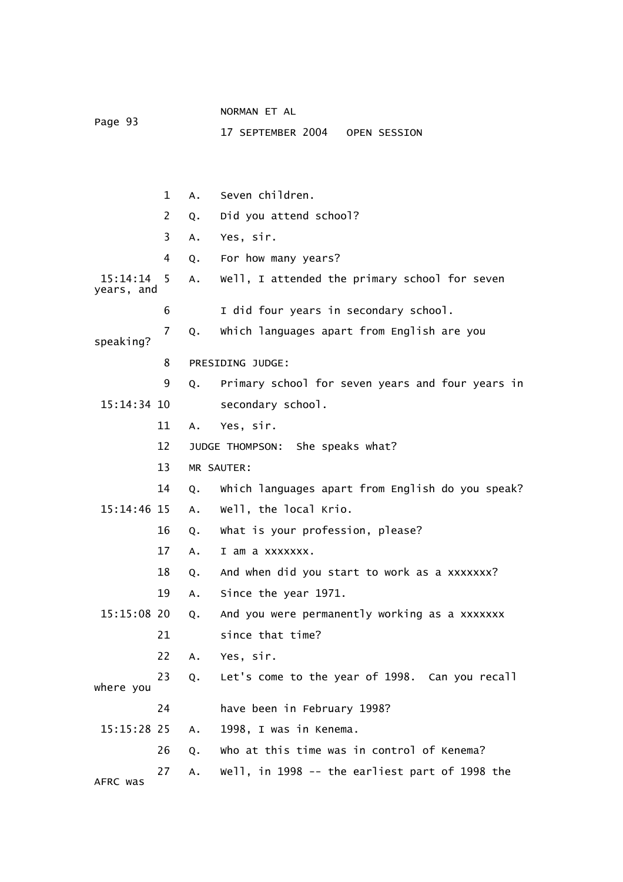1 A. Seven children.

2 Q. Did you attend school?

3 A. Yes, sir.

4 Q. For how many years?

15:14:14 5 A. Well, I attended the primary school for seven years, and

6 I did four years in secondary school.

7 Q. Which languages apart from English are you speaking?

8 PRESIDING JUDGE:

9 Q. Primary school for seven years and four years in

15:14:34 10 secondary school.

11 A. Yes, sir.

12 JUDGE THOMPSON: She speaks what?

13 MR SAUTER:

14 Q. Which languages apart from English do you speak?

15:14:46 15 A. Well, the local Krio.

16 Q. What is your profession, please?

17 A. I am a xxxxxxx.

18 Q. And when did you start to work as a xxxxxxx?

19 A. Since the year 1971.

15:15:08 20 Q. And you were permanently working as a xxxxxxx

21 since that time?

22 A. Yes, sir.

23 Q. Let's come to the year of 1998. Can you recall where you

24 have been in February 1998?

15:15:28 25 A. 1998, I was in Kenema.

26 Q. Who at this time was in control of Kenema?

27 A. Well, in 1998 -- the earliest part of 1998 the AFRC was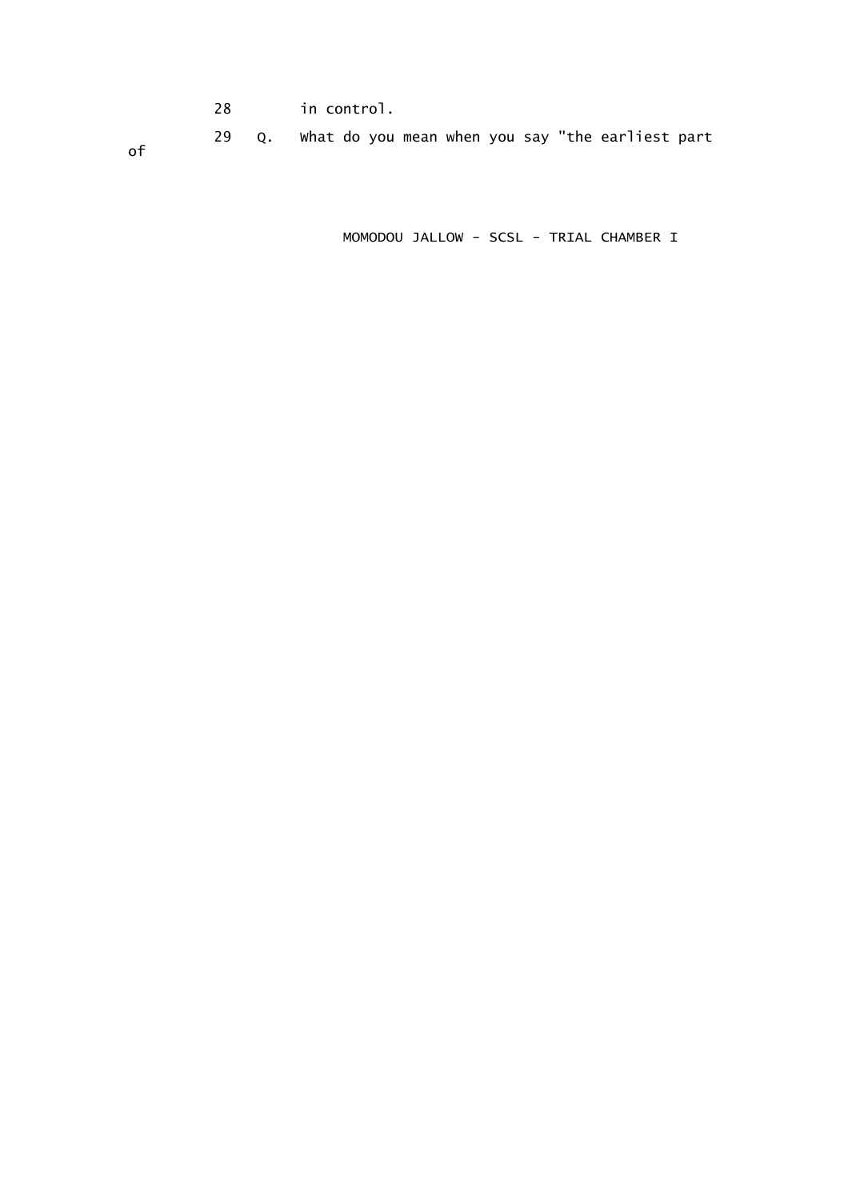28 in control.

29 Q. What do you mean when you say "the earliest part of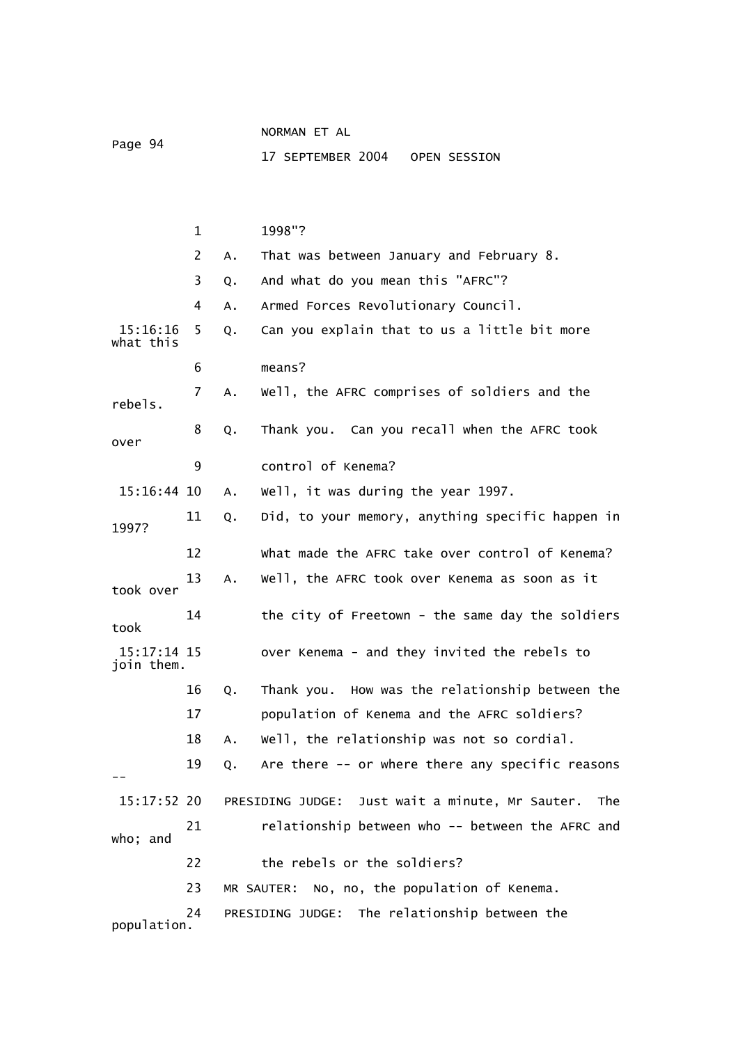1 1998"?

2 A. That was between January and February 8.

3 Q. And what do you mean this "AFRC"?

4 A. Armed Forces Revolutionary Council.

15:16:16 5 Q. Can you explain that to us a little bit more what this

6 means?

7 A. Well, the AFRC comprises of soldiers and the rebels.

8 Q. Thank you. Can you recall when the AFRC took over

9 control of Kenema?

15:16:44 10 A. Well, it was during the year 1997.

11 Q. Did, to your memory, anything specific happen in 1997?

12 What made the AFRC take over control of Kenema?

13 A. Well, the AFRC took over Kenema as soon as it took over

14 the city of Freetown - the same day the soldiers took

15:17:14 15 over Kenema - and they invited the rebels to join them.

16 Q. Thank you. How was the relationship between the

17 population of Kenema and the AFRC soldiers?

18 A. Well, the relationship was not so cordial.

19 Q. Are there -- or where there any specific reasons --

15:17:52 20 PRESIDING JUDGE: Just wait a minute, Mr Sauter. The

21 relationship between who -- between the AFRC and who; and

22 the rebels or the soldiers?

23 MR SAUTER: No, no, the population of Kenema.

24 PRESIDING JUDGE: The relationship between the population.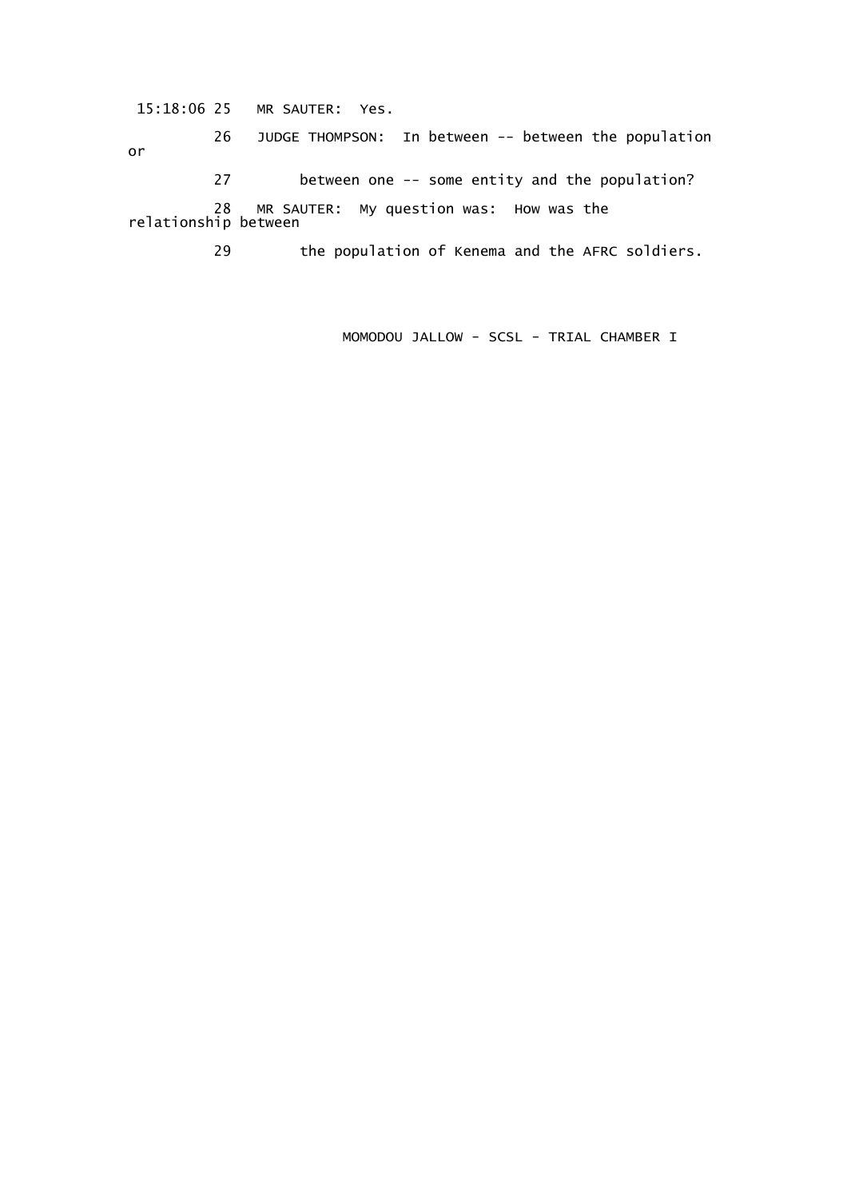15:18:06 25 MR SAUTER: Yes.

26 JUDGE THOMPSON: In between -- between the population or

27 between one -- some entity and the population?

28 MR SAUTER: My question was: How was the relationship between

29 the population of Kenema and the AFRC soldiers.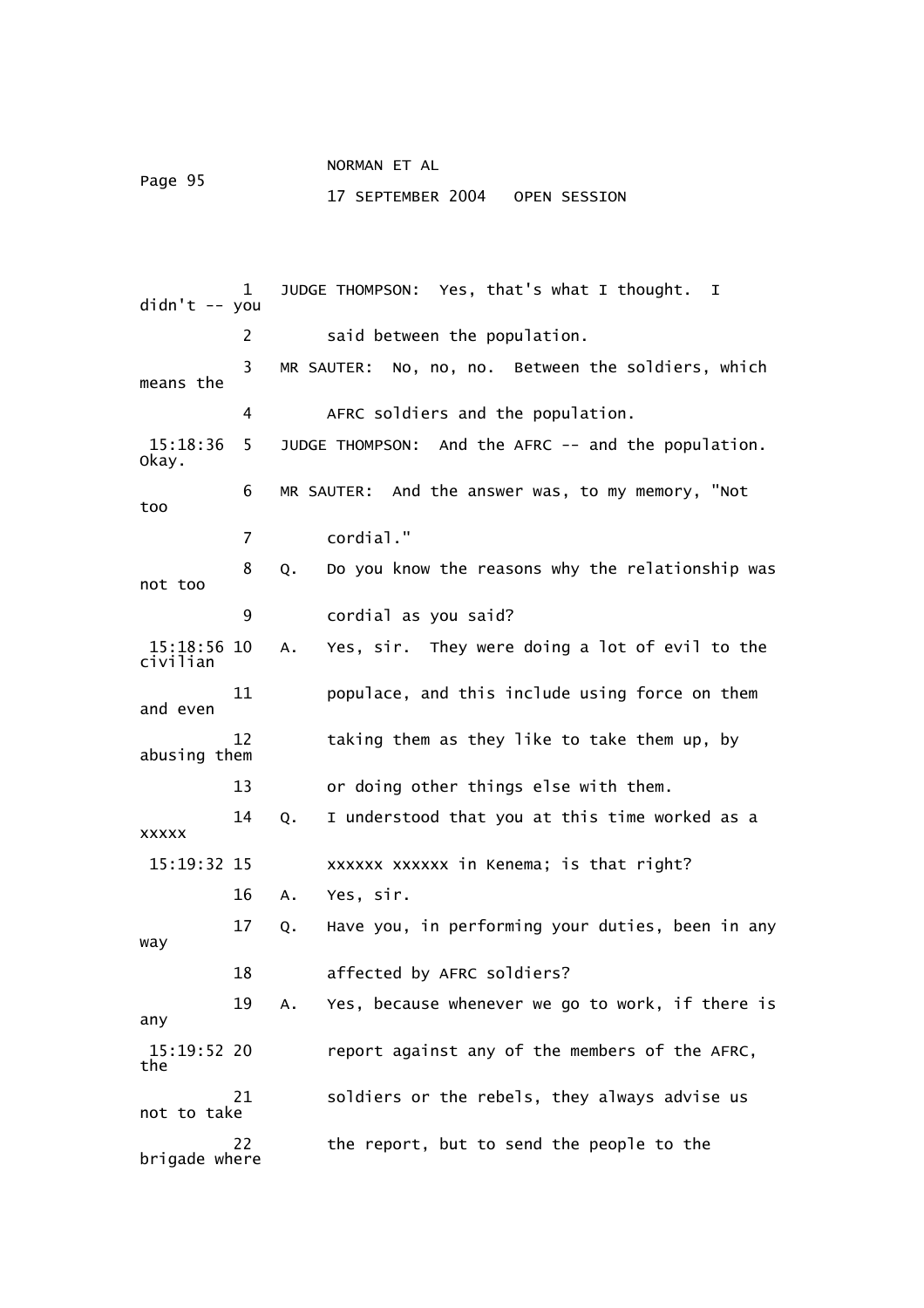1 JUDGE THOMPSON: Yes, that's what I thought. I didn't -- you

2 said between the population.

3 MR SAUTER: No, no, no. Between the soldiers, which means the

4 AFRC soldiers and the population.

15:18:36 5 JUDGE THOMPSON: And the AFRC -- and the population. Okay.

6 MR SAUTER: And the answer was, to my memory, "Not too

7 cordial."

8 Q. Do you know the reasons why the relationship was not too

9 cordial as you said?

15:18:56 10 A. Yes, sir. They were doing a lot of evil to the civilian

11 populace, and this include using force on them and even

12 taking them as they like to take them up, by abusing them

13 or doing other things else with them.

14 Q. I understood that you at this time worked as a xxxxx

15:19:32 15 xxxxxx xxxxxx in Kenema; is that right?

16 A. Yes, sir.

17 Q. Have you, in performing your duties, been in any way

18 affected by AFRC soldiers?

19 A. Yes, because whenever we go to work, if there is any

15:19:52 20 report against any of the members of the AFRC, the

21 soldiers or the rebels, they always advise us not to take

22 the report, but to send the people to the brigade where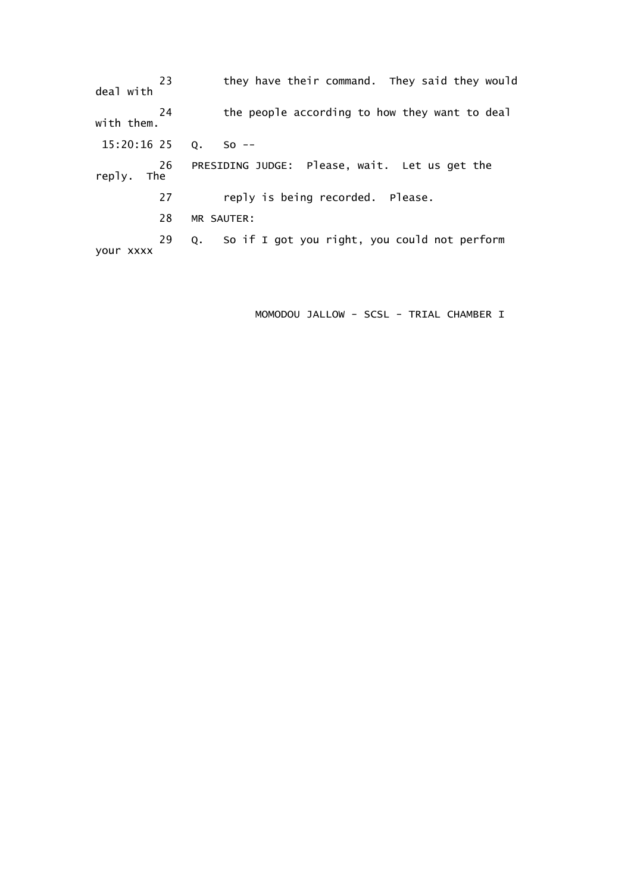23 they have their command. They said they would deal with

24 the people according to how they want to deal with them.

15:20:16 25 Q. So --

26 PRESIDING JUDGE: Please, wait. Let us get the reply. The

27 reply is being recorded. Please.

28 MR SAUTER:

29 Q. So if I got you right, you could not perform your xxxx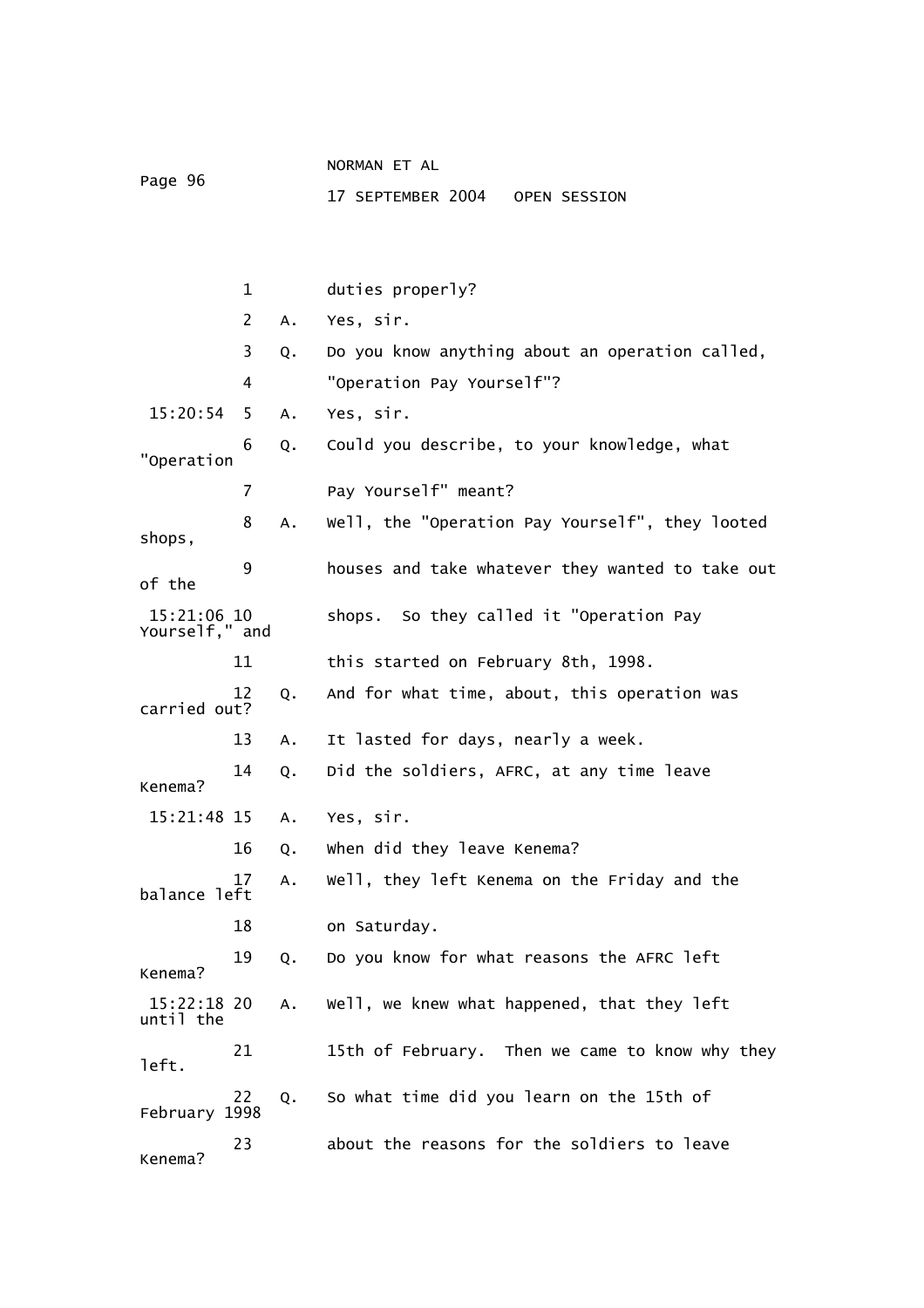1 duties properly?

2 A. Yes, sir.

3 Q. Do you know anything about an operation called,

4 "Operation Pay Yourself"?

15:20:54 5 A. Yes, sir.

6 Q. Could you describe, to your knowledge, what "Operation

7 Pay Yourself" meant?

8 A. Well, the "Operation Pay Yourself", they looted shops,

9 houses and take whatever they wanted to take out of the

15:21:06 10 shops. So they called it "Operation Pay Yourself," and

11 this started on February 8th, 1998.

12 Q. And for what time, about, this operation was carried out?

13 A. It lasted for days, nearly a week.

14 Q. Did the soldiers, AFRC, at any time leave Kenema?

15:21:48 15 A. Yes, sir.

16 Q. When did they leave Kenema?

17 A. Well, they left Kenema on the Friday and the balance left

18 on Saturday.

19 Q. Do you know for what reasons the AFRC left Kenema?

15:22:18 20 A. Well, we knew what happened, that they left until the

21 15th of February. Then we came to know why they left.

22 Q. So what time did you learn on the 15th of February 1998

23 about the reasons for the soldiers to leave Kenema?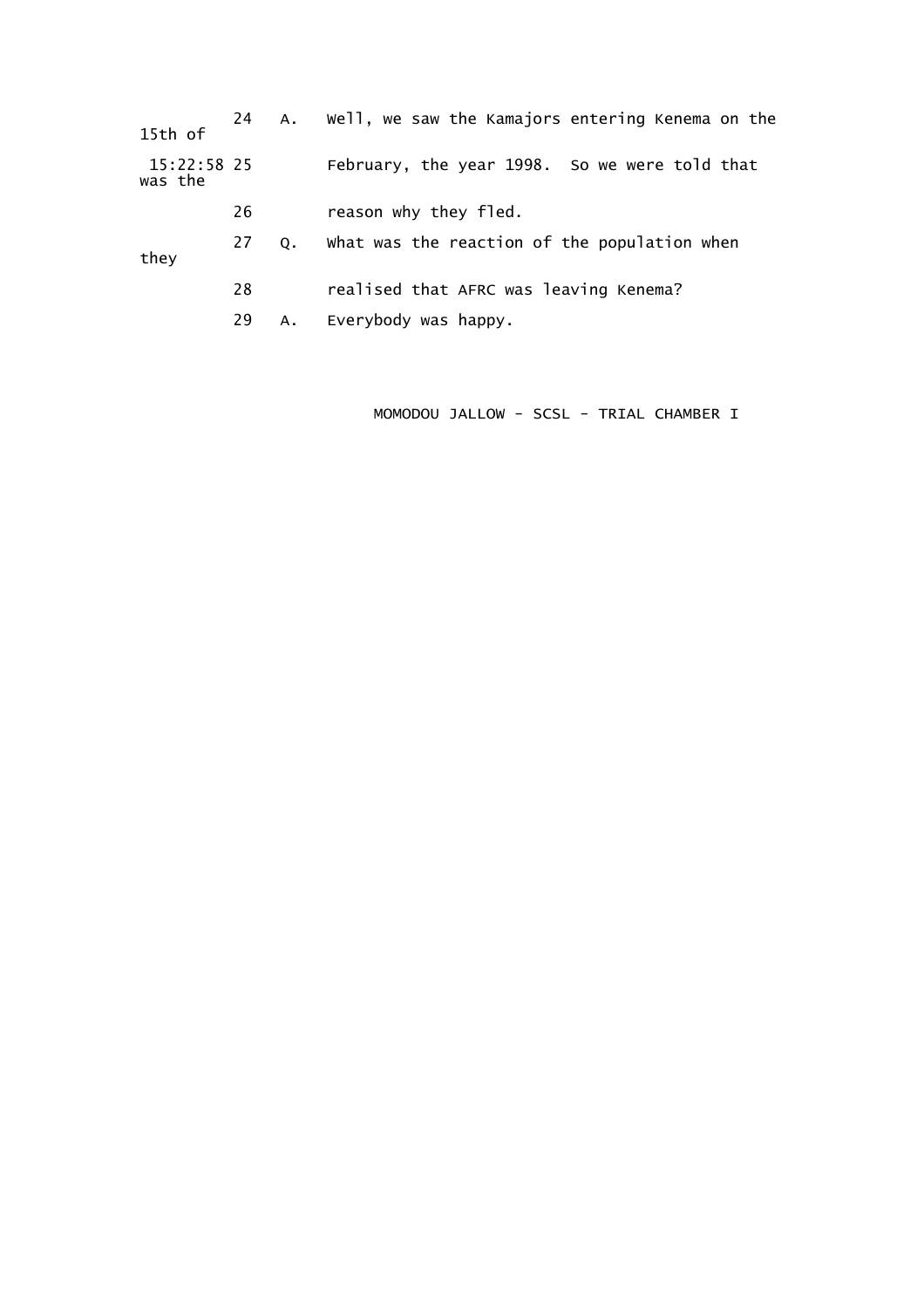24 A. Well, we saw the Kamajors entering Kenema on the 15th of

15:22:58 25 February, the year 1998. So we were told that was the

26 reason why they fled.

27 Q. What was the reaction of the population when they

28 realised that AFRC was leaving Kenema?

29 A. Everybody was happy.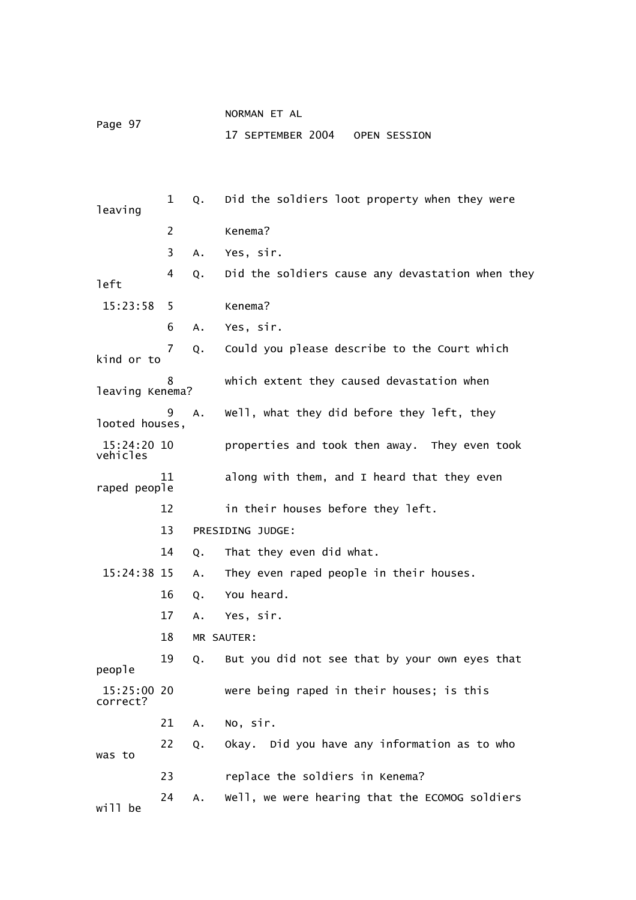1 Q. Did the soldiers loot property when they were leaving

2 Kenema?

3 A. Yes, sir.

4 Q. Did the soldiers cause any devastation when they left

15:23:58 5 Kenema?

6 A. Yes, sir.

7 Q. Could you please describe to the Court which kind or to

8 which extent they caused devastation when leaving Kenema?

9 A. Well, what they did before they left, they looted houses,

15:24:20 10 properties and took then away. They even took vehicles

11 along with them, and I heard that they even raped people

12 in their houses before they left.

13 PRESIDING JUDGE:

14 Q. That they even did what.

15:24:38 15 A. They even raped people in their houses.

16 Q. You heard.

17 A. Yes, sir.

18 MR SAUTER:

19 Q. But you did not see that by your own eyes that people

15:25:00 20 were being raped in their houses; is this correct?

21 A. No, sir.

22 Q. Okay. Did you have any information as to who was to

23 replace the soldiers in Kenema?

24 A. Well, we were hearing that the ECOMOG soldiers will be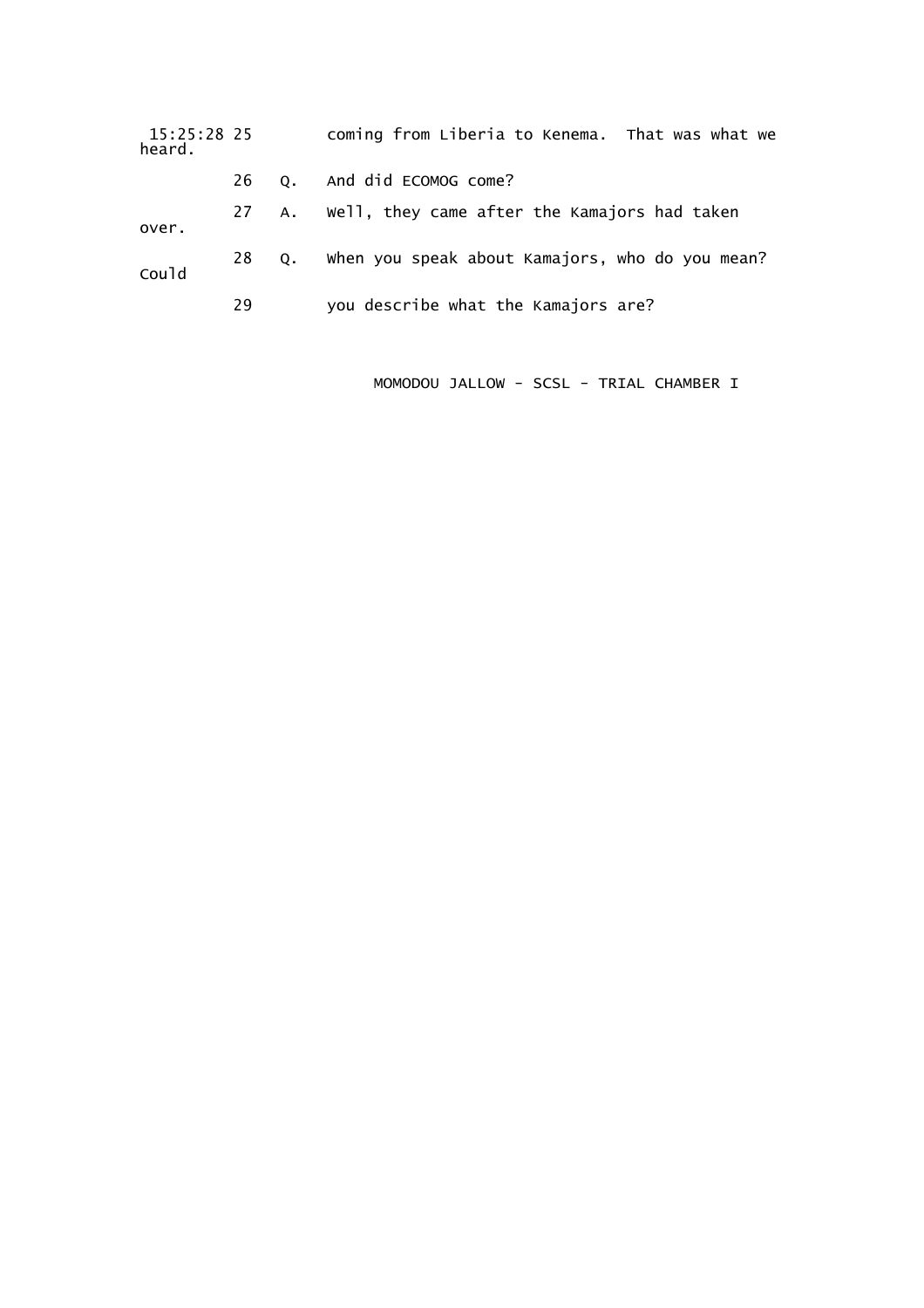15:25:28 25 coming from Liberia to Kenema. That was what we heard.

26 Q. And did ECOMOG come?

27 A. Well, they came after the Kamajors had taken over.

28 Q. When you speak about Kamajors, who do you mean? Could

29 you describe what the Kamajors are?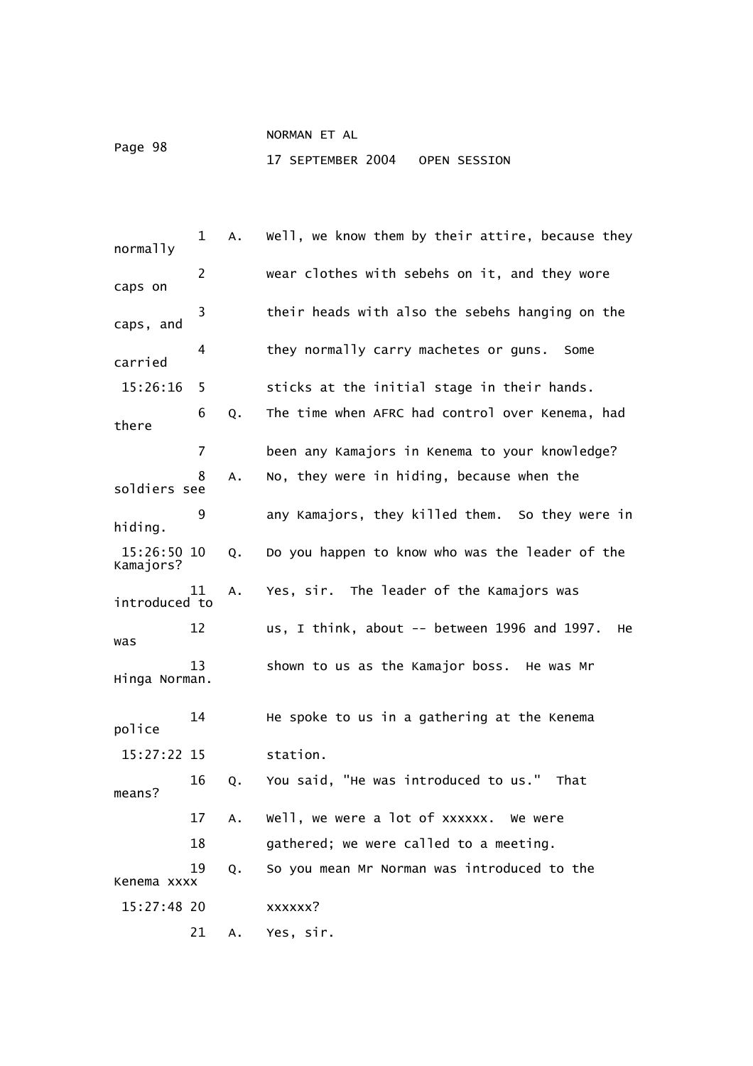1 A. Well, we know them by their attire, because they normally
2 wear clothes with sebehs on it, and they wore caps on
3 their heads with also the sebehs hanging on the caps, and
4 they normally carry machetes or guns. Some carried
15:26:16 5 sticks at the initial stage in their hands.
6 Q. The time when AFRC had control over Kenema, had there
7 been any Kamajors in Kenema to your knowledge?
8 A. No, they were in hiding, because when the soldiers see
9 any Kamajors, they killed them. So they were in hiding.
15:26:50 10 Q. Do you happen to know who was the leader of the Kamajors?
11 A. Yes, sir. The leader of the Kamajors was introduced to
12 us, I think, about -- between 1996 and 1997. He was
13 shown to us as the Kamajor boss. He was Mr Hinga Norman.
14 He spoke to us in a gathering at the Kenema police
15:27:22 15 station.
16 Q. You said, "He was introduced to us." That means?
17 A. Well, we were a lot of xxxxxx. We were
18 gathered; we were called to a meeting.
19 Q. So you mean Mr Norman was introduced to the Kenema xxxx
15:27:48 20 xxxxxx?
21 A. Yes, sir.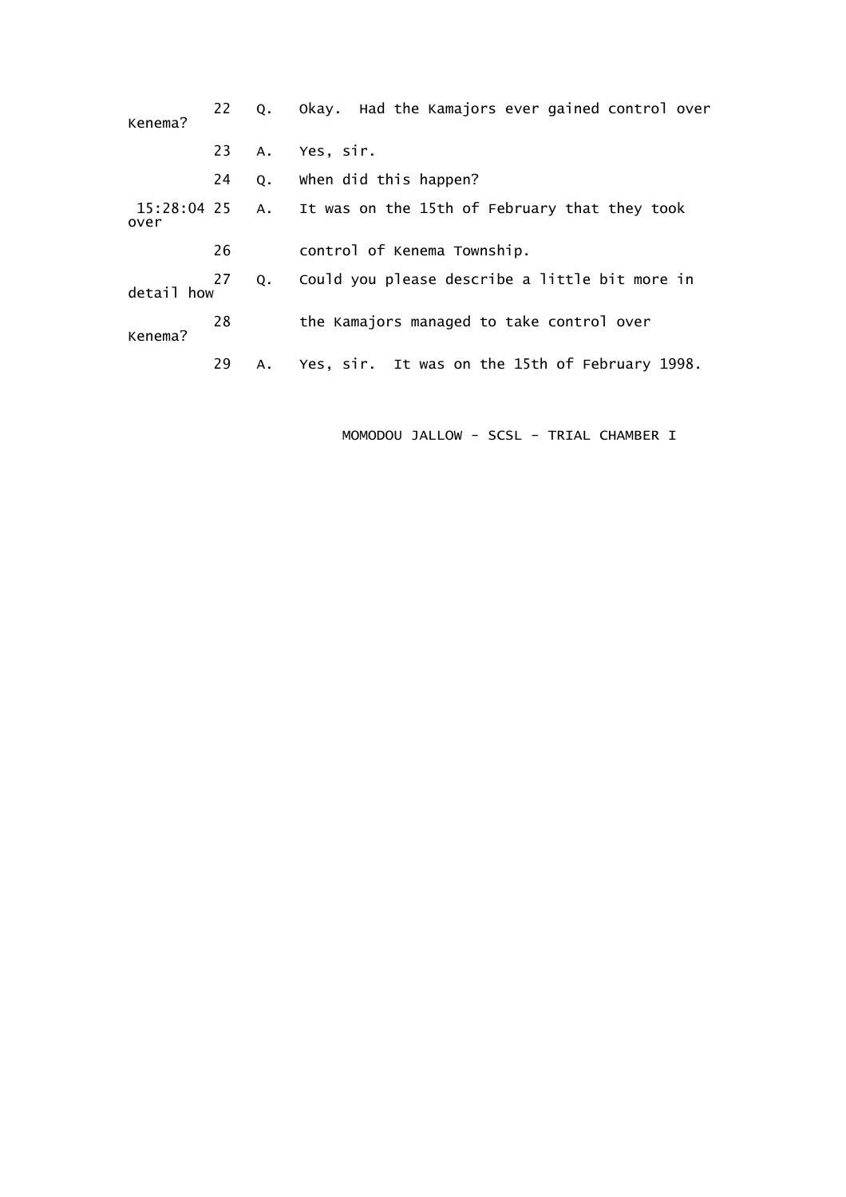22 Q. Okay. Had the Kamajors ever gained control over Kenema?

23 A. Yes, sir.

24 Q. When did this happen?

15:28:04 25 A. It was on the 15th of February that they took over

26 control of Kenema Township.

27 Q. Could you please describe a little bit more in detail how

28 the Kamajors managed to take control over Kenema?

29 A. Yes, sir. It was on the 15th of February 1998.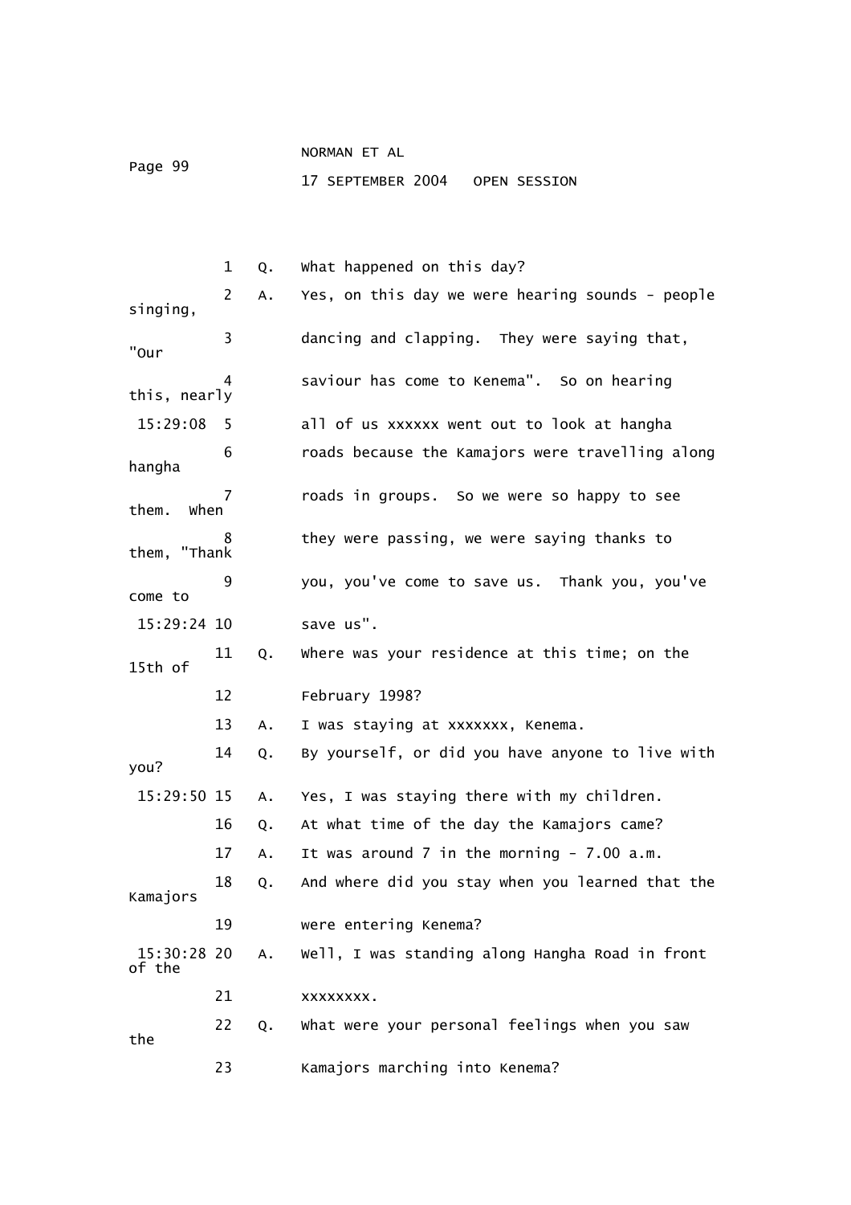1 Q. What happened on this day?

2 A. Yes, on this day we were hearing sounds - people singing,

3 dancing and clapping. They were saying that, "Our

4 saviour has come to Kenema". So on hearing this, nearly

15:29:08 5 all of us xxxxxx went out to look at hangha

6 roads because the Kamajors were travelling along hangha

7 roads in groups. So we were so happy to see them. When

8 they were passing, we were saying thanks to them, "Thank

9 you, you've come to save us. Thank you, you've come to

15:29:24 10 save us".

11 Q. Where was your residence at this time; on the 15th of

12 February 1998?

13 A. I was staying at xxxxxxx, Kenema.

14 Q. By yourself, or did you have anyone to live with you?

15:29:50 15 A. Yes, I was staying there with my children.

16 Q. At what time of the day the Kamajors came?

17 A. It was around 7 in the morning - 7.00 a.m.

18 Q. And where did you stay when you learned that the Kamajors

19 were entering Kenema?

15:30:28 20 A. Well, I was standing along Hangha Road in front of the

21 xxxxxxxx.

22 Q. What were your personal feelings when you saw the

23 Kamajors marching into Kenema?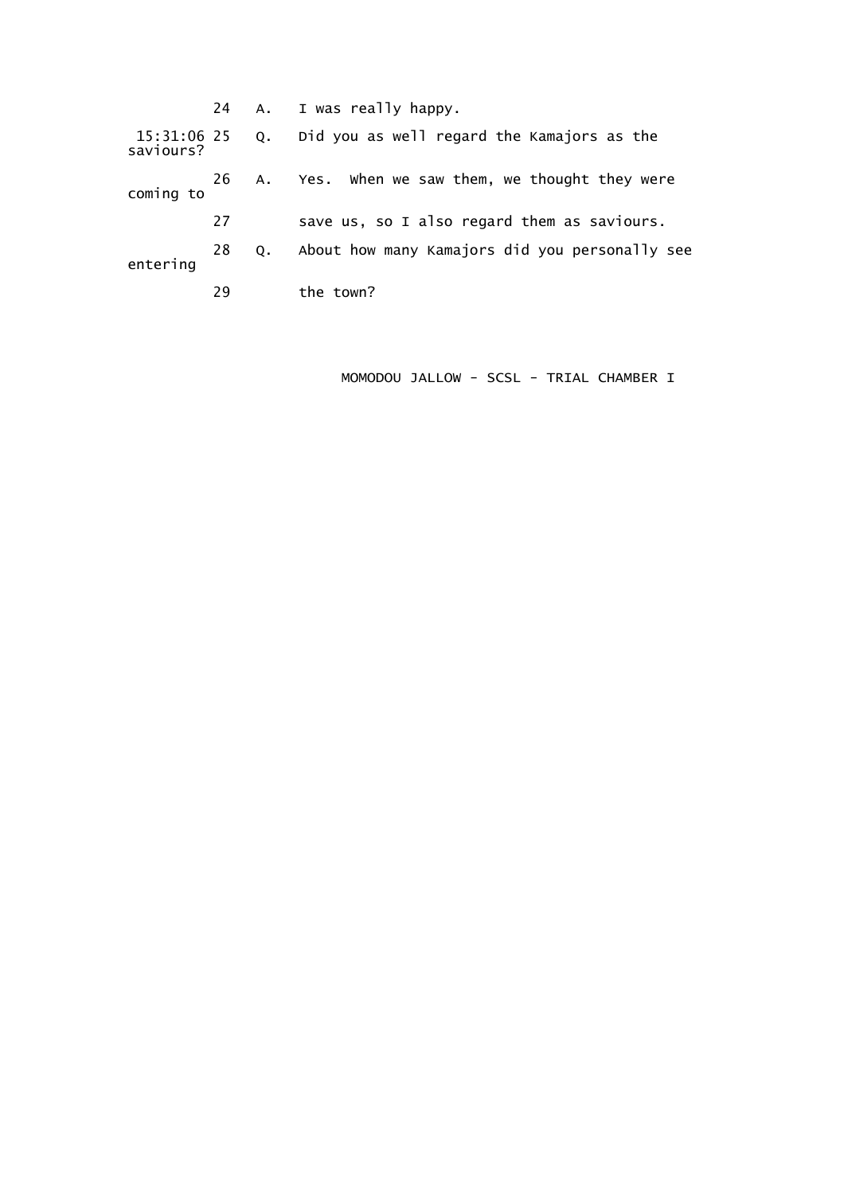24 A. I was really happy.

15:31:06 25 Q. Did you as well regard the Kamajors as the saviours?

26 A. Yes. When we saw them, we thought they were coming to

27 save us, so I also regard them as saviours.

28 Q. About how many Kamajors did you personally see entering

29 the town?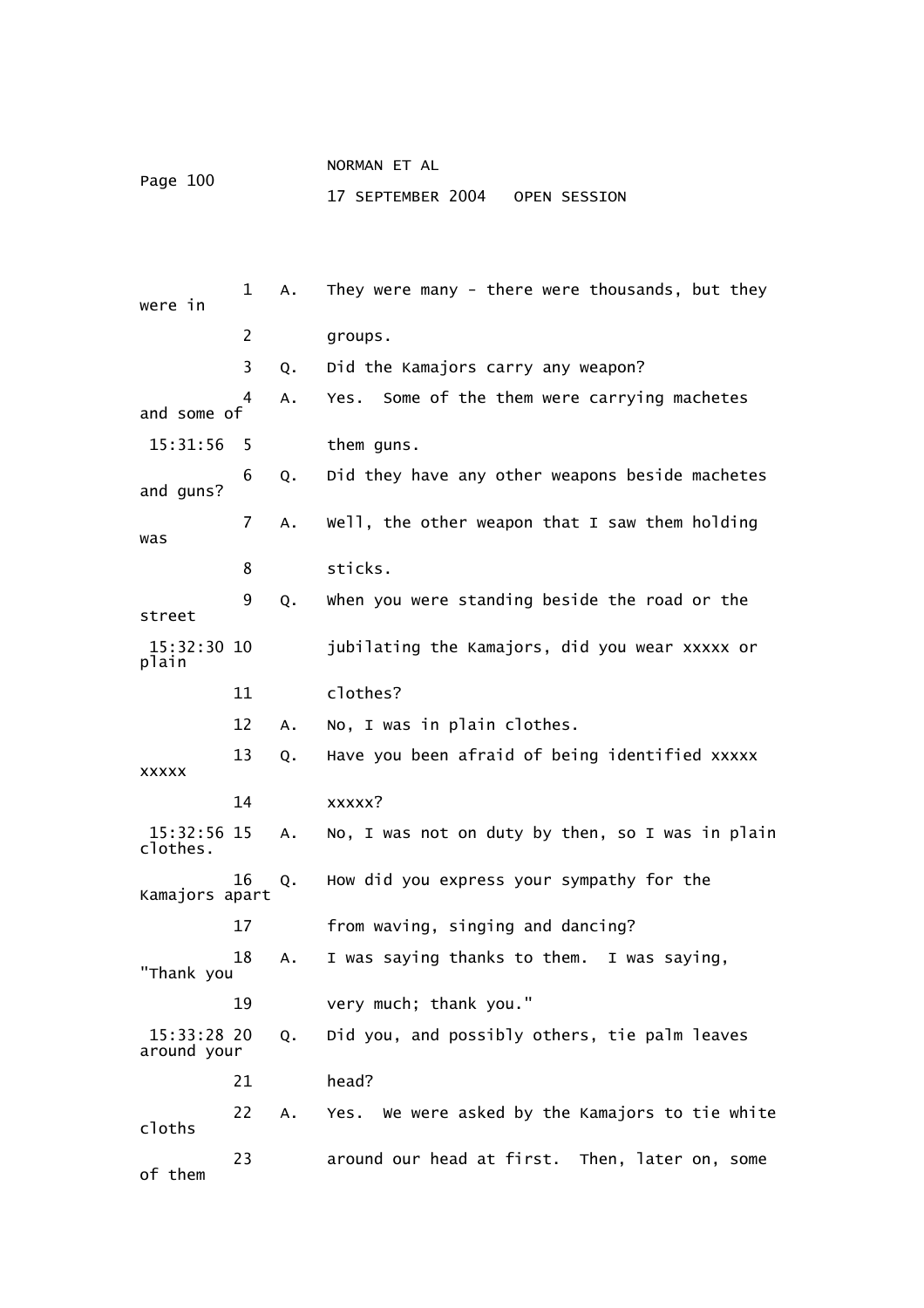1 A. They were many - there were thousands, but they were in

2 groups.

3 Q. Did the Kamajors carry any weapon?

4 A. Yes. Some of the them were carrying machetes and some of

15:31:56 5 them guns.

6 Q. Did they have any other weapons beside machetes and guns?

7 A. Well, the other weapon that I saw them holding was

8 sticks.

9 Q. When you were standing beside the road or the street

15:32:30 10 jubilating the Kamajors, did you wear xxxxx or plain

11 clothes?

12 A. No, I was in plain clothes.

13 Q. Have you been afraid of being identified xxxxx xxxxx

14 xxxxx?

15:32:56 15 A. No, I was not on duty by then, so I was in plain clothes.

16 Q. How did you express your sympathy for the Kamajors apart

17 from waving, singing and dancing?

18 A. I was saying thanks to them. I was saying, "Thank you

19 very much; thank you."

15:33:28 20 Q. Did you, and possibly others, tie palm leaves around your

21 head?

22 A. Yes. We were asked by the Kamajors to tie white cloths

23 around our head at first. Then, later on, some of them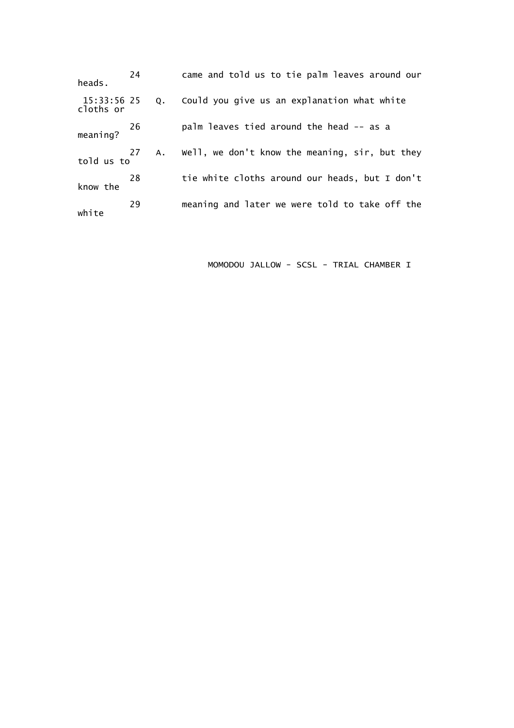24 came and told us to tie palm leaves around our heads.

15:33:56 25 Q. Could you give us an explanation what white cloths or

26 palm leaves tied around the head -- as a meaning?

27 A. Well, we don't know the meaning, sir, but they told us to

28 tie white cloths around our heads, but I don't know the

29 meaning and later we were told to take off the white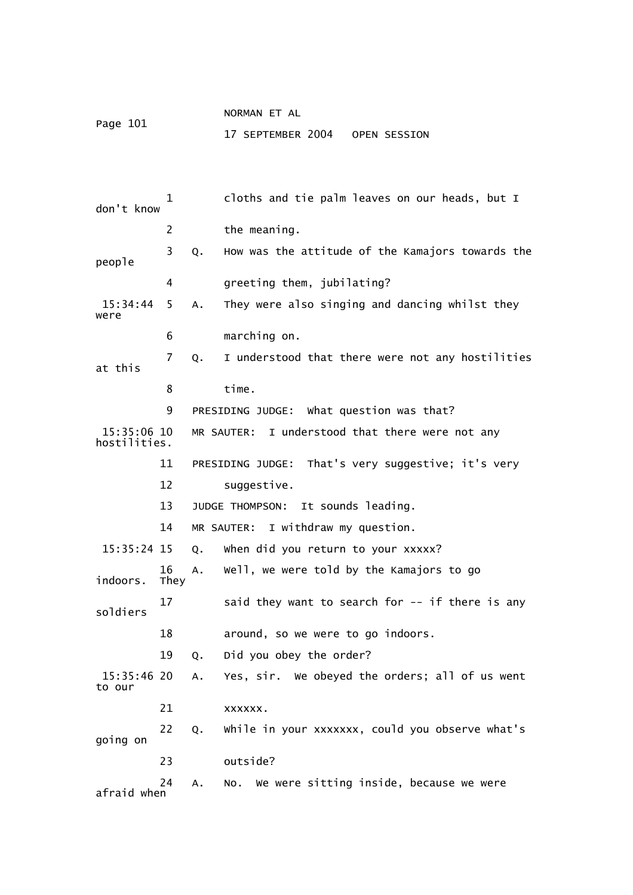1 cloths and tie palm leaves on our heads, but I don't know

2 the meaning.

3 Q. How was the attitude of the Kamajors towards the people

4 greeting them, jubilating?

15:34:44 5 A. They were also singing and dancing whilst they were

6 marching on.

7 Q. I understood that there were not any hostilities at this

8 time.

9 PRESIDING JUDGE: What question was that?

15:35:06 10 MR SAUTER: I understood that there were not any hostilities.

11 PRESIDING JUDGE: That's very suggestive; it's very

12 suggestive.

13 JUDGE THOMPSON: It sounds leading.

14 MR SAUTER: I withdraw my question.

15:35:24 15 Q. When did you return to your xxxxx?

16 A. Well, we were told by the Kamajors to go indoors. They

17 said they want to search for -- if there is any soldiers

18 around, so we were to go indoors.

19 Q. Did you obey the order?

15:35:46 20 A. Yes, sir. We obeyed the orders; all of us went to our

21 xxxxxx.

22 Q. While in your xxxxxxx, could you observe what's going on

23 outside?

24 A. No. We were sitting inside, because we were afraid when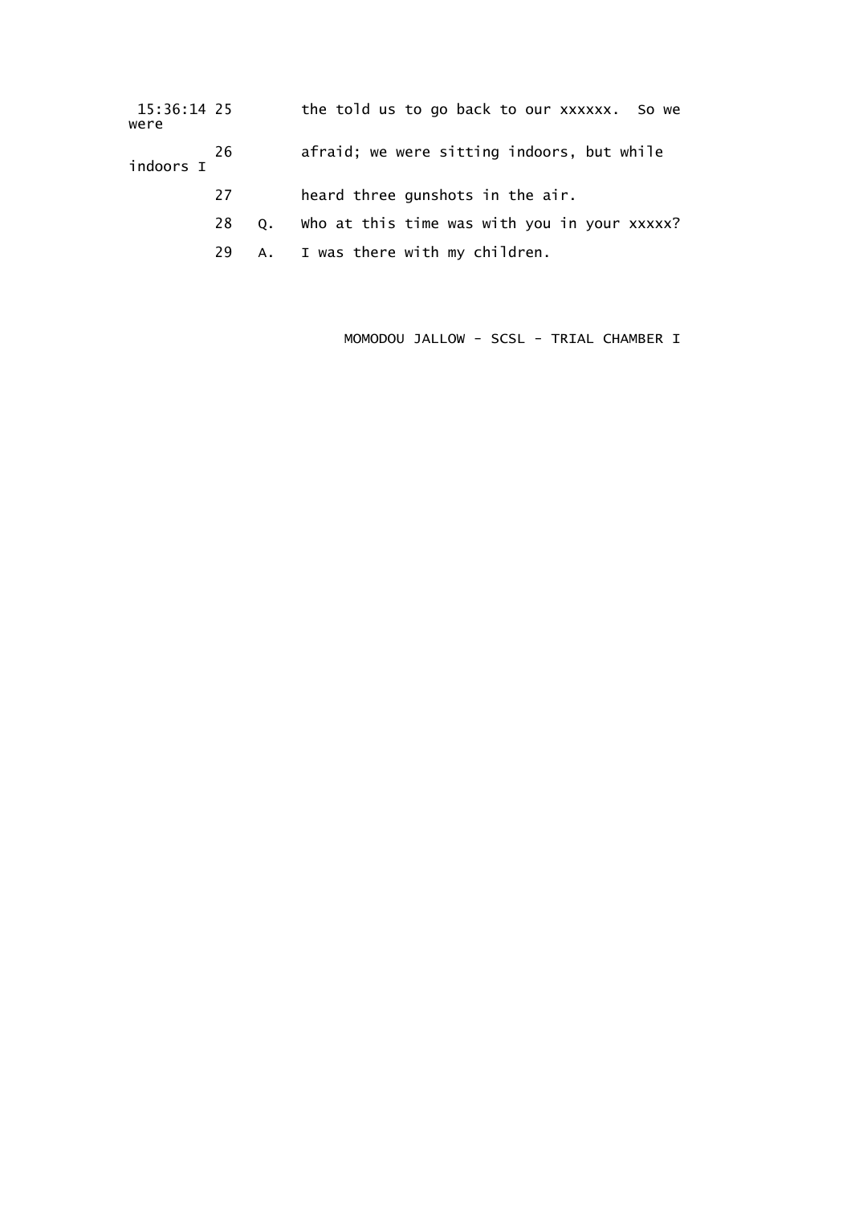15:36:14 25 the told us to go back to our xxxxxx. So we were

26 afraid; we were sitting indoors, but while indoors I

27 heard three gunshots in the air.

28 Q. Who at this time was with you in your xxxxx?

29 A. I was there with my children.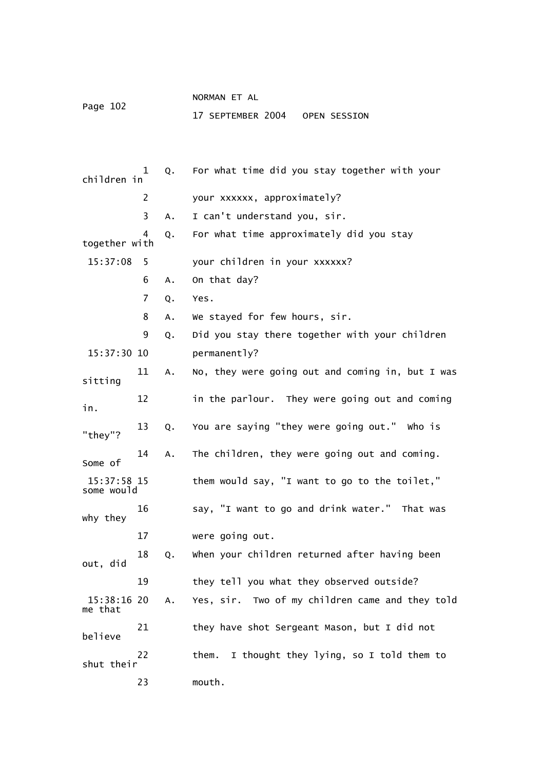Q. For what time did you stay together with your children in your xxxxxx, approximately?

A. I can't understand you, sir.

Q. For what time approximately did you stay together with your children in your xxxxxx?

A. On that day?

Q. Yes.

A. We stayed for few hours, sir.

Q. Did you stay there together with your children permanently?

A. No, they were going out and coming in, but I was sitting in the parlour. They were going out and coming in.

Q. You are saying "they were going out." Who is "they"?

A. The children, they were going out and coming. Some of them would say, "I want to go to the toilet," some would say, "I want to go and drink water." That was why they were going out.

Q. When your children returned after having been out, did they tell you what they observed outside?

A. Yes, sir. Two of my children came and they told me that they have shot Sergeant Mason, but I did not believe them. I thought they lying, so I told them to shut their mouth.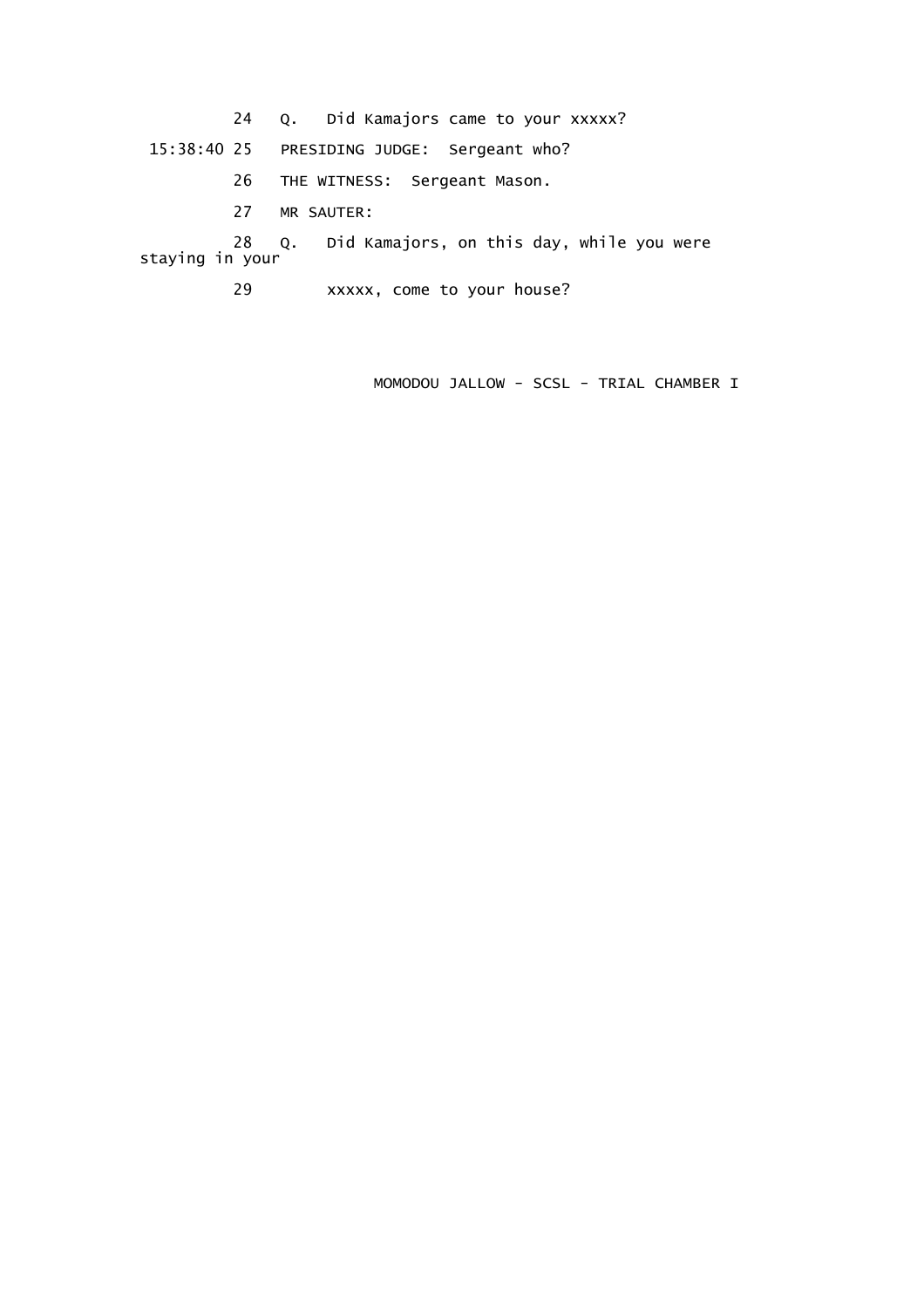24 Q. Did Kamajors came to your xxxxx?

15:38:40 25 PRESIDING JUDGE: Sergeant who?

26 THE WITNESS: Sergeant Mason.

27 MR SAUTER:

28 Q. Did Kamajors, on this day, while you were staying in your

29 xxxxx, come to your house?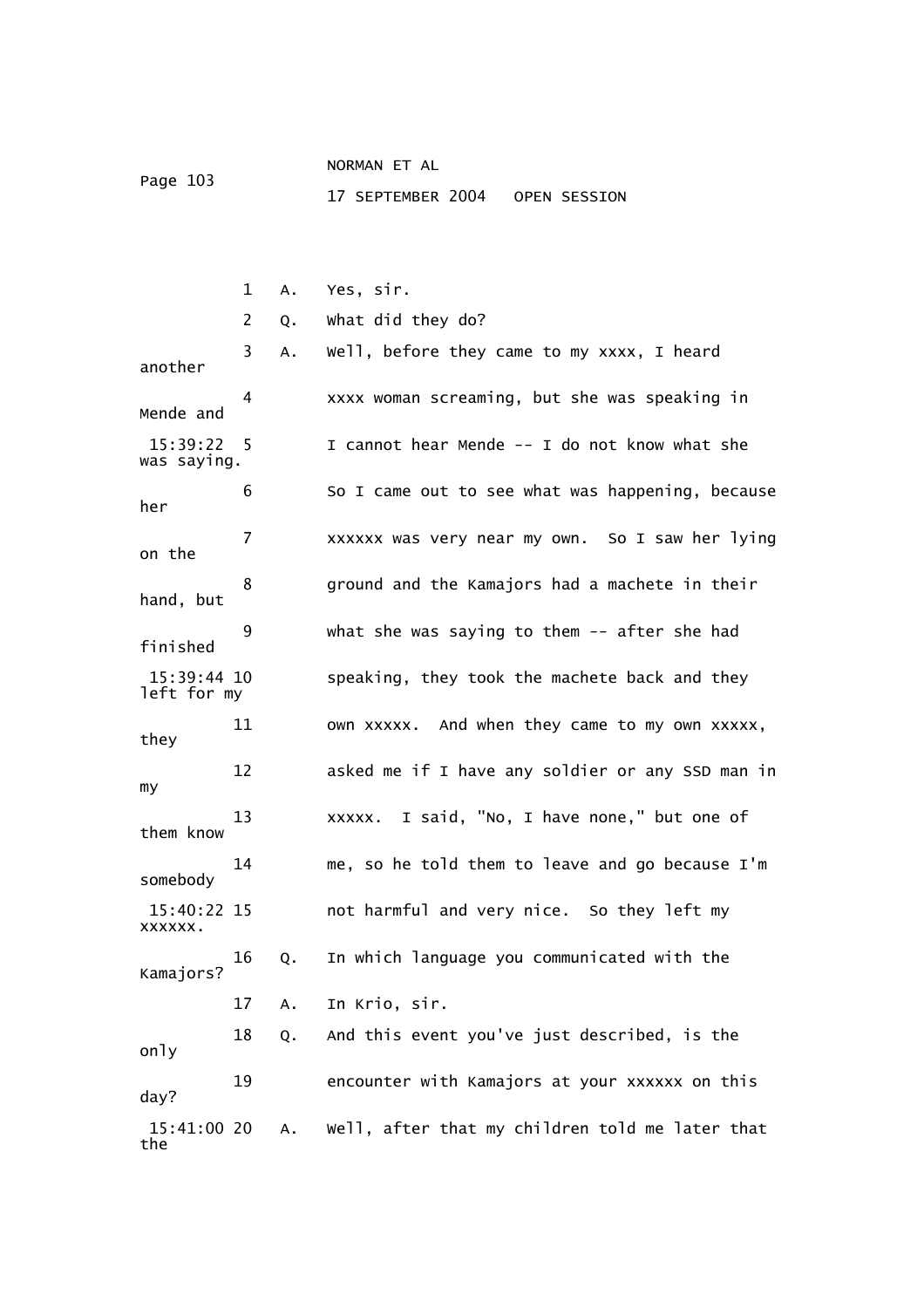1 A. Yes, sir.

2 Q. What did they do?

3 A. Well, before they came to my xxxx, I heard another

4 xxxx woman screaming, but she was speaking in Mende and

15:39:22 5 I cannot hear Mende -- I do not know what she was saying.

6 So I came out to see what was happening, because her

7 xxxxxx was very near my own. So I saw her lying on the

8 ground and the Kamajors had a machete in their hand, but

9 what she was saying to them -- after she had finished

15:39:44 10 speaking, they took the machete back and they left for my

11 own xxxxx. And when they came to my own xxxxx, they

12 asked me if I have any soldier or any SSD man in my

13 xxxxx. I said, "No, I have none," but one of them know

14 me, so he told them to leave and go because I'm somebody

15:40:22 15 not harmful and very nice. So they left my xxxxxx.

16 Q. In which language you communicated with the Kamajors?

17 A. In Krio, sir.

18 Q. And this event you've just described, is the only

19 encounter with Kamajors at your xxxxxx on this day?

15:41:00 20 A. Well, after that my children told me later that the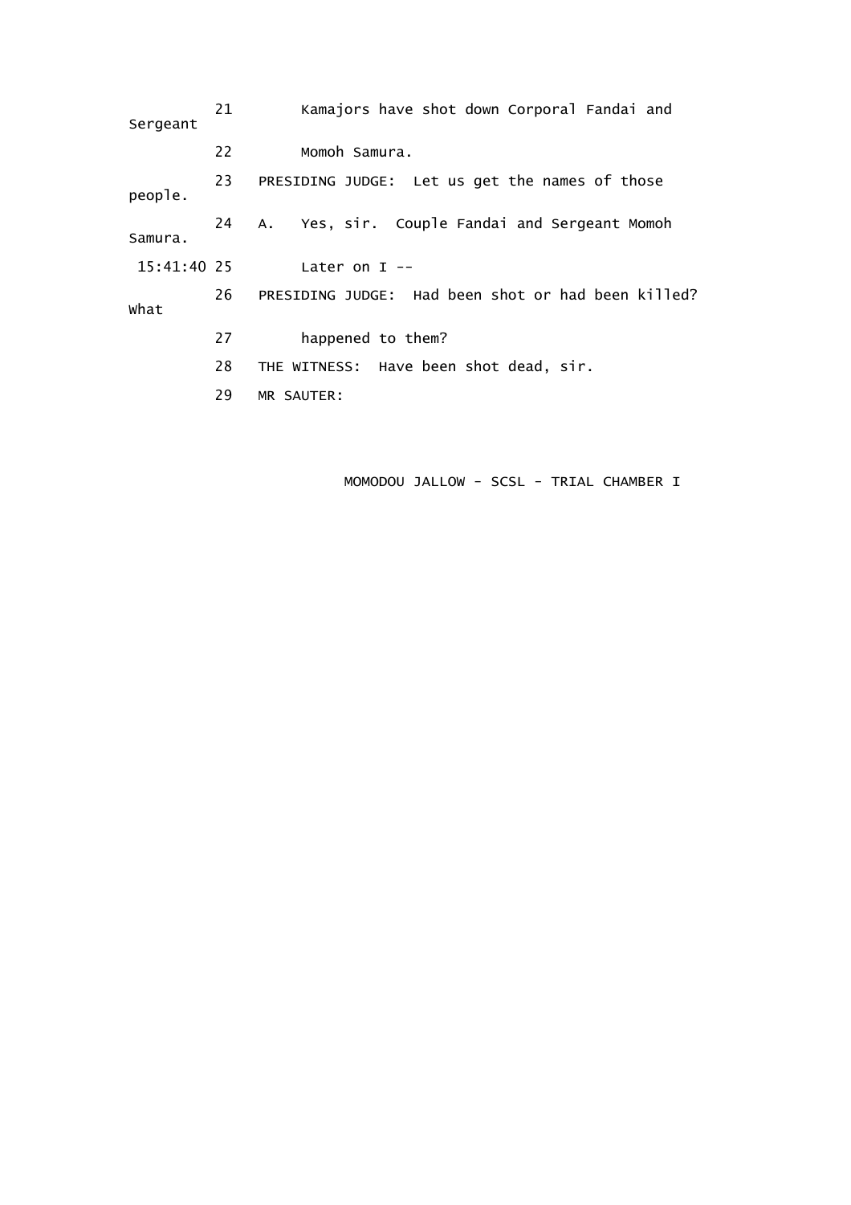21 Kamajors have shot down Corporal Fandai and Sergeant

22 Momoh Samura.

23 PRESIDING JUDGE: Let us get the names of those people.

24 A. Yes, sir. Couple Fandai and Sergeant Momoh Samura.

15:41:40 25 Later on I --

26 PRESIDING JUDGE: Had been shot or had been killed? What

27 happened to them?

28 THE WITNESS: Have been shot dead, sir.

29 MR SAUTER: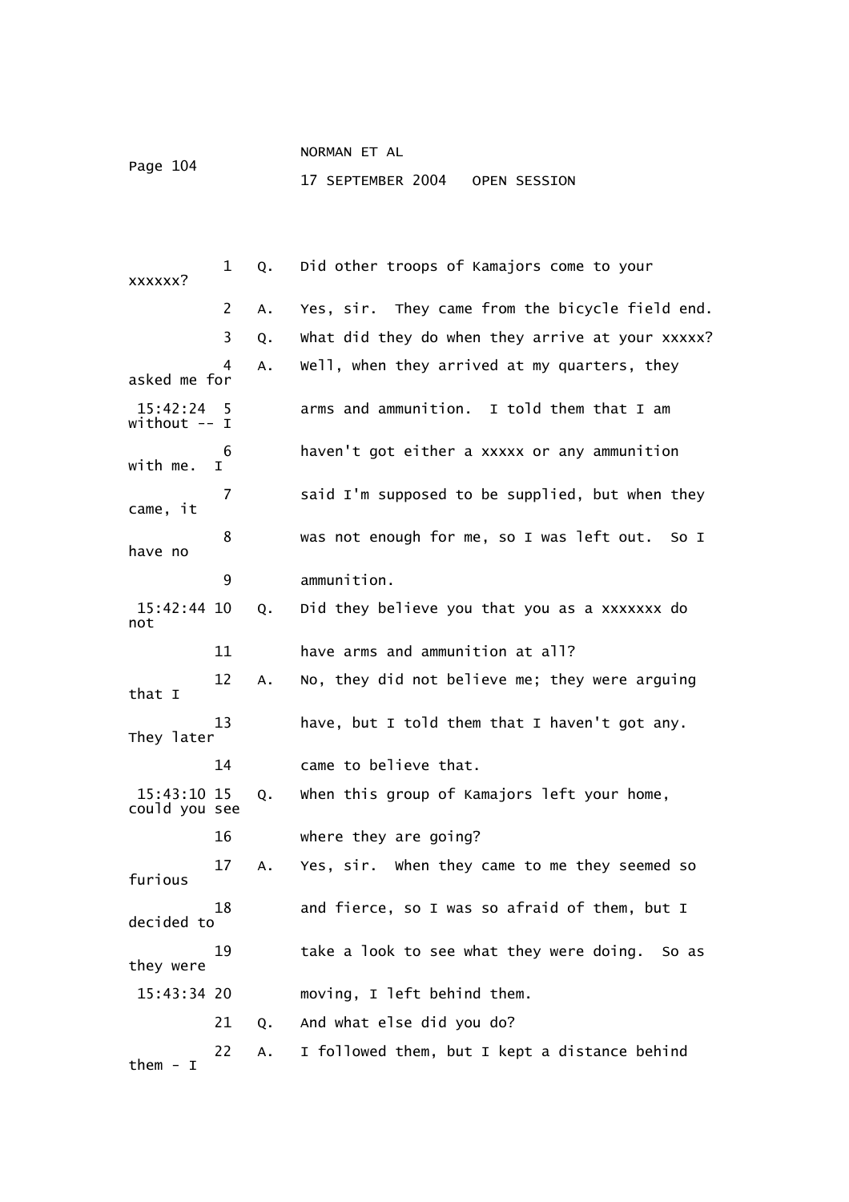1 Q. Did other troops of Kamajors come to your xxxxxx?

2 A. Yes, sir. They came from the bicycle field end.

3 Q. What did they do when they arrive at your xxxxx?

4 A. Well, when they arrived at my quarters, they asked me for

15:42:24 5 arms and ammunition. I told them that I am without -- I

6 haven't got either a xxxxx or any ammunition with me. I

7 said I'm supposed to be supplied, but when they came, it

8 was not enough for me, so I was left out. So I have no

9 ammunition.

15:42:44 10 Q. Did they believe you that you as a xxxxxxx do not

11 have arms and ammunition at all?

12 A. No, they did not believe me; they were arguing that I

13 have, but I told them that I haven't got any. They later

14 came to believe that.

15:43:10 15 Q. When this group of Kamajors left your home, could you see

16 where they are going?

17 A. Yes, sir. When they came to me they seemed so furious

18 and fierce, so I was so afraid of them, but I decided to

19 take a look to see what they were doing. So as they were

15:43:34 20 moving, I left behind them.

21 Q. And what else did you do?

22 A. I followed them, but I kept a distance behind them - I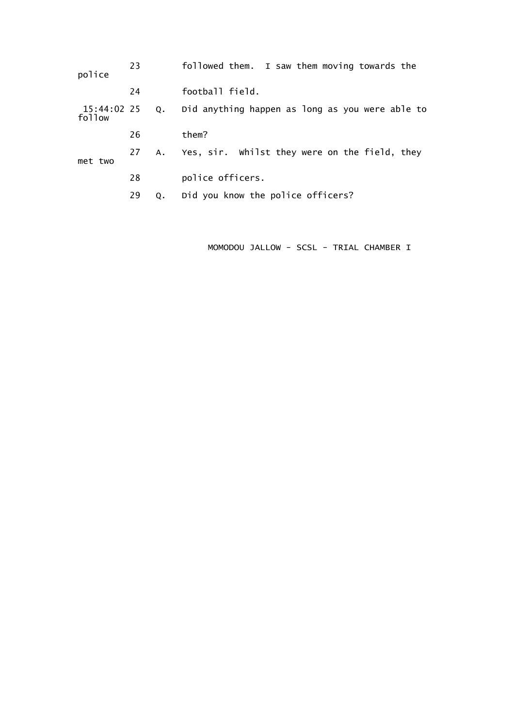23 followed them. I saw them moving towards the police

24 football field.

15:44:02 25 Q. Did anything happen as long as you were able to follow

26 them?

27 A. Yes, sir. Whilst they were on the field, they met two

28 police officers.

29 Q. Did you know the police officers?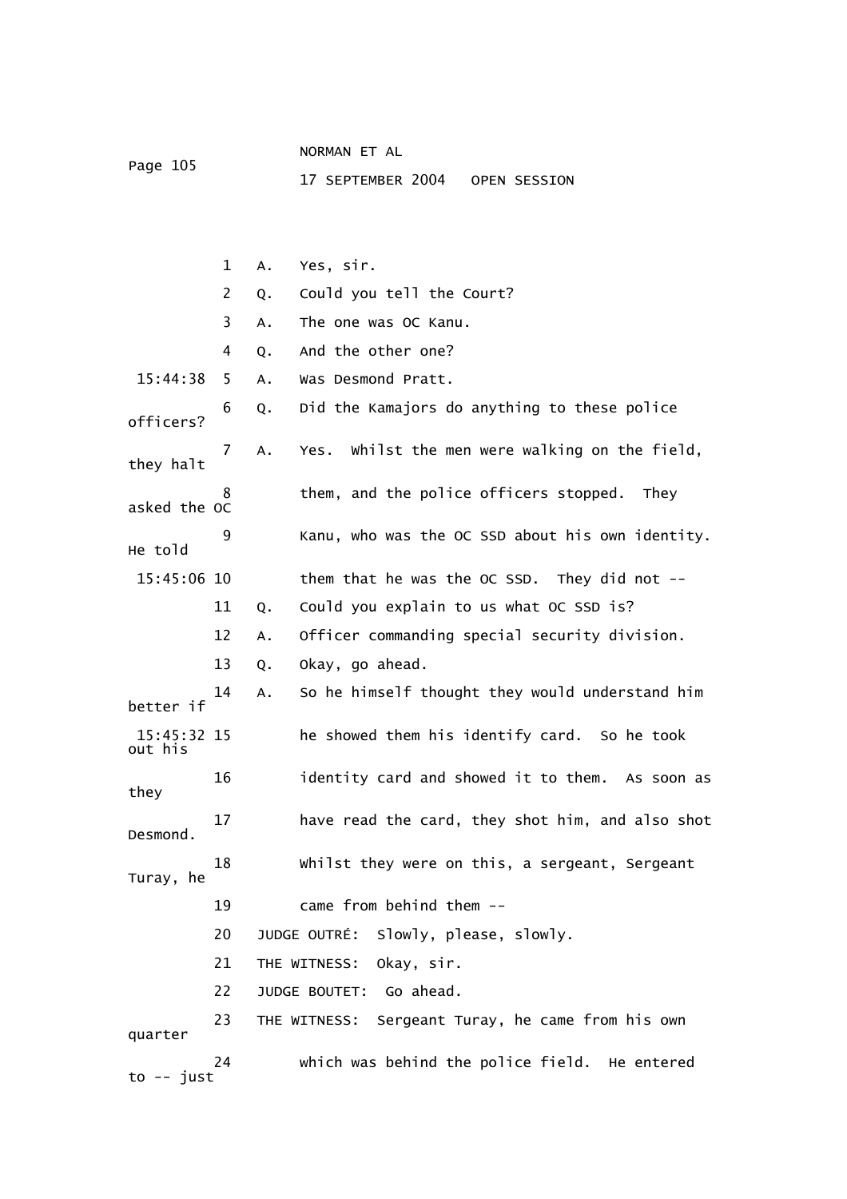1 A. Yes, sir.

2 Q. Could you tell the Court?

3 A. The one was OC Kanu.

4 Q. And the other one?

15:44:38 5 A. Was Desmond Pratt.

6 Q. Did the Kamajors do anything to these police officers?

7 A. Yes. Whilst the men were walking on the field, they halt

8 them, and the police officers stopped. They asked the OC

9 Kanu, who was the OC SSD about his own identity. He told

15:45:06 10 them that he was the OC SSD. They did not --

11 Q. Could you explain to us what OC SSD is?

12 A. Officer commanding special security division.

13 Q. Okay, go ahead.

14 A. So he himself thought they would understand him better if

15:45:32 15 he showed them his identify card. So he took out his

16 identity card and showed it to them. As soon as they

17 have read the card, they shot him, and also shot Desmond.

18 Whilst they were on this, a sergeant, Sergeant Turay, he

19 came from behind them --

20 JUDGE OUTRÉ: Slowly, please, slowly.

21 THE WITNESS: Okay, sir.

22 JUDGE BOUTET: Go ahead.

23 THE WITNESS: Sergeant Turay, he came from his own quarter

24 which was behind the police field. He entered to -- just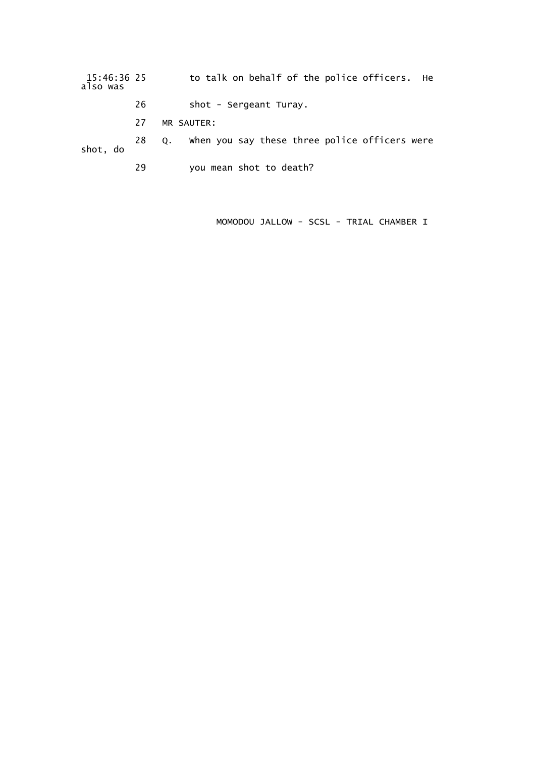15:46:36 25 to talk on behalf of the police officers. He also was

26 shot - Sergeant Turay.

27 MR SAUTER:

28 Q. When you say these three police officers were shot, do

29 you mean shot to death?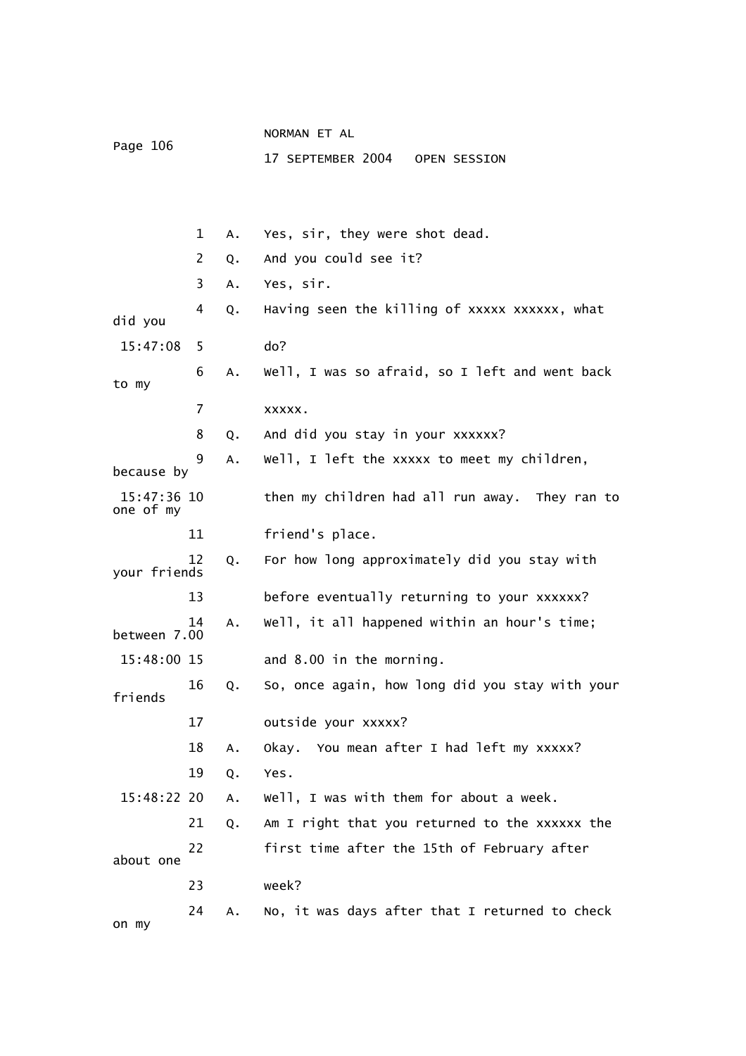1 A. Yes, sir, they were shot dead.

2 Q. And you could see it?

3 A. Yes, sir.

4 Q. Having seen the killing of xxxxx xxxxxx, what did you

15:47:08 5 do?

6 A. Well, I was so afraid, so I left and went back to my

7 xxxxx.

8 Q. And did you stay in your xxxxxx?

9 A. Well, I left the xxxxx to meet my children, because by

15:47:36 10 then my children had all run away. They ran to one of my

11 friend's place.

12 Q. For how long approximately did you stay with your friends

13 before eventually returning to your xxxxxx?

14 A. Well, it all happened within an hour's time; between 7.00

15:48:00 15 and 8.00 in the morning.

16 Q. So, once again, how long did you stay with your friends

17 outside your xxxxx?

18 A. Okay. You mean after I had left my xxxxx?

19 Q. Yes.

15:48:22 20 A. Well, I was with them for about a week.

21 Q. Am I right that you returned to the xxxxxx the

22 first time after the 15th of February after about one

23 week?

24 A. No, it was days after that I returned to check on my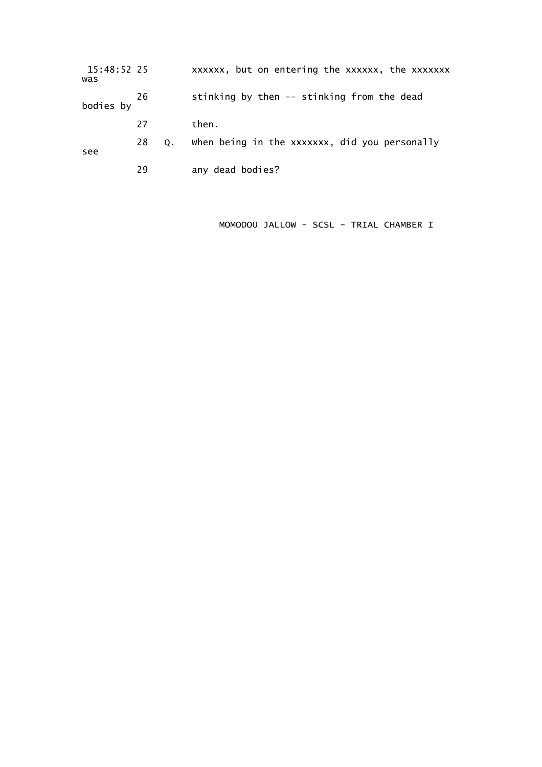15:48:52 25 xxxxxx, but on entering the xxxxxx, the xxxxxxx was

26 stinking by then -- stinking from the dead bodies by

27 then.

28 Q. When being in the xxxxxxx, did you personally see

29 any dead bodies?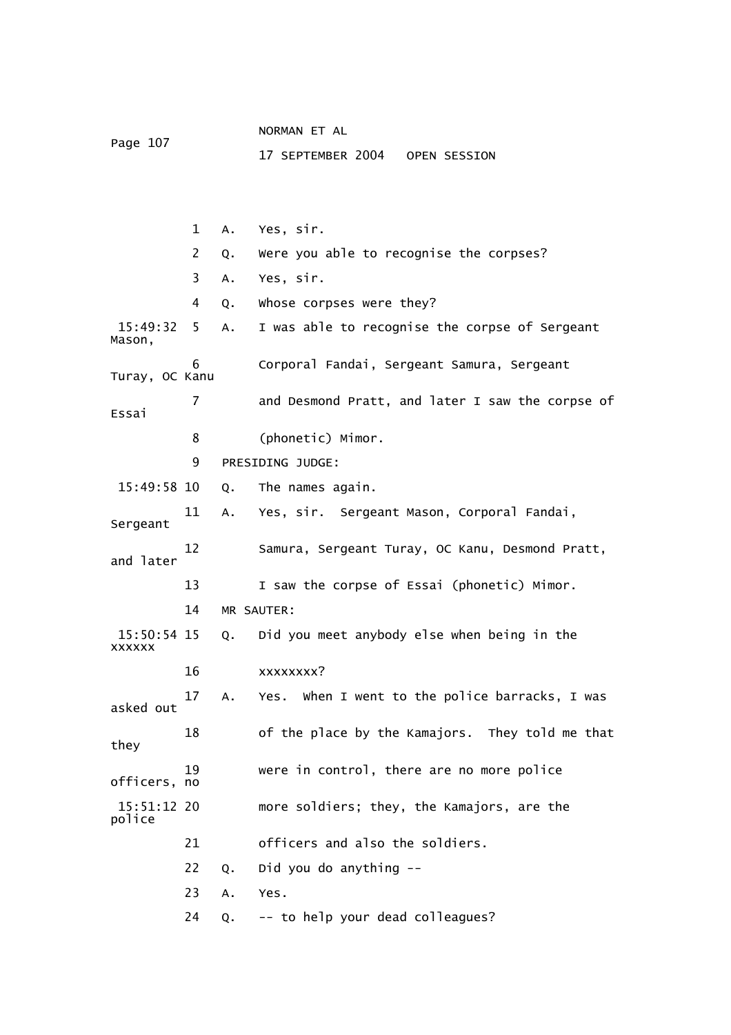1 A. Yes, sir.

2 Q. Were you able to recognise the corpses?

3 A. Yes, sir.

4 Q. Whose corpses were they?

15:49:32 5 A. I was able to recognise the corpse of Sergeant Mason,

6 Corporal Fandai, Sergeant Samura, Sergeant Turay, OC Kanu

7 and Desmond Pratt, and later I saw the corpse of Essai

8 (phonetic) Mimor.

9 PRESIDING JUDGE:

15:49:58 10 Q. The names again.

11 A. Yes, sir. Sergeant Mason, Corporal Fandai, Sergeant

12 Samura, Sergeant Turay, OC Kanu, Desmond Pratt, and later

13 I saw the corpse of Essai (phonetic) Mimor.

14 MR SAUTER:

15:50:54 15 Q. Did you meet anybody else when being in the xxxxxx

16 xxxxxxxx?

17 A. Yes. When I went to the police barracks, I was asked out

18 of the place by the Kamajors. They told me that they

19 were in control, there are no more police officers, no

15:51:12 20 more soldiers; they, the Kamajors, are the police

21 officers and also the soldiers.

22 Q. Did you do anything --

23 A. Yes.

24 Q. -- to help your dead colleagues?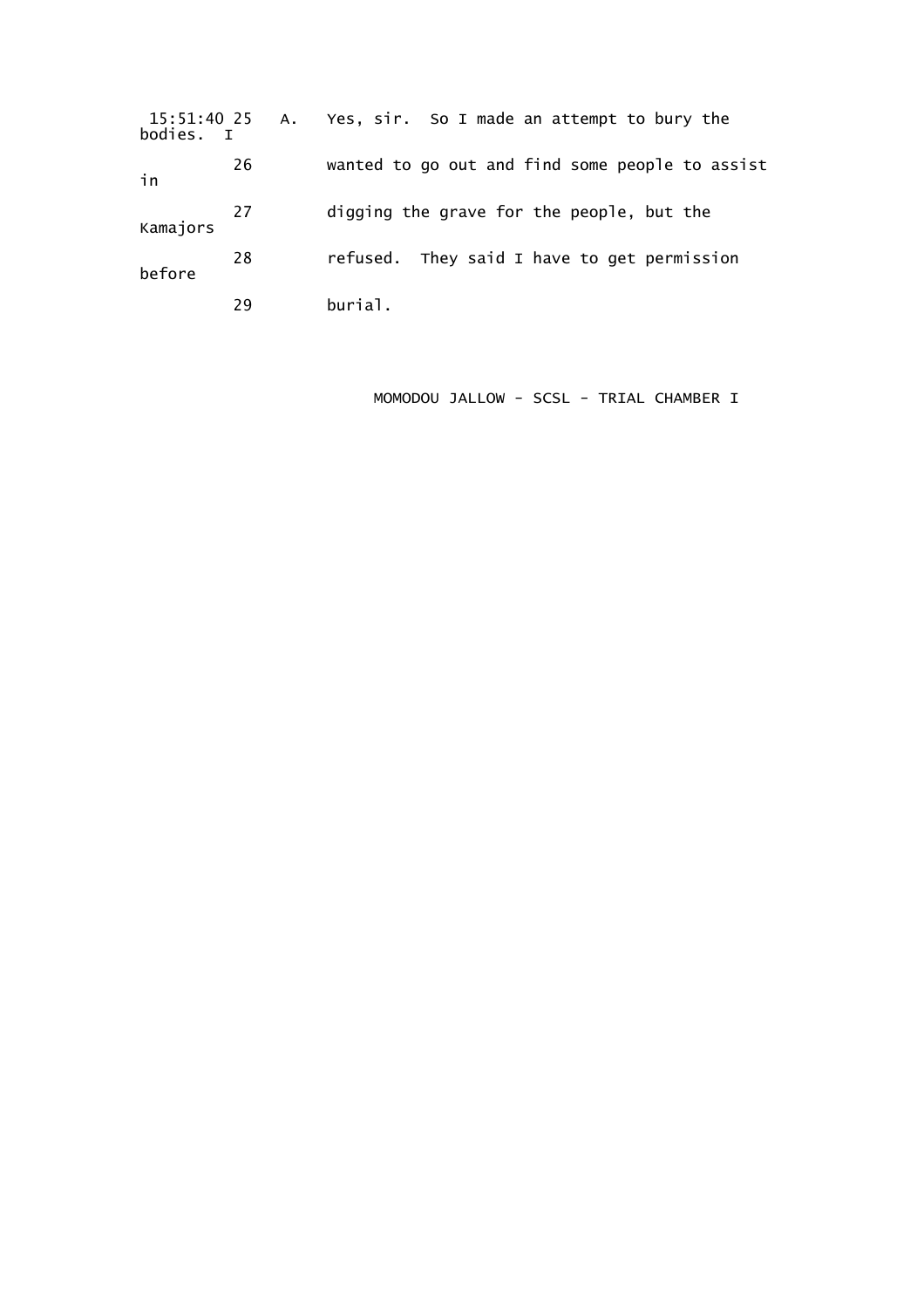15:51:40 25   A.   Yes, sir.  So I made an attempt to bury the bodies.  I

26        wanted to go out and find some people to assist in

27        digging the grave for the people, but the Kamajors

28        refused.  They said I have to get permission before

29        burial.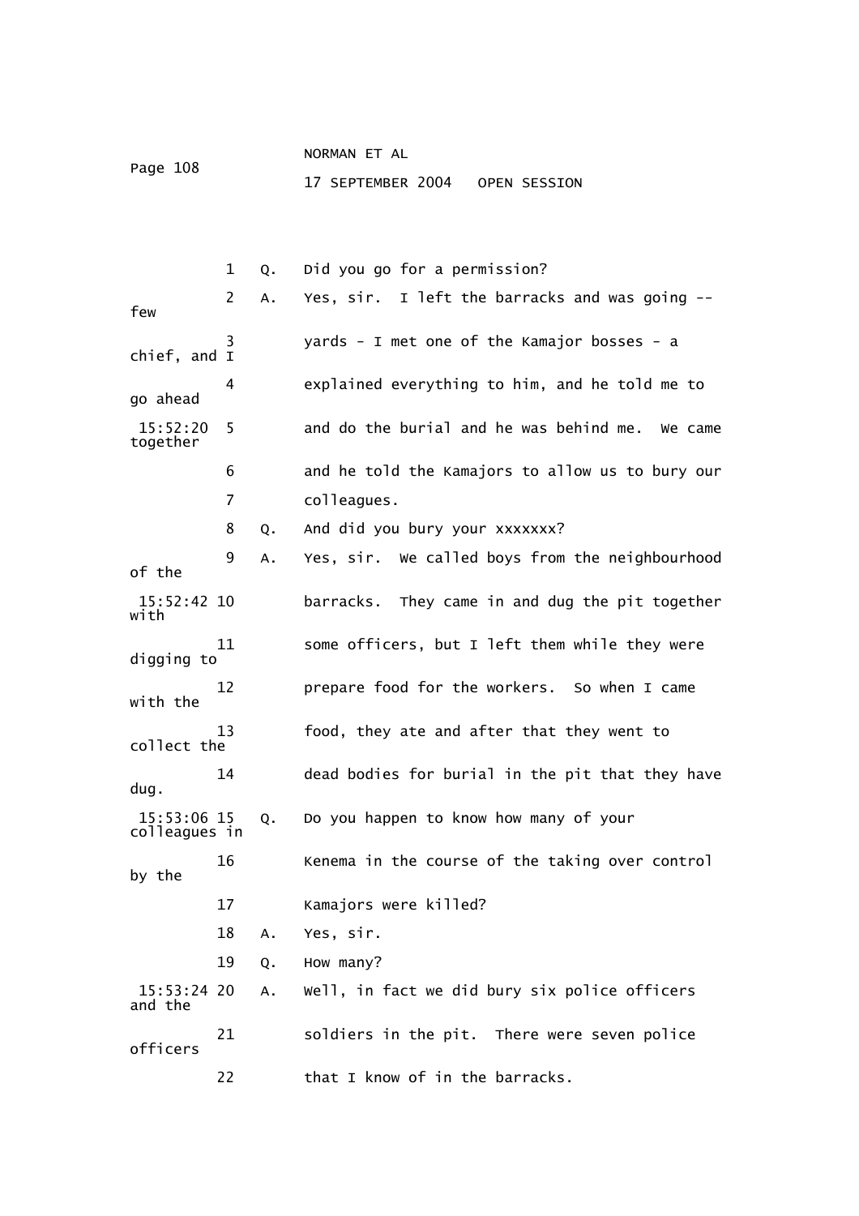1 Q. Did you go for a permission?

2 A. Yes, sir. I left the barracks and was going -- few

3 yards - I met one of the Kamajor bosses - a chief, and I

4 explained everything to him, and he told me to go ahead

15:52:20 5 and do the burial and he was behind me. We came together

6 and he told the Kamajors to allow us to bury our

7 colleagues.

8 Q. And did you bury your xxxxxxx?

9 A. Yes, sir. We called boys from the neighbourhood of the

15:52:42 10 barracks. They came in and dug the pit together with

11 some officers, but I left them while they were digging to

12 prepare food for the workers. So when I came with the

13 food, they ate and after that they went to collect the

14 dead bodies for burial in the pit that they have dug.

15:53:06 15 Q. Do you happen to know how many of your colleagues in

16 Kenema in the course of the taking over control by the

17 Kamajors were killed?

18 A. Yes, sir.

19 Q. How many?

15:53:24 20 A. Well, in fact we did bury six police officers and the

21 soldiers in the pit. There were seven police officers

22 that I know of in the barracks.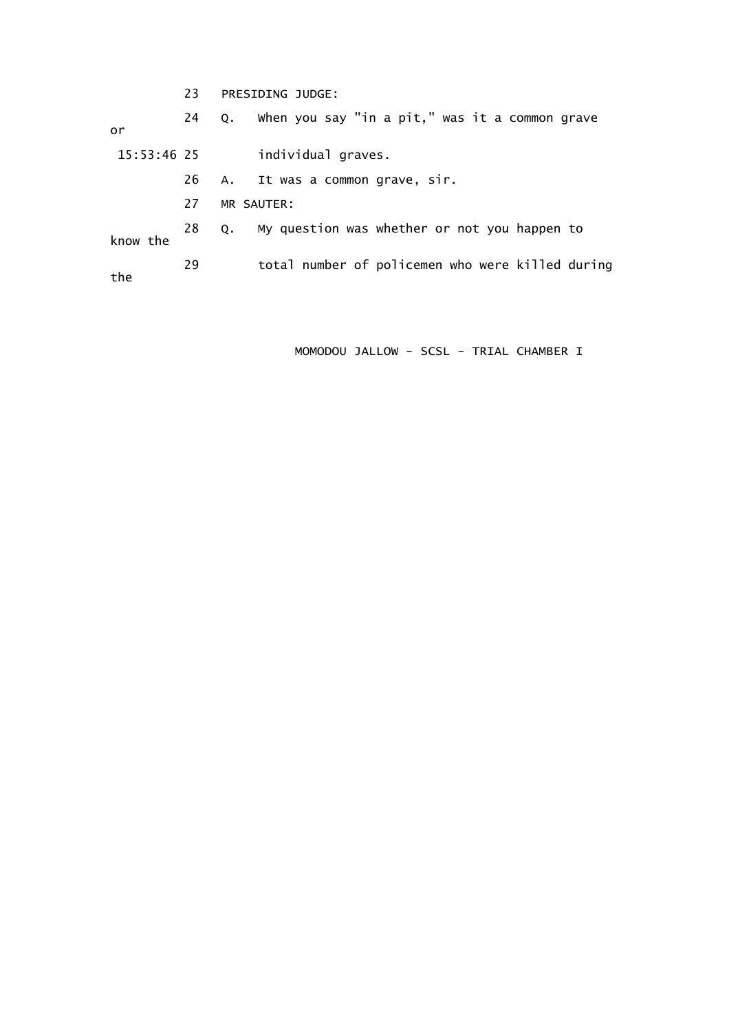23 PRESIDING JUDGE:

24 Q. When you say "in a pit," was it a common grave or

15:53:46 25 individual graves.

26 A. It was a common grave, sir.

27 MR SAUTER:

28 Q. My question was whether or not you happen to know the

29 total number of policemen who were killed during the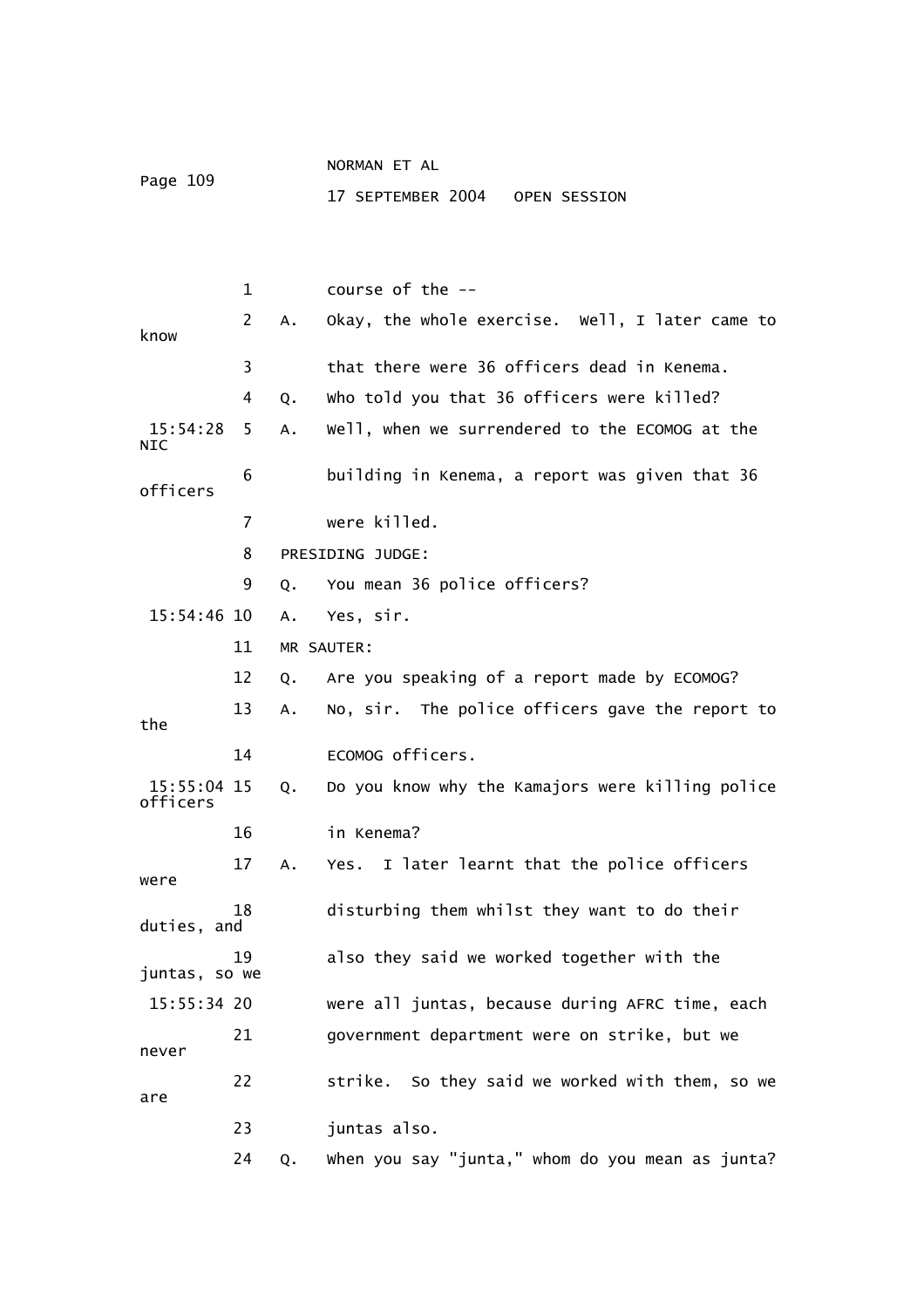1 course of the --

2 A. Okay, the whole exercise. Well, I later came to know

3 that there were 36 officers dead in Kenema.

4 Q. Who told you that 36 officers were killed?

15:54:28 5 A. Well, when we surrendered to the ECOMOG at the NIC

6 building in Kenema, a report was given that 36 officers

7 were killed.

8 PRESIDING JUDGE:

9 Q. You mean 36 police officers?

15:54:46 10 A. Yes, sir.

11 MR SAUTER:

12 Q. Are you speaking of a report made by ECOMOG?

13 A. No, sir. The police officers gave the report to the

14 ECOMOG officers.

15:55:04 15 Q. Do you know why the Kamajors were killing police officers

16 in Kenema?

17 A. Yes. I later learnt that the police officers were

18 disturbing them whilst they want to do their duties, and

19 also they said we worked together with the juntas, so we

15:55:34 20 were all juntas, because during AFRC time, each

21 government department were on strike, but we never

22 strike. So they said we worked with them, so we are

23 juntas also.

24 Q. When you say "junta," whom do you mean as junta?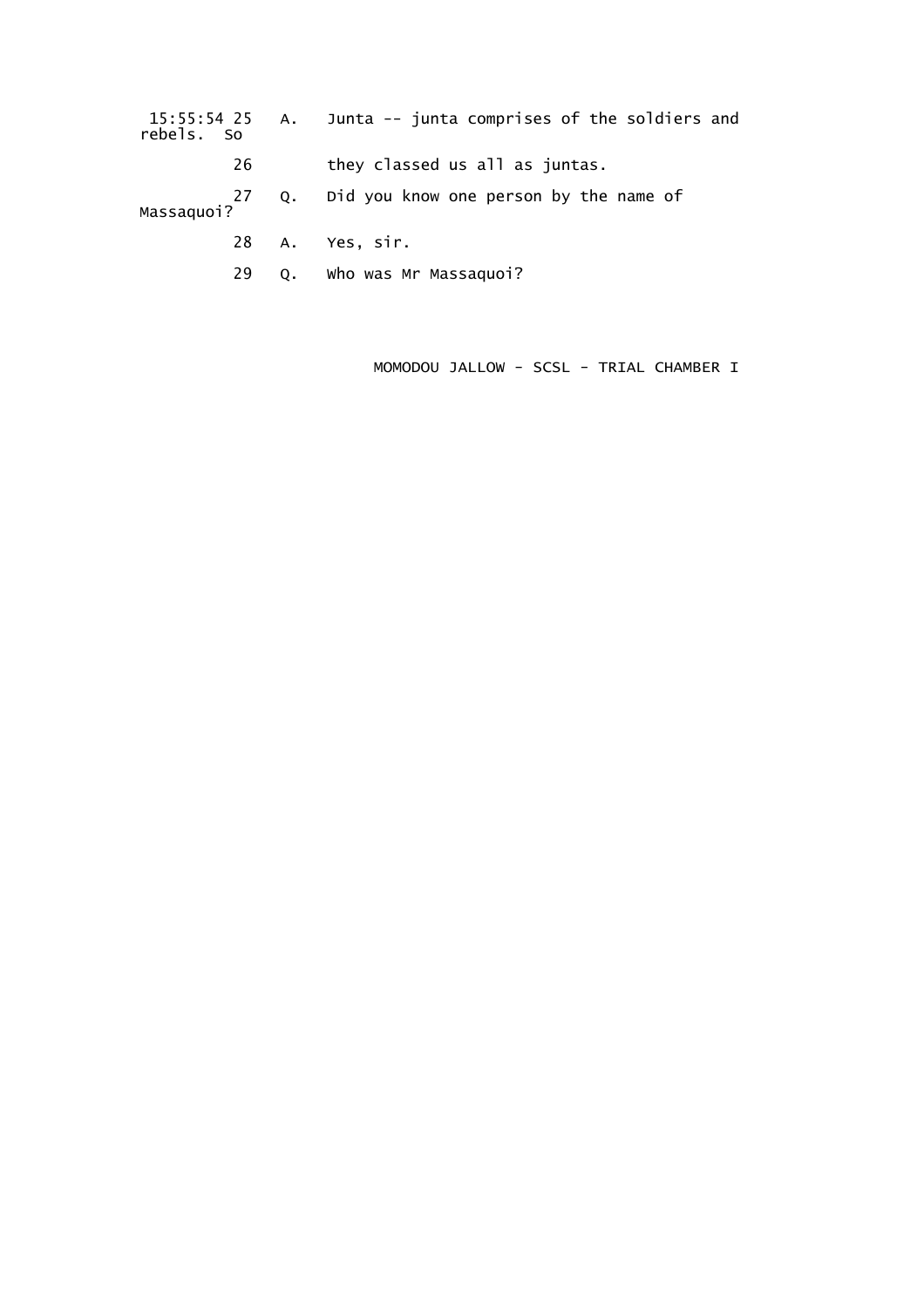15:55:54 25 A. Junta -- junta comprises of the soldiers and rebels. So

26 they classed us all as juntas.

27 Q. Did you know one person by the name of Massaquoi?

28 A. Yes, sir.

29 Q. Who was Mr Massaquoi?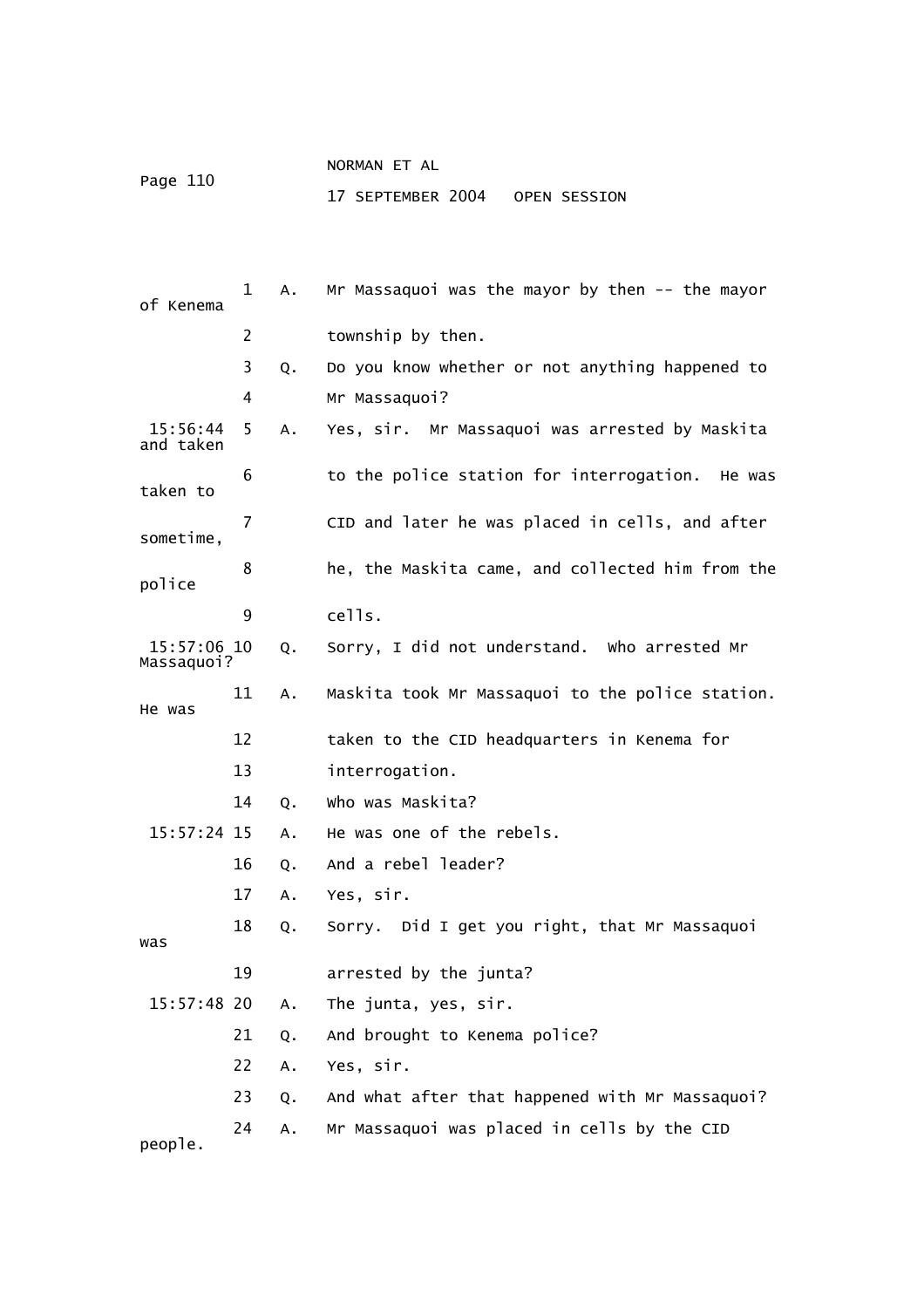A. Mr Massaquoi was the mayor by then -- the mayor of Kenema township by then.

Q. Do you know whether or not anything happened to Mr Massaquoi?

A. Yes, sir. Mr Massaquoi was arrested by Maskita and taken to the police station for interrogation. He was taken to CID and later he was placed in cells, and after sometime, he, the Maskita came, and collected him from the police cells.

Q. Sorry, I did not understand. Who arrested Mr Massaquoi?

A. Maskita took Mr Massaquoi to the police station. He was taken to the CID headquarters in Kenema for interrogation.

Q. Who was Maskita?

A. He was one of the rebels.

Q. And a rebel leader?

A. Yes, sir.

Q. Sorry. Did I get you right, that Mr Massaquoi was arrested by the junta?

A. The junta, yes, sir.

Q. And brought to Kenema police?

A. Yes, sir.

Q. And what after that happened with Mr Massaquoi?

A. Mr Massaquoi was placed in cells by the CID people.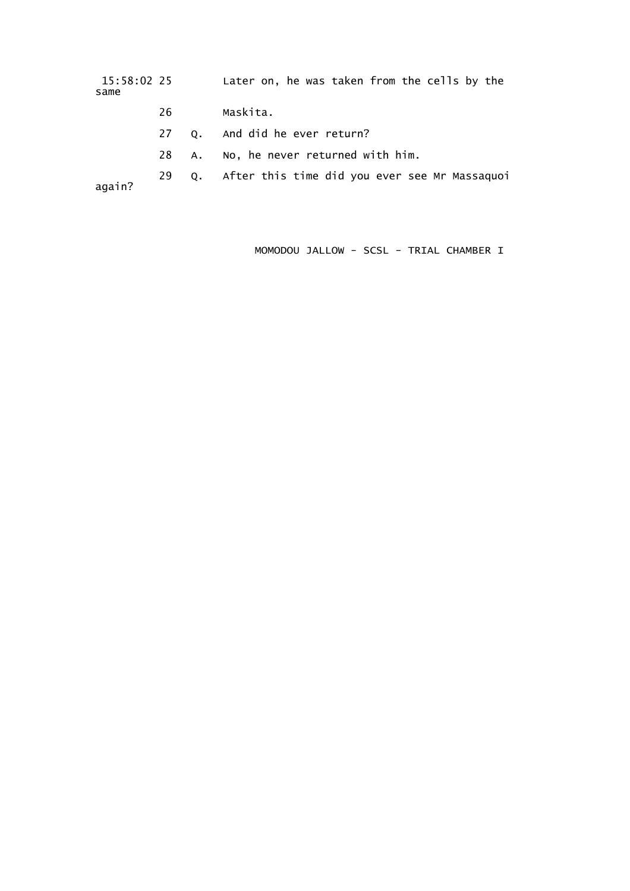15:58:02 25 Later on, he was taken from the cells by the same

26 Maskita.

27 Q. And did he ever return?

28 A. No, he never returned with him.

29 Q. After this time did you ever see Mr Massaquoi again?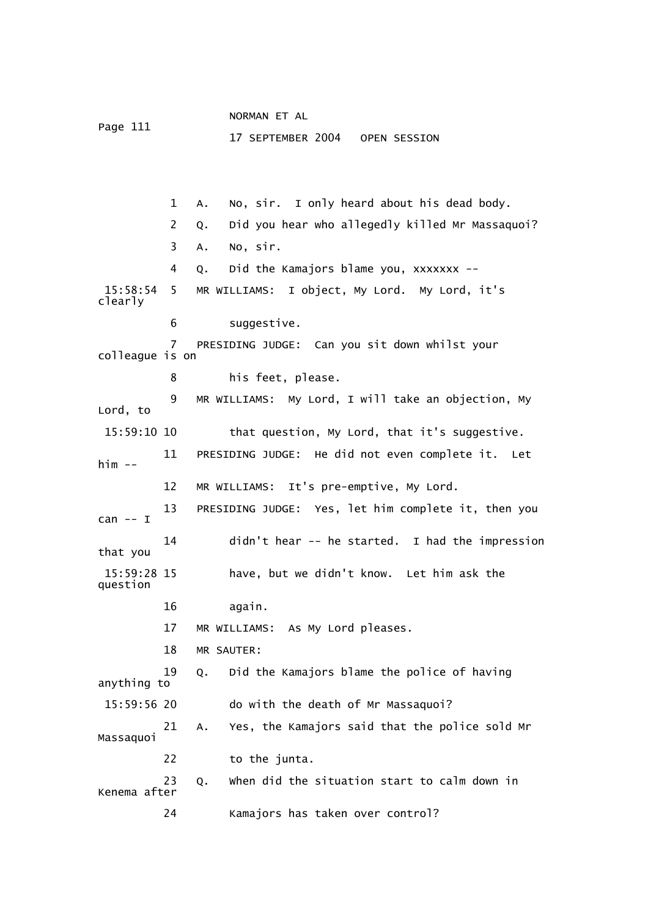1 A. No, sir. I only heard about his dead body.

2 Q. Did you hear who allegedly killed Mr Massaquoi?

3 A. No, sir.

4 Q. Did the Kamajors blame you, xxxxxxx --

15:58:54 5 MR WILLIAMS: I object, My Lord. My Lord, it's clearly

6 suggestive.

7 PRESIDING JUDGE: Can you sit down whilst your colleague is on

8 his feet, please.

9 MR WILLIAMS: My Lord, I will take an objection, My Lord, to

15:59:10 10 that question, My Lord, that it's suggestive.

11 PRESIDING JUDGE: He did not even complete it. Let him --

12 MR WILLIAMS: It's pre-emptive, My Lord.

13 PRESIDING JUDGE: Yes, let him complete it, then you can -- I

14 didn't hear -- he started. I had the impression that you

15:59:28 15 have, but we didn't know. Let him ask the question

16 again.

17 MR WILLIAMS: As My Lord pleases.

18 MR SAUTER:

19 Q. Did the Kamajors blame the police of having anything to

15:59:56 20 do with the death of Mr Massaquoi?

21 A. Yes, the Kamajors said that the police sold Mr Massaquoi

22 to the junta.

23 Q. When did the situation start to calm down in Kenema after

24 Kamajors has taken over control?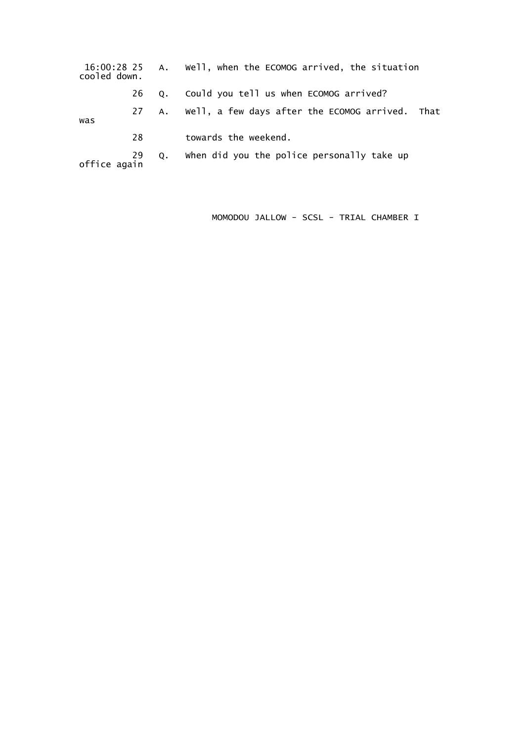16:00:28 25   A.   Well, when the ECOMOG arrived, the situation cooled down.

26   Q.   Could you tell us when ECOMOG arrived?

27   A.   Well, a few days after the ECOMOG arrived.  That was

28        towards the weekend.

29   Q.   When did you the police personally take up office again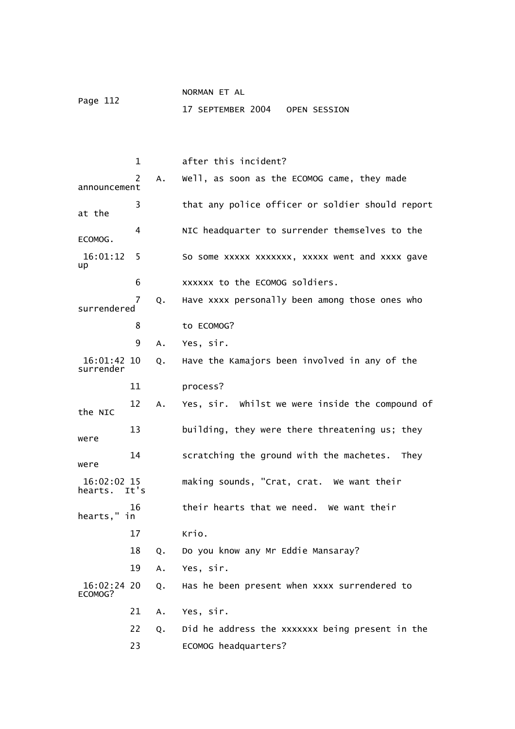1 after this incident?

2 A. Well, as soon as the ECOMOG came, they made announcement

3 that any police officer or soldier should report at the

4 NIC headquarter to surrender themselves to the ECOMOG.

16:01:12 5 So some xxxxx xxxxxxx, xxxxx went and xxxx gave up

6 xxxxxx to the ECOMOG soldiers.

7 Q. Have xxxx personally been among those ones who surrendered

8 to ECOMOG?

9 A. Yes, sir.

16:01:42 10 Q. Have the Kamajors been involved in any of the surrender

11 process?

12 A. Yes, sir. Whilst we were inside the compound of the NIC

13 building, they were there threatening us; they were

14 scratching the ground with the machetes. They were

16:02:02 15 making sounds, "Crat, crat. We want their hearts. It's

16 their hearts that we need. We want their hearts," in

17 Krio.

18 Q. Do you know any Mr Eddie Mansaray?

19 A. Yes, sir.

16:02:24 20 Q. Has he been present when xxxx surrendered to ECOMOG?

21 A. Yes, sir.

22 Q. Did he address the xxxxxxx being present in the

23 ECOMOG headquarters?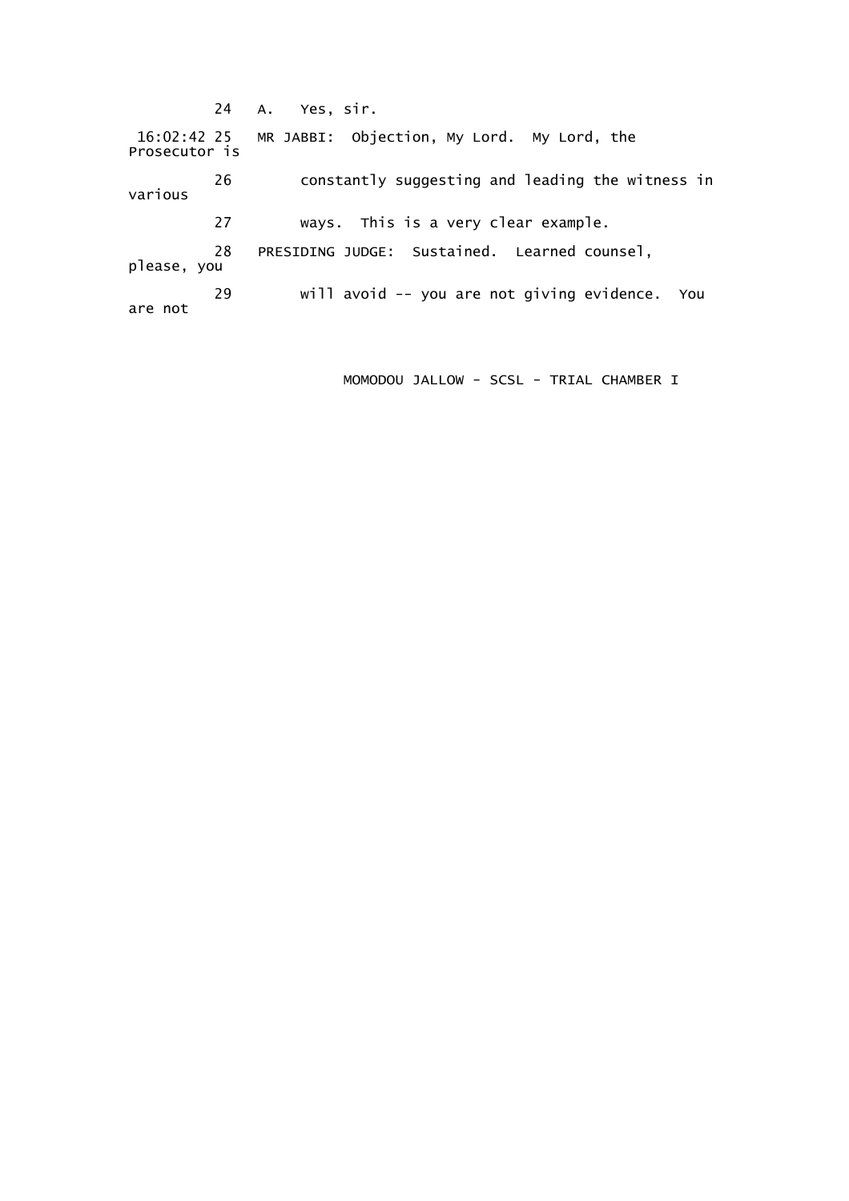24 A. Yes, sir.

16:02:42 25 MR JABBI: Objection, My Lord. My Lord, the Prosecutor is

26 constantly suggesting and leading the witness in various

27 ways. This is a very clear example.

28 PRESIDING JUDGE: Sustained. Learned counsel, please, you

29 will avoid -- you are not giving evidence. You are not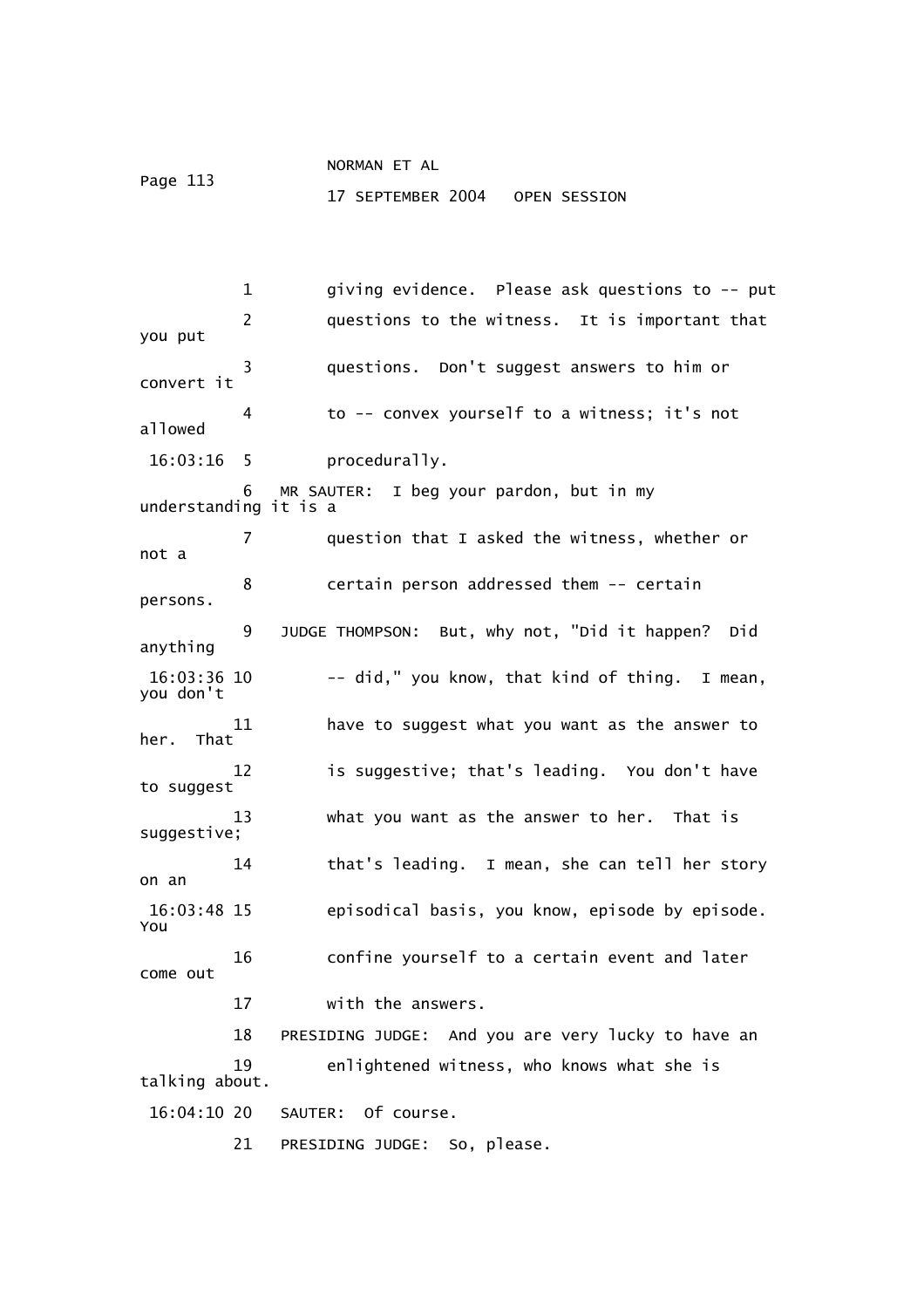1 giving evidence. Please ask questions to -- put
2 questions to the witness. It is important that you put
3 questions. Don't suggest answers to him or convert it
4 to -- convex yourself to a witness; it's not allowed
16:03:16 5 procedurally.
6 MR SAUTER: I beg your pardon, but in my understanding it is a
7 question that I asked the witness, whether or not a
8 certain person addressed them -- certain persons.
9 JUDGE THOMPSON: But, why not, "Did it happen? Did anything
16:03:36 10 -- did," you know, that kind of thing. I mean, you don't
11 have to suggest what you want as the answer to her. That
12 is suggestive; that's leading. You don't have to suggest
13 what you want as the answer to her. That is suggestive;
14 that's leading. I mean, she can tell her story on an
16:03:48 15 episodical basis, you know, episode by episode. You
16 confine yourself to a certain event and later come out
17 with the answers.
18 PRESIDING JUDGE: And you are very lucky to have an
19 enlightened witness, who knows what she is talking about.
16:04:10 20 SAUTER: Of course.
21 PRESIDING JUDGE: So, please.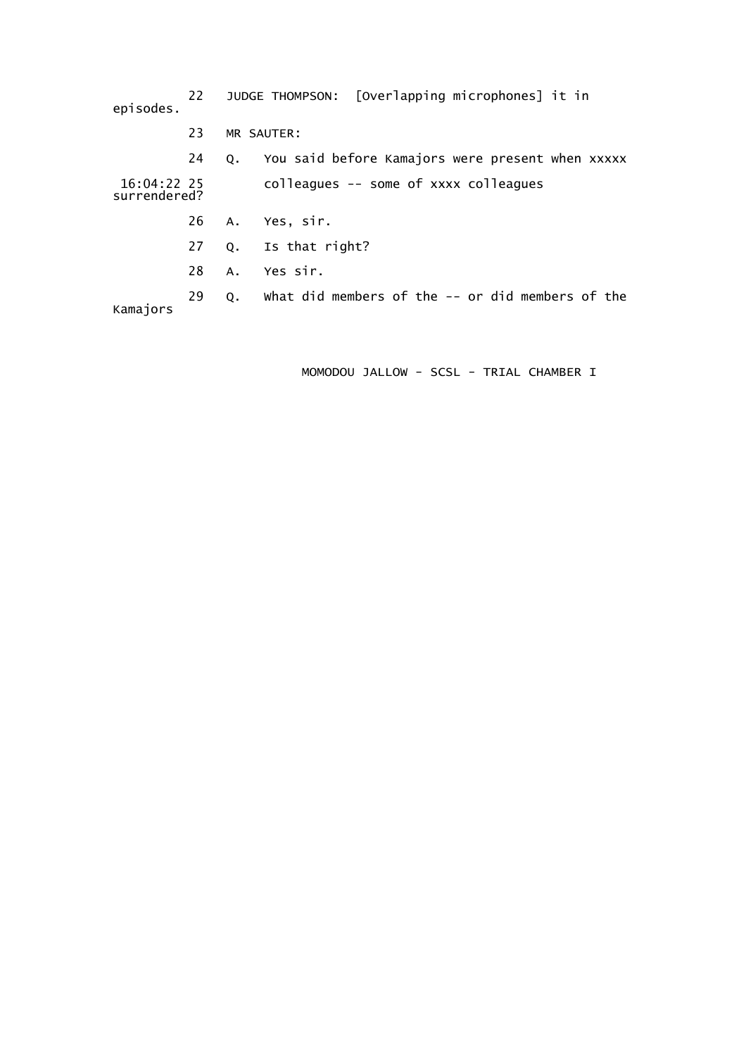22 JUDGE THOMPSON: [Overlapping microphones] it in episodes.

23 MR SAUTER:

24 Q. You said before Kamajors were present when xxxxx

16:04:22 25 colleagues -- some of xxxx colleagues surrendered?

26 A. Yes, sir.

27 Q. Is that right?

28 A. Yes sir.

29 Q. What did members of the -- or did members of the Kamajors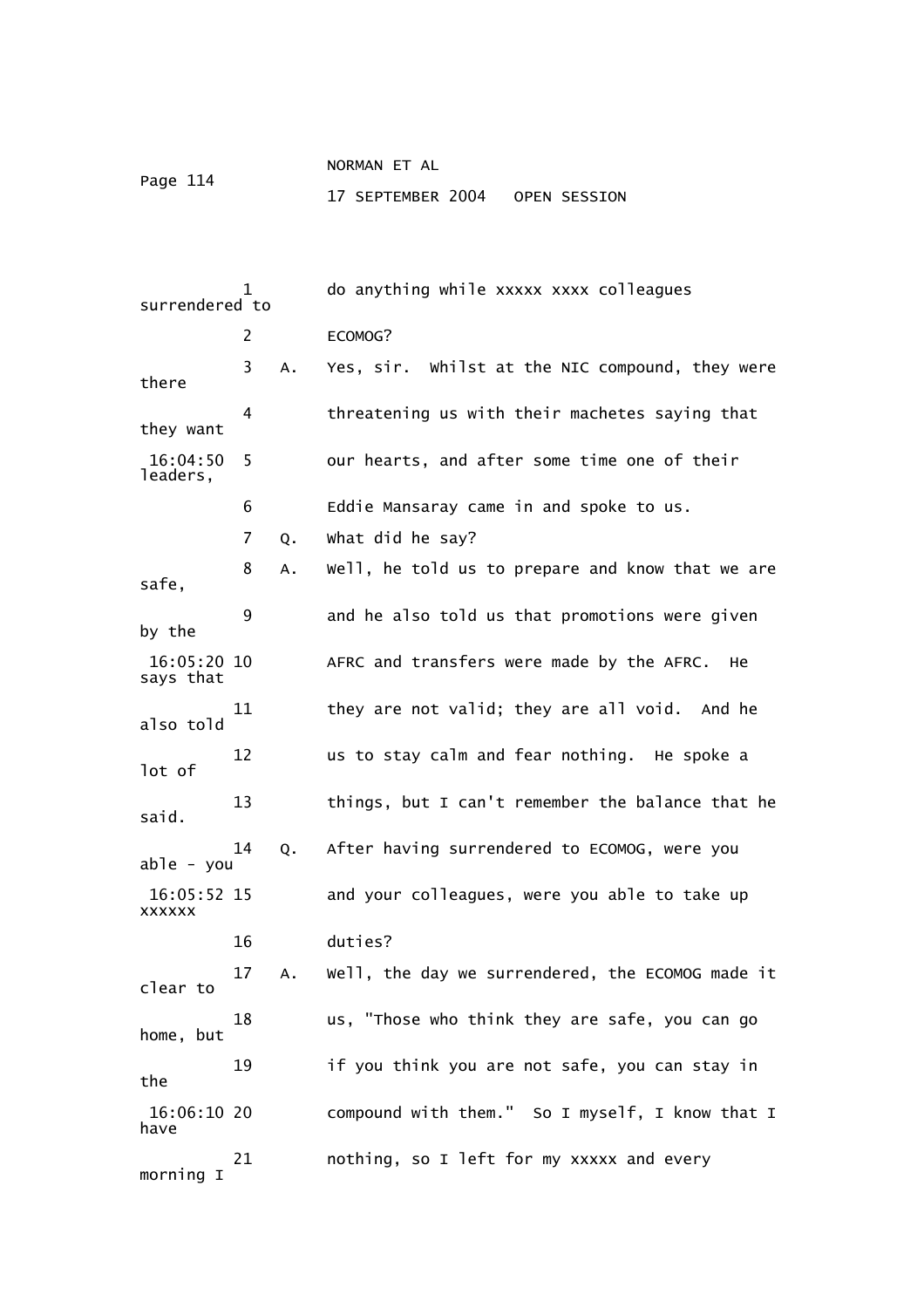1 do anything while xxxxx xxxx colleagues surrendered to

2 ECOMOG?

3 A. Yes, sir. Whilst at the NIC compound, they were there

4 threatening us with their machetes saying that they want

16:04:50 5 our hearts, and after some time one of their leaders,

6 Eddie Mansaray came in and spoke to us.

7 Q. What did he say?

8 A. Well, he told us to prepare and know that we are safe,

9 and he also told us that promotions were given by the

16:05:20 10 AFRC and transfers were made by the AFRC. He says that

11 they are not valid; they are all void. And he also told

12 us to stay calm and fear nothing. He spoke a lot of

13 things, but I can't remember the balance that he said.

14 Q. After having surrendered to ECOMOG, were you able - you

16:05:52 15 and your colleagues, were you able to take up xxxxxx

16 duties?

17 A. Well, the day we surrendered, the ECOMOG made it clear to

18 us, "Those who think they are safe, you can go home, but

19 if you think you are not safe, you can stay in the

16:06:10 20 compound with them." So I myself, I know that I have

21 nothing, so I left for my xxxxx and every morning I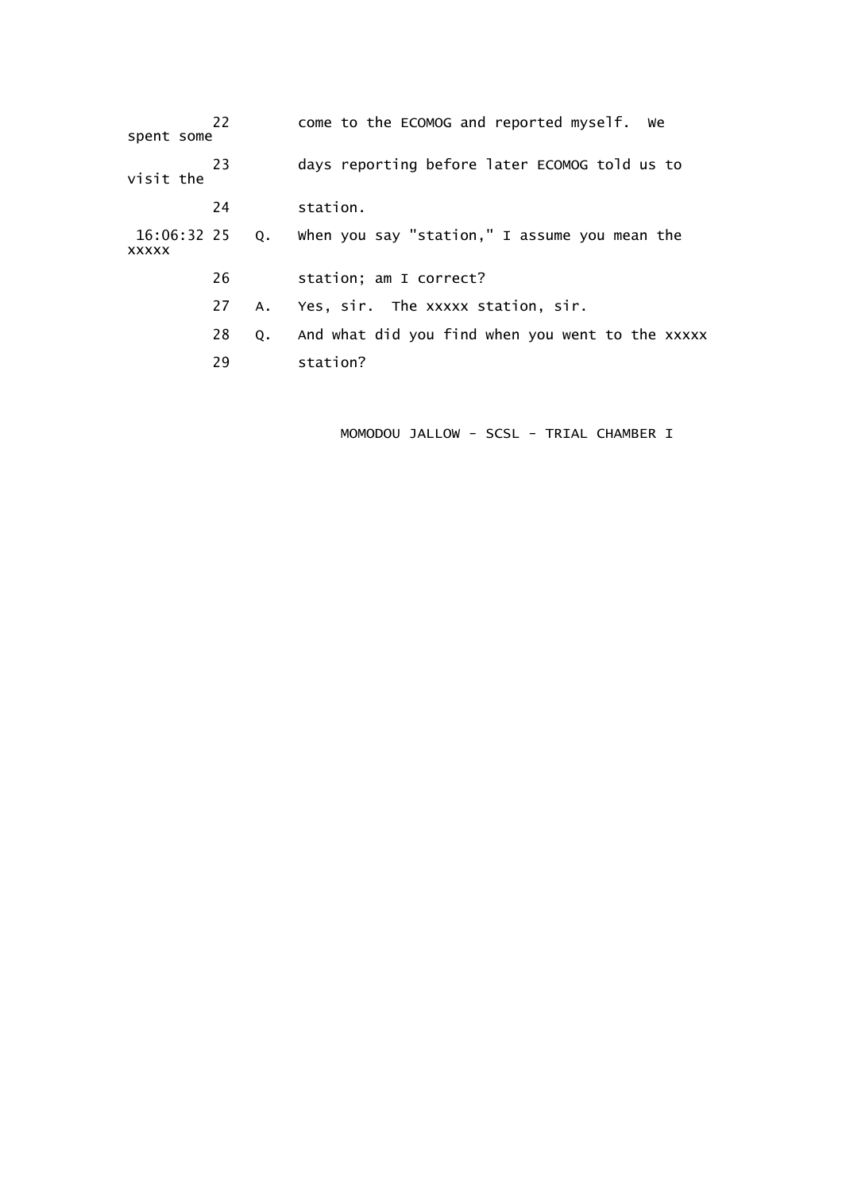22 come to the ECOMOG and reported myself. We spent some

23 days reporting before later ECOMOG told us to visit the

24 station.

16:06:32 25 Q. When you say "station," I assume you mean the xxxxx

26 station; am I correct?

27 A. Yes, sir. The xxxxx station, sir.

28 Q. And what did you find when you went to the xxxxx

29 station?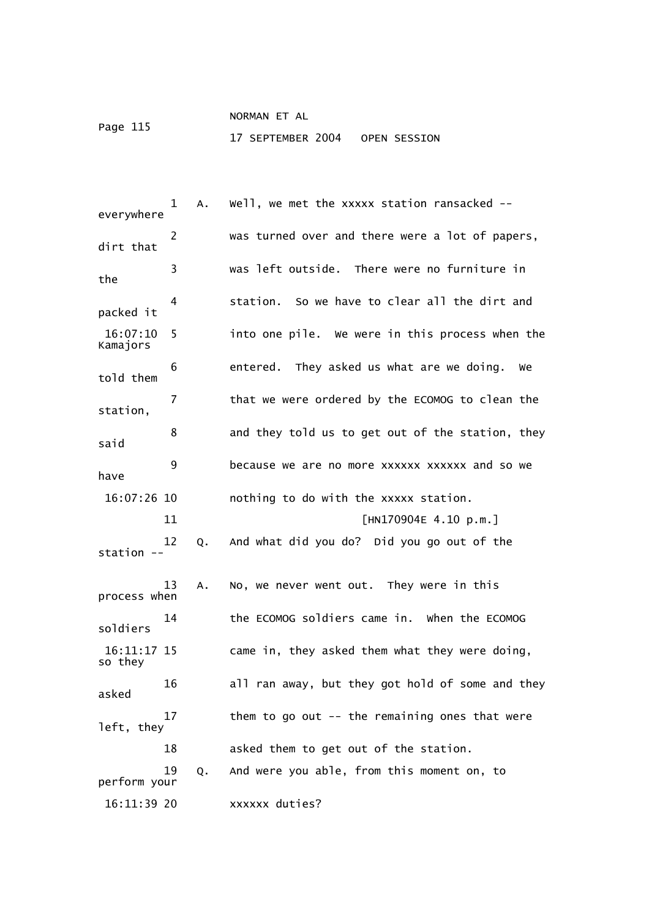A. Well, we met the xxxxx station ransacked -- everywhere was turned over and there were a lot of papers, dirt that was left outside. There were no furniture in the station. So we have to clear all the dirt and packed it into one pile. We were in this process when the Kamajors entered. They asked us what are we doing. We told them that we were ordered by the ECOMOG to clean the station, and they told us to get out of the station, they said because we are no more xxxxxx xxxxxx and so we have nothing to do with the xxxxx station.

[HN170904E 4.10 p.m.]

Q. And what did you do? Did you go out of the station --

A. No, we never went out. They were in this process when the ECOMOG soldiers came in. When the ECOMOG soldiers came in, they asked them what they were doing, so they all ran away, but they got hold of some and they asked them to go out -- the remaining ones that were left, they asked them to get out of the station.

Q. And were you able, from this moment on, to perform your xxxxxx duties?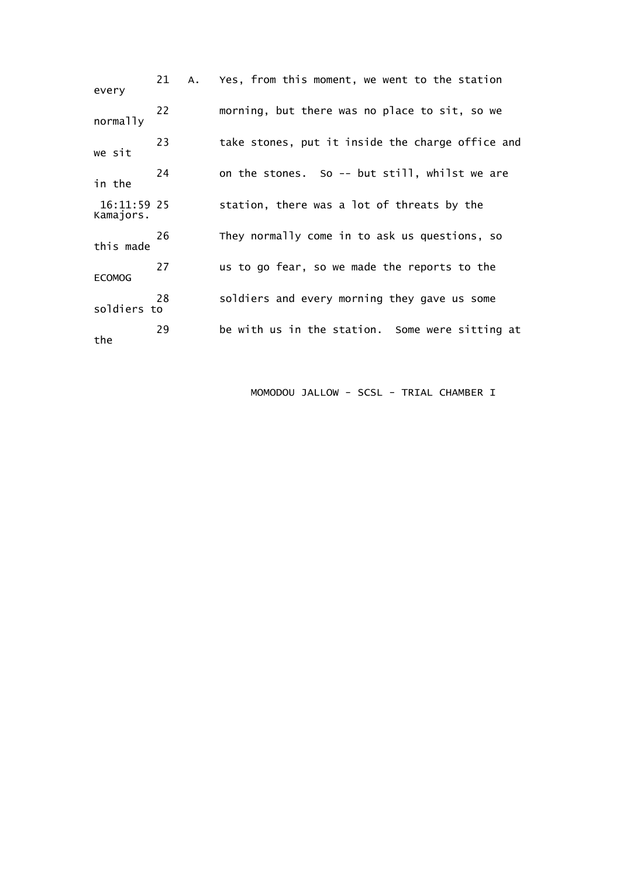21 A. Yes, from this moment, we went to the station every

22 morning, but there was no place to sit, so we normally

23 take stones, put it inside the charge office and we sit

24 on the stones. So -- but still, whilst we are in the

16:11:59 25 station, there was a lot of threats by the Kamajors.

26 They normally come in to ask us questions, so this made

27 us to go fear, so we made the reports to the ECOMOG

28 soldiers and every morning they gave us some soldiers to

29 be with us in the station. Some were sitting at the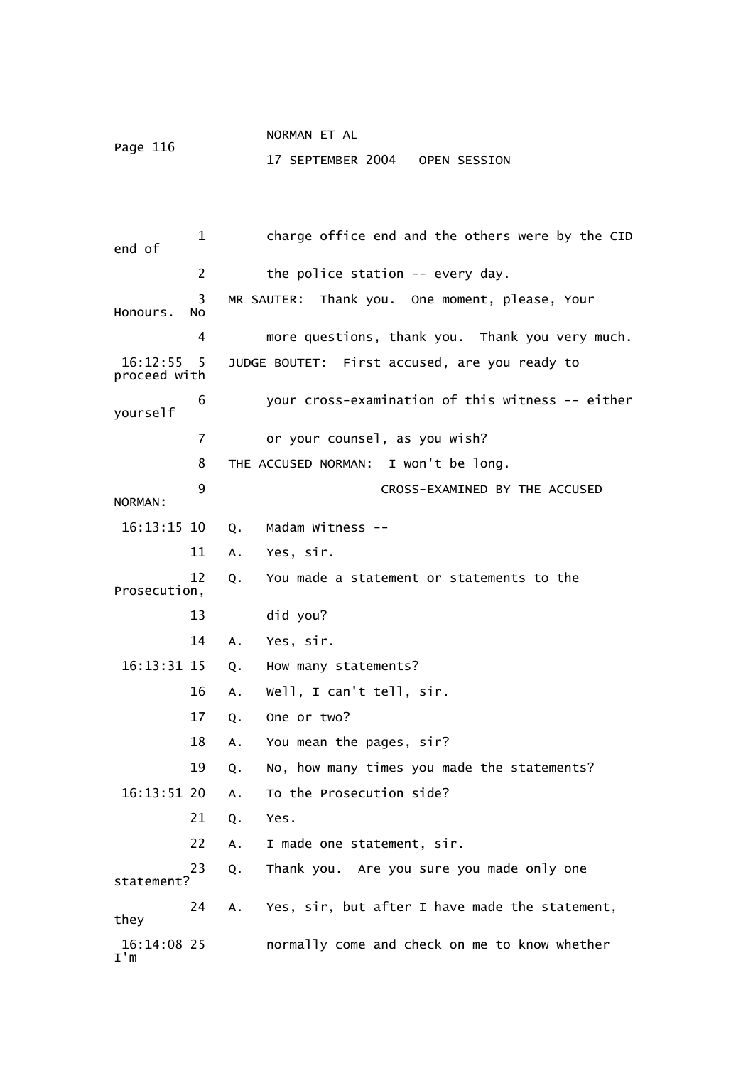1 charge office end and the others were by the CID end of

2 the police station -- every day.

3 MR SAUTER: Thank you. One moment, please, Your Honours. No

4 more questions, thank you. Thank you very much.

16:12:55 5 JUDGE BOUTET: First accused, are you ready to proceed with

6 your cross-examination of this witness -- either yourself

7 or your counsel, as you wish?

8 THE ACCUSED NORMAN: I won't be long.

9 CROSS-EXAMINED BY THE ACCUSED NORMAN:

16:13:15 10 Q. Madam Witness --

11 A. Yes, sir.

12 Q. You made a statement or statements to the Prosecution,

13 did you?

14 A. Yes, sir.

16:13:31 15 Q. How many statements?

16 A. Well, I can't tell, sir.

17 Q. One or two?

18 A. You mean the pages, sir?

19 Q. No, how many times you made the statements?

16:13:51 20 A. To the Prosecution side?

21 Q. Yes.

22 A. I made one statement, sir.

23 Q. Thank you. Are you sure you made only one statement?

24 A. Yes, sir, but after I have made the statement, they

16:14:08 25 normally come and check on me to know whether I'm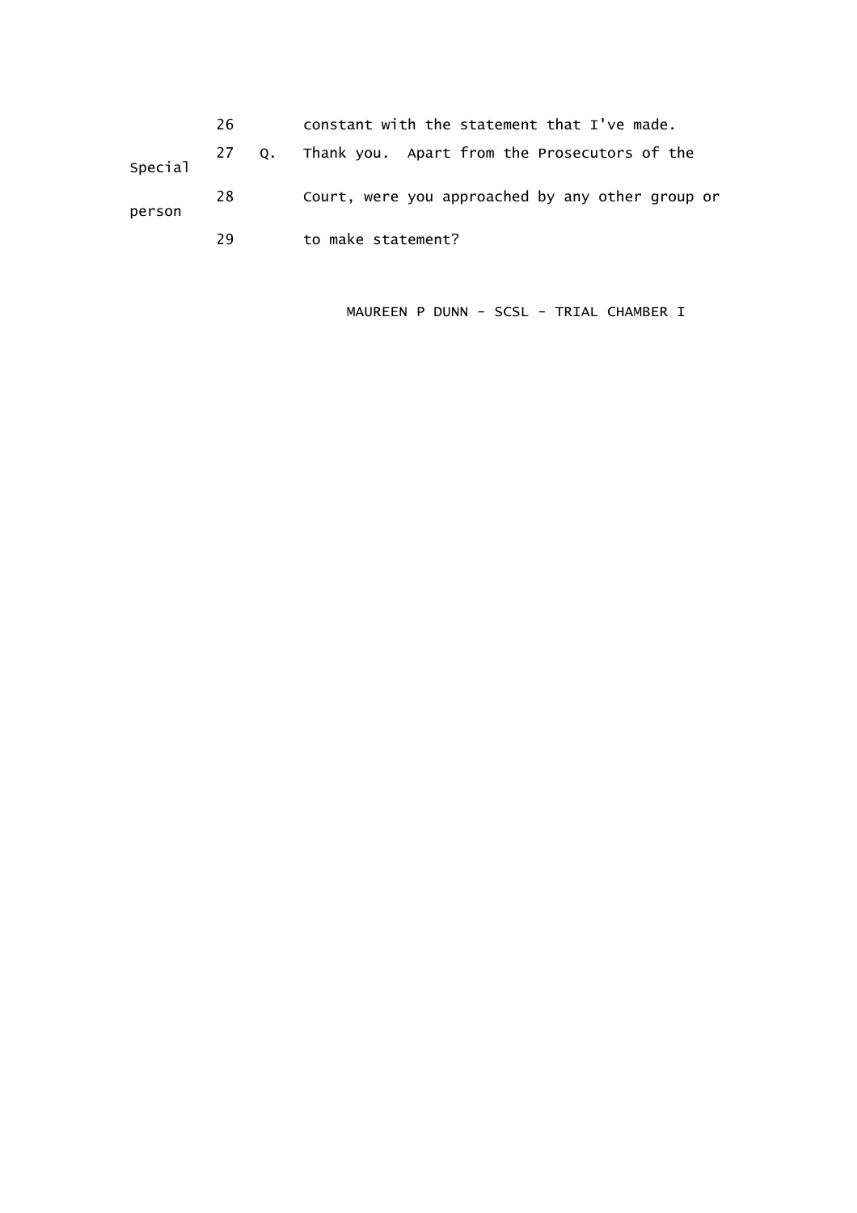26 constant with the statement that I've made.

27 Q. Thank you. Apart from the Prosecutors of the Special

28 Court, were you approached by any other group or person

29 to make statement?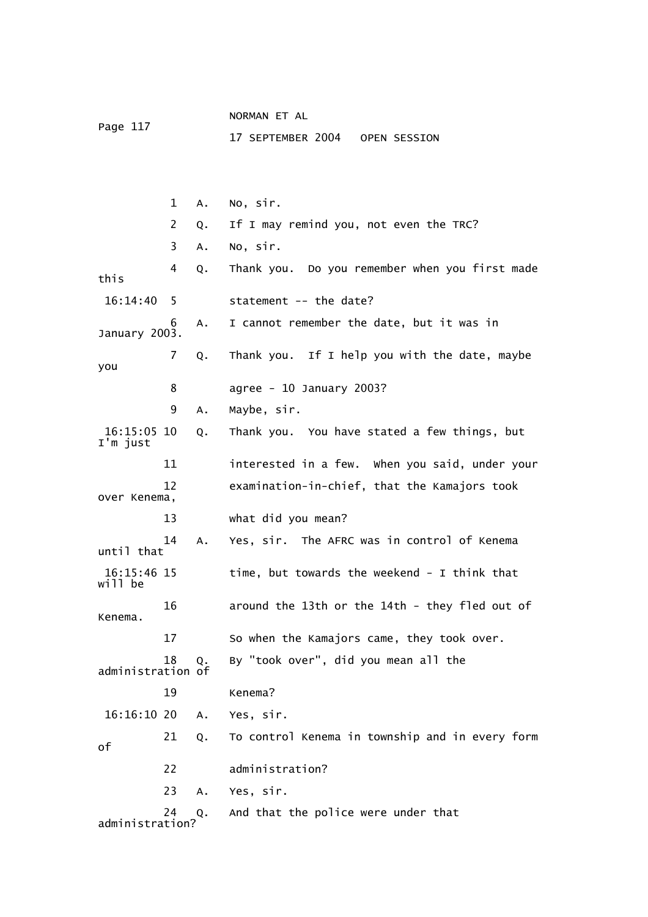1 A. No, sir.

2 Q. If I may remind you, not even the TRC?

3 A. No, sir.

4 Q. Thank you. Do you remember when you first made this

16:14:40 5 statement -- the date?

6 A. I cannot remember the date, but it was in January 2003.

7 Q. Thank you. If I help you with the date, maybe you

8 agree - 10 January 2003?

9 A. Maybe, sir.

16:15:05 10 Q. Thank you. You have stated a few things, but I'm just

11 interested in a few. When you said, under your

12 examination-in-chief, that the Kamajors took over Kenema,

13 what did you mean?

14 A. Yes, sir. The AFRC was in control of Kenema until that

16:15:46 15 time, but towards the weekend - I think that will be

16 around the 13th or the 14th - they fled out of Kenema.

17 So when the Kamajors came, they took over.

18 Q. By "took over", did you mean all the administration of

19 Kenema?

16:16:10 20 A. Yes, sir.

21 Q. To control Kenema in township and in every form of

22 administration?

23 A. Yes, sir.

24 Q. And that the police were under that administration?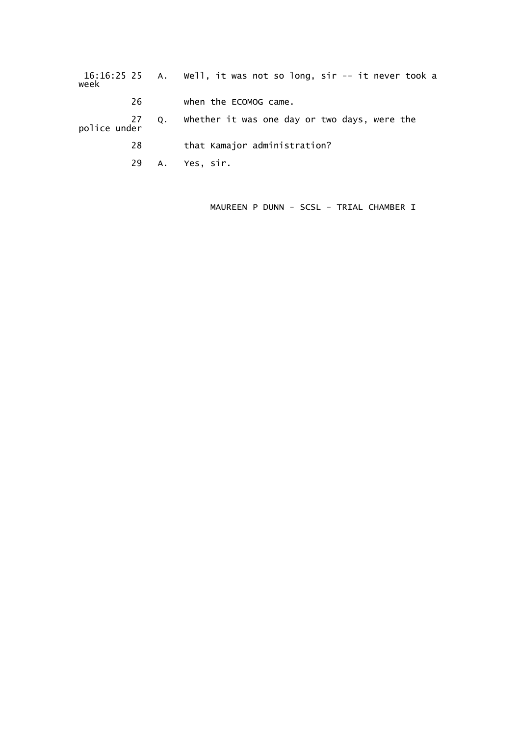16:16:25 25 A. Well, it was not so long, sir -- it never took a week

26 when the ECOMOG came.

27 Q. Whether it was one day or two days, were the police under

28 that Kamajor administration?

29 A. Yes, sir.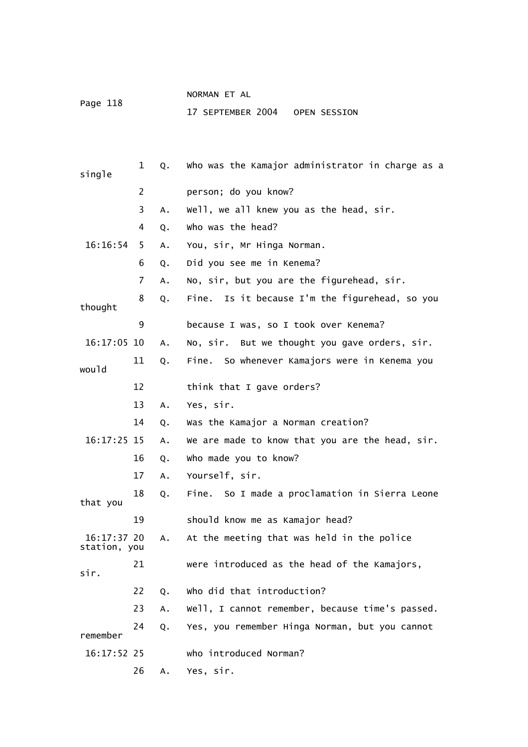1 Q. Who was the Kamajor administrator in charge as a single

2 person; do you know?

3 A. Well, we all knew you as the head, sir.

4 Q. Who was the head?

16:16:54 5 A. You, sir, Mr Hinga Norman.

6 Q. Did you see me in Kenema?

7 A. No, sir, but you are the figurehead, sir.

8 Q. Fine. Is it because I'm the figurehead, so you thought

9 because I was, so I took over Kenema?

16:17:05 10 A. No, sir. But we thought you gave orders, sir.

11 Q. Fine. So whenever Kamajors were in Kenema you would

12 think that I gave orders?

13 A. Yes, sir.

14 Q. Was the Kamajor a Norman creation?

16:17:25 15 A. We are made to know that you are the head, sir.

16 Q. Who made you to know?

17 A. Yourself, sir.

18 Q. Fine. So I made a proclamation in Sierra Leone that you

19 should know me as Kamajor head?

16:17:37 20 A. At the meeting that was held in the police station, you

21 were introduced as the head of the Kamajors, sir.

22 Q. Who did that introduction?

23 A. Well, I cannot remember, because time's passed.

24 Q. Yes, you remember Hinga Norman, but you cannot remember

16:17:52 25 who introduced Norman?

26 A. Yes, sir.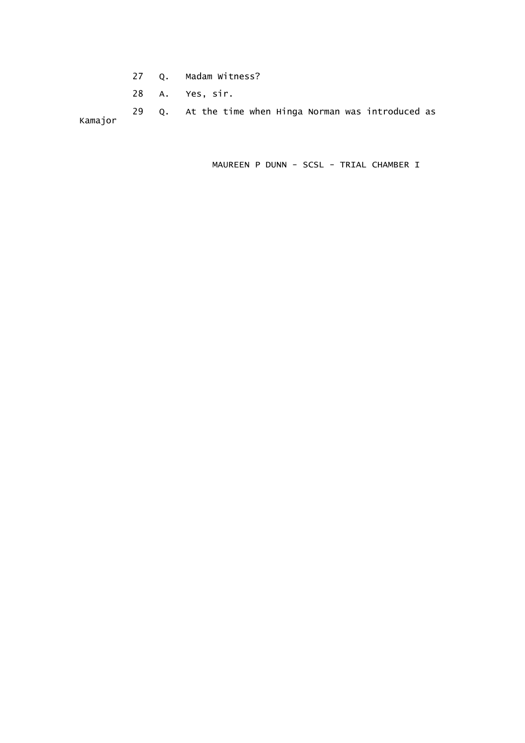27 Q. Madam Witness?

28 A. Yes, sir.

29 Q. At the time when Hinga Norman was introduced as Kamajor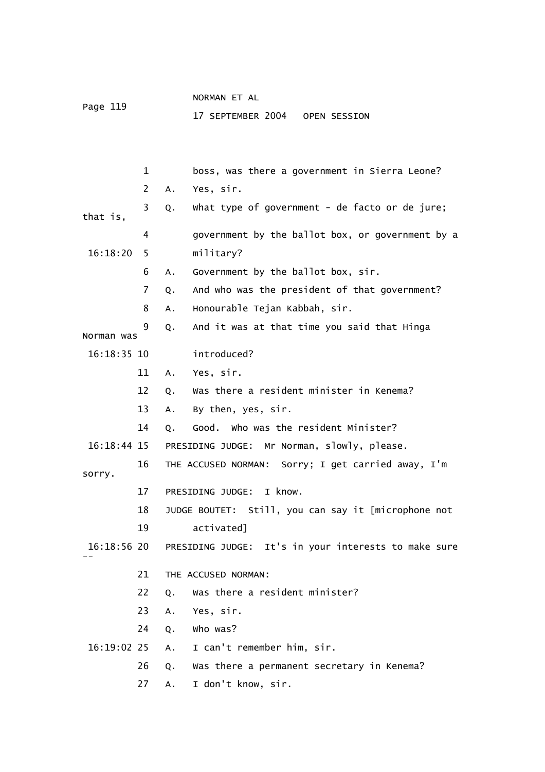1 boss, was there a government in Sierra Leone?

2 A. Yes, sir.

3 Q. What type of government - de facto or de jure; that is,

4 government by the ballot box, or government by a

16:18:20 5 military?

6 A. Government by the ballot box, sir.

7 Q. And who was the president of that government?

8 A. Honourable Tejan Kabbah, sir.

9 Q. And it was at that time you said that Hinga Norman was

16:18:35 10 introduced?

11 A. Yes, sir.

12 Q. Was there a resident minister in Kenema?

13 A. By then, yes, sir.

14 Q. Good. Who was the resident Minister?

16:18:44 15 PRESIDING JUDGE: Mr Norman, slowly, please.

16 THE ACCUSED NORMAN: Sorry; I get carried away, I'm sorry.

17 PRESIDING JUDGE: I know.

18 JUDGE BOUTET: Still, you can say it [microphone not

19 activated]

16:18:56 20 PRESIDING JUDGE: It's in your interests to make sure --

21 THE ACCUSED NORMAN:

22 Q. Was there a resident minister?

23 A. Yes, sir.

24 Q. Who was?

16:19:02 25 A. I can't remember him, sir.

26 Q. Was there a permanent secretary in Kenema?

27 A. I don't know, sir.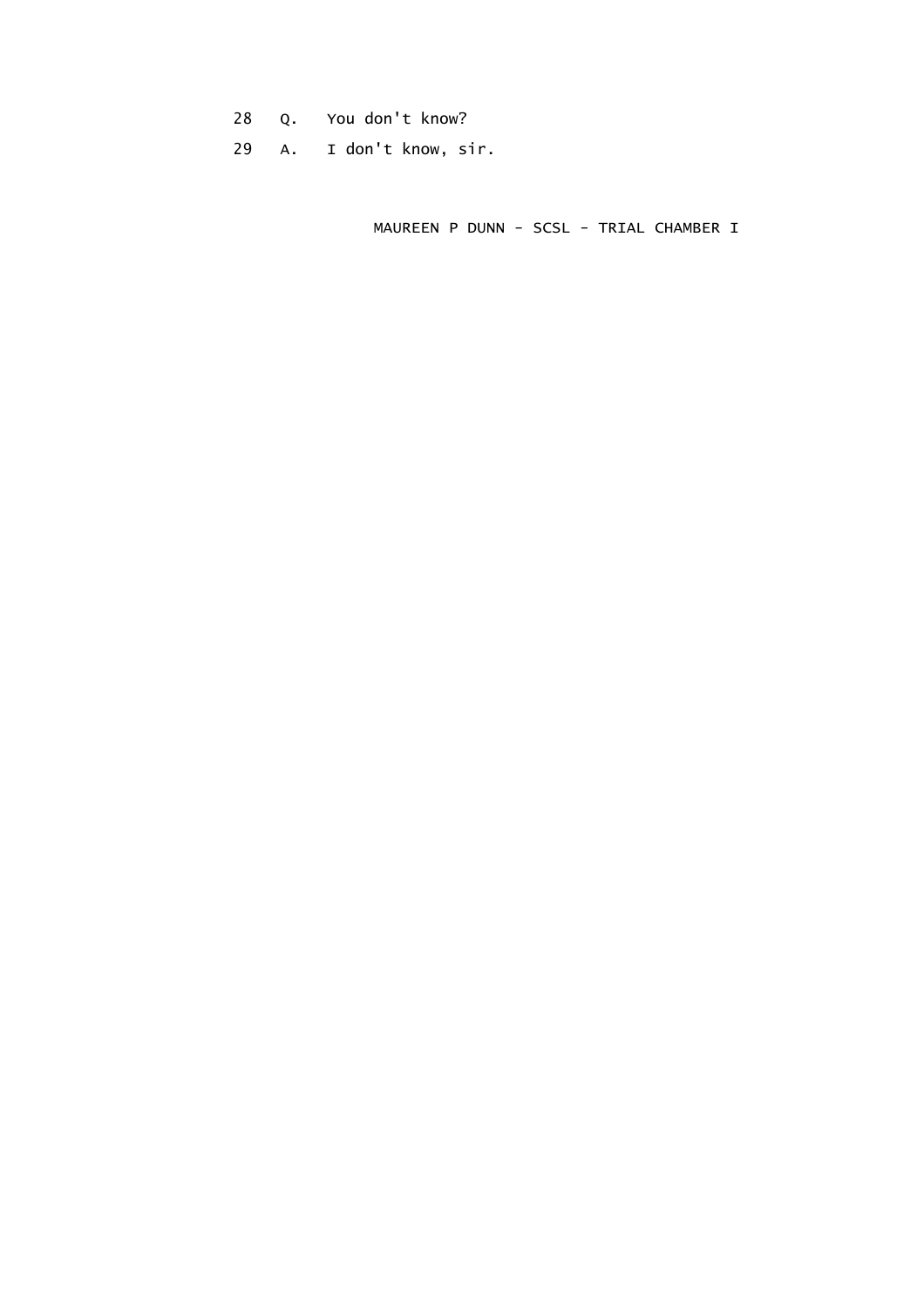28 Q. You don't know?

29 A. I don't know, sir.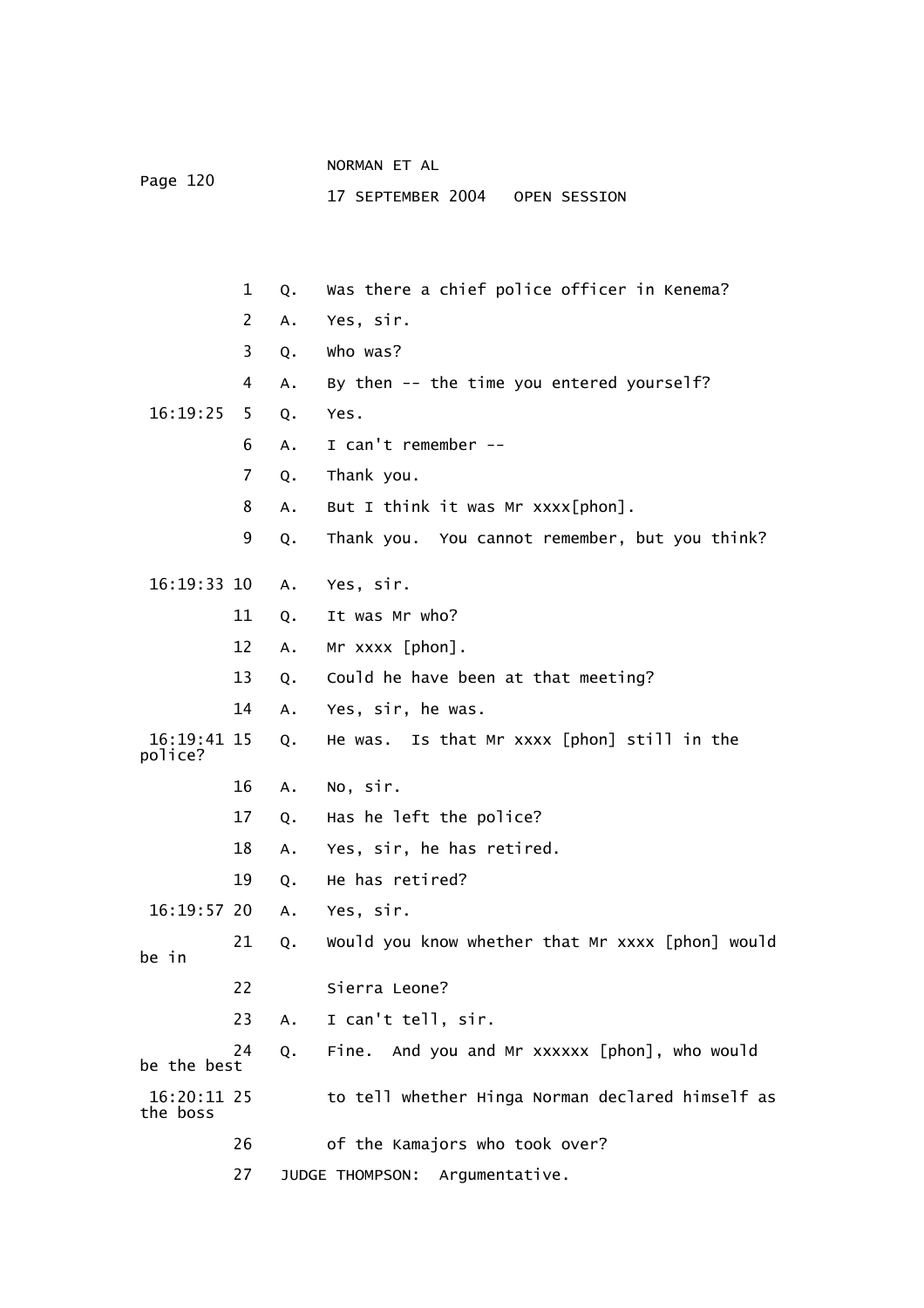1 Q. Was there a chief police officer in Kenema?

2 A. Yes, sir.

3 Q. Who was?

4 A. By then -- the time you entered yourself?

16:19:25 5 Q. Yes.

6 A. I can't remember --

7 Q. Thank you.

8 A. But I think it was Mr xxxx[phon].

9 Q. Thank you. You cannot remember, but you think?

16:19:33 10 A. Yes, sir.

11 Q. It was Mr who?

12 A. Mr xxxx [phon].

13 Q. Could he have been at that meeting?

14 A. Yes, sir, he was.

16:19:41 15 Q. He was. Is that Mr xxxx [phon] still in the police?

16 A. No, sir.

17 Q. Has he left the police?

18 A. Yes, sir, he has retired.

19 Q. He has retired?

16:19:57 20 A. Yes, sir.

21 Q. Would you know whether that Mr xxxx [phon] would be in

22 Sierra Leone?

23 A. I can't tell, sir.

24 Q. Fine. And you and Mr xxxxxx [phon], who would be the best

16:20:11 25 to tell whether Hinga Norman declared himself as the boss

26 of the Kamajors who took over?

27 JUDGE THOMPSON: Argumentative.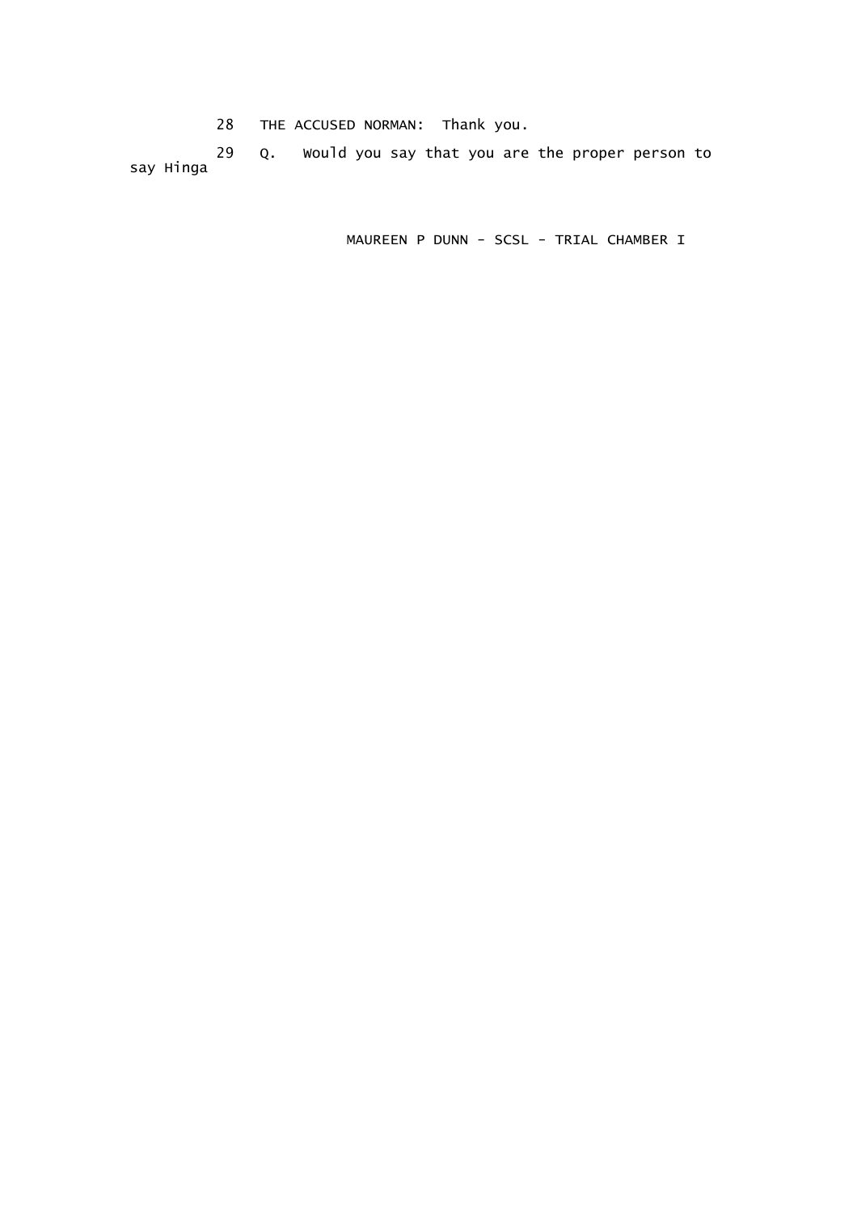28 THE ACCUSED NORMAN: Thank you.

29 Q. Would you say that you are the proper person to say Hinga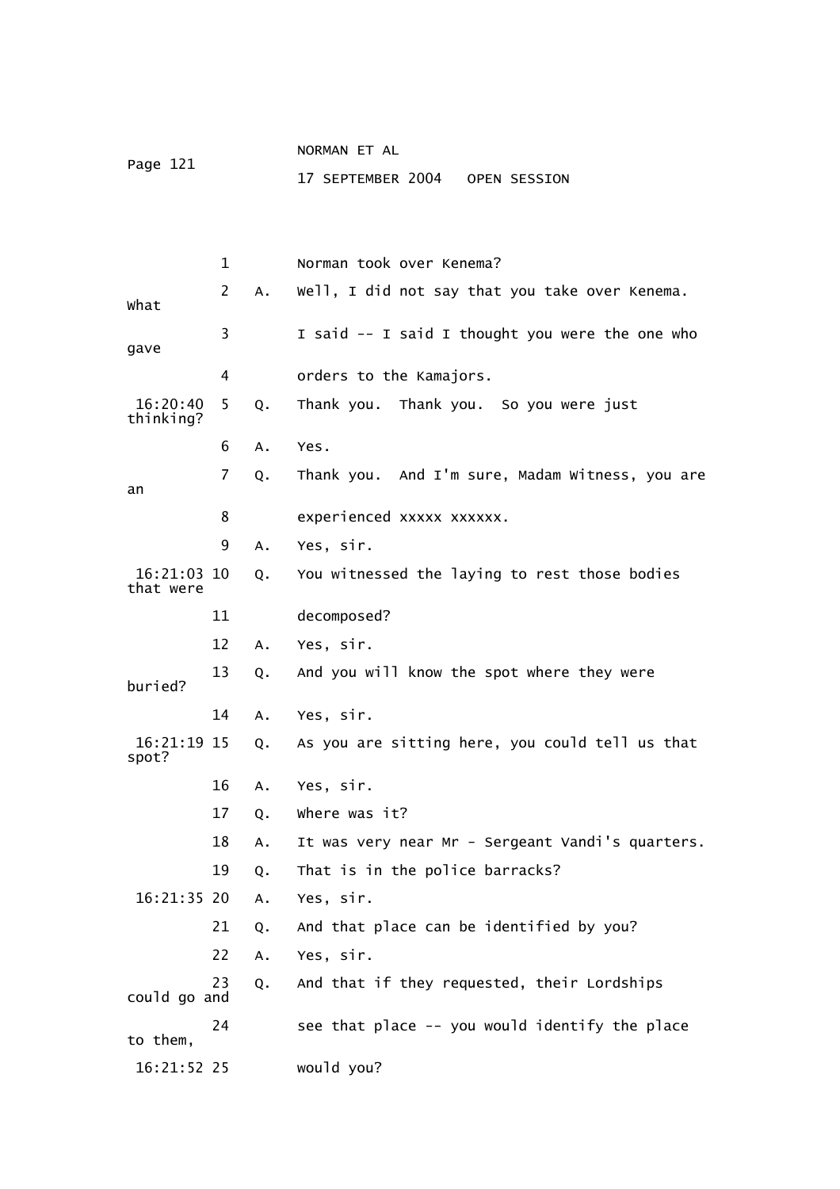1 Norman took over Kenema?

2 A. Well, I did not say that you take over Kenema. What

3 I said -- I said I thought you were the one who gave

4 orders to the Kamajors.

16:20:40 5 Q. Thank you. Thank you. So you were just thinking?

6 A. Yes.

7 Q. Thank you. And I'm sure, Madam Witness, you are an

8 experienced xxxxx xxxxxx.

9 A. Yes, sir.

16:21:03 10 Q. You witnessed the laying to rest those bodies that were

11 decomposed?

12 A. Yes, sir.

13 Q. And you will know the spot where they were buried?

14 A. Yes, sir.

16:21:19 15 Q. As you are sitting here, you could tell us that spot?

16 A. Yes, sir.

17 Q. Where was it?

18 A. It was very near Mr - Sergeant Vandi's quarters.

19 Q. That is in the police barracks?

16:21:35 20 A. Yes, sir.

21 Q. And that place can be identified by you?

22 A. Yes, sir.

23 Q. And that if they requested, their Lordships could go and

24 see that place -- you would identify the place to them,

16:21:52 25 would you?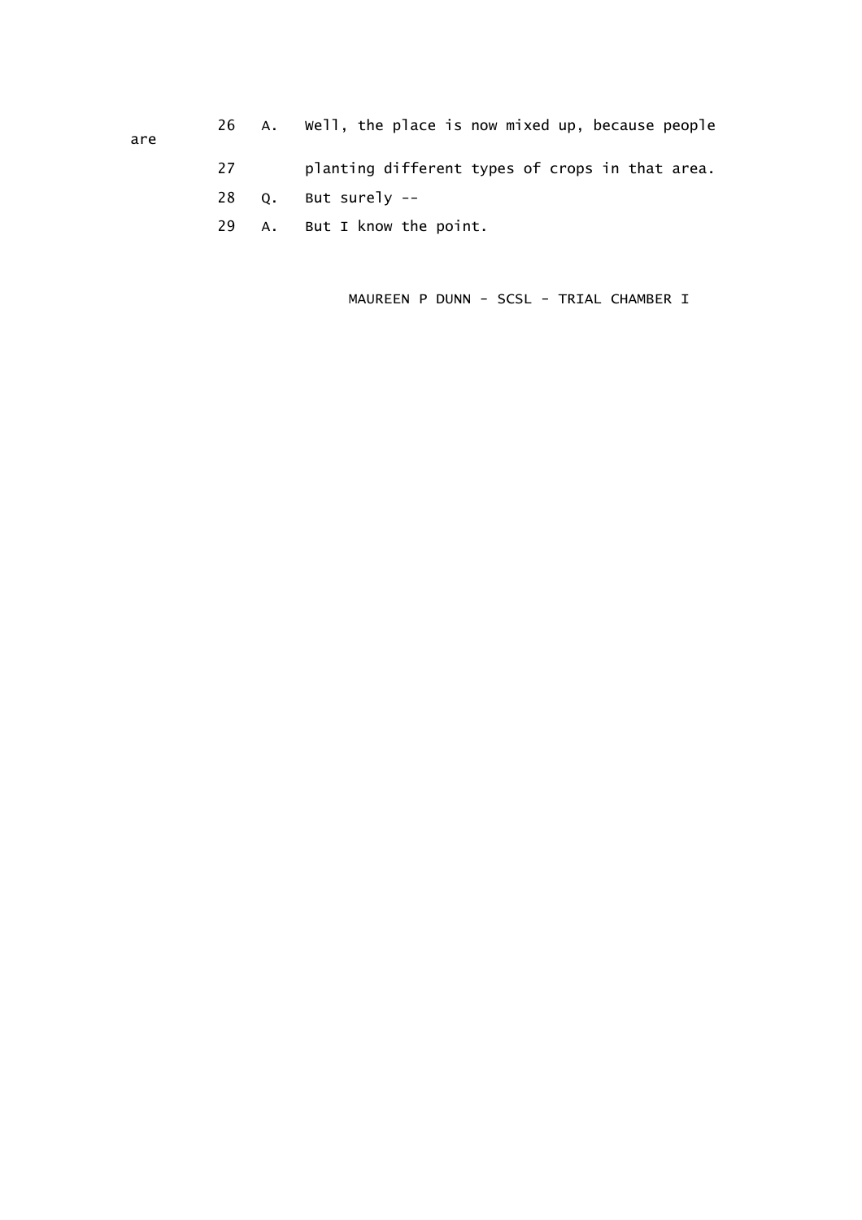26 A. Well, the place is now mixed up, because people are

27 planting different types of crops in that area.

28 Q. But surely --

29 A. But I know the point.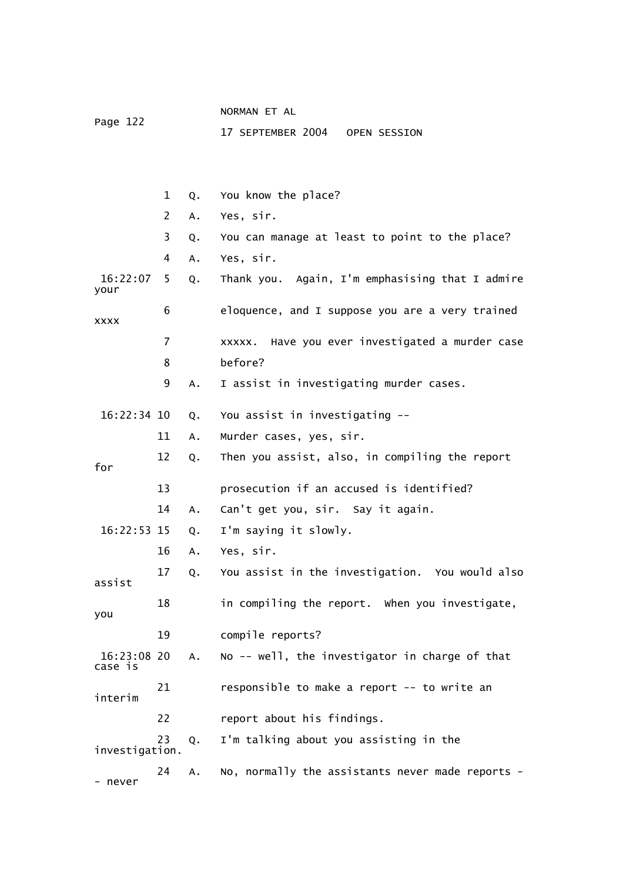1 Q. You know the place?

2 A. Yes, sir.

3 Q. You can manage at least to point to the place?

4 A. Yes, sir.

16:22:07 5 Q. Thank you. Again, I'm emphasising that I admire your

6 eloquence, and I suppose you are a very trained xxxx

7 xxxxx. Have you ever investigated a murder case

8 before?

9 A. I assist in investigating murder cases.

16:22:34 10 Q. You assist in investigating --

11 A. Murder cases, yes, sir.

12 Q. Then you assist, also, in compiling the report for

13 prosecution if an accused is identified?

14 A. Can't get you, sir. Say it again.

16:22:53 15 Q. I'm saying it slowly.

16 A. Yes, sir.

17 Q. You assist in the investigation. You would also assist

18 in compiling the report. When you investigate, you

19 compile reports?

16:23:08 20 A. No -- well, the investigator in charge of that case is

21 responsible to make a report -- to write an interim

22 report about his findings.

23 Q. I'm talking about you assisting in the investigation.

24 A. No, normally the assistants never made reports -- never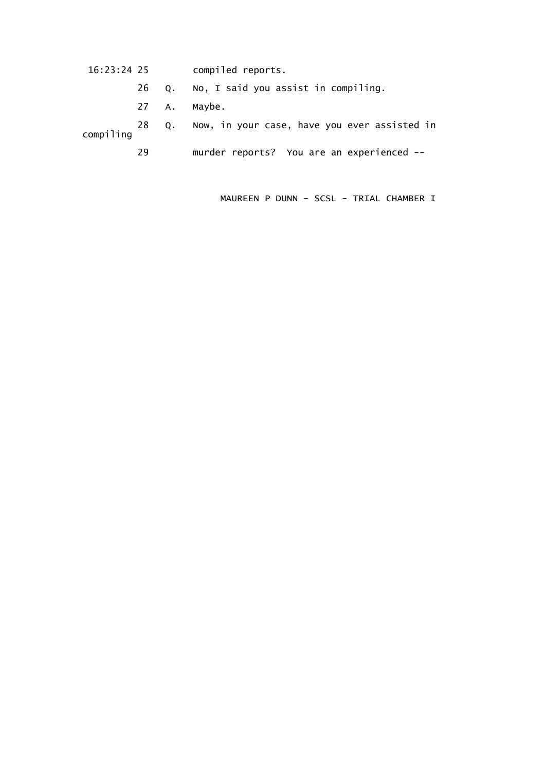16:23:24 25        compiled reports.

26   Q.   No, I said you assist in compiling.

27   A.   Maybe.

28   Q.   Now, in your case, have you ever assisted in compiling

29        murder reports?  You are an experienced --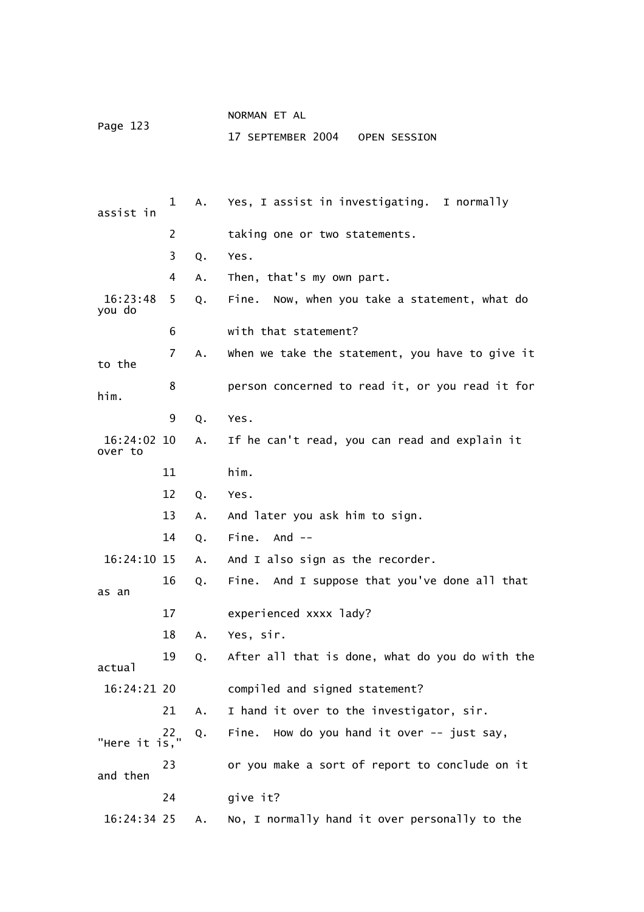1 A. Yes, I assist in investigating. I normally assist in

2 taking one or two statements.

3 Q. Yes.

4 A. Then, that's my own part.

16:23:48 5 Q. Fine. Now, when you take a statement, what do you do

6 with that statement?

7 A. When we take the statement, you have to give it to the

8 person concerned to read it, or you read it for him.

9 Q. Yes.

16:24:02 10 A. If he can't read, you can read and explain it over to

11 him.

12 Q. Yes.

13 A. And later you ask him to sign.

14 Q. Fine. And --

16:24:10 15 A. And I also sign as the recorder.

16 Q. Fine. And I suppose that you've done all that as an

17 experienced xxxx lady?

18 A. Yes, sir.

19 Q. After all that is done, what do you do with the actual

16:24:21 20 compiled and signed statement?

21 A. I hand it over to the investigator, sir.

22 Q. Fine. How do you hand it over -- just say, "Here it is,"

23 or you make a sort of report to conclude on it and then

24 give it?

16:24:34 25 A. No, I normally hand it over personally to the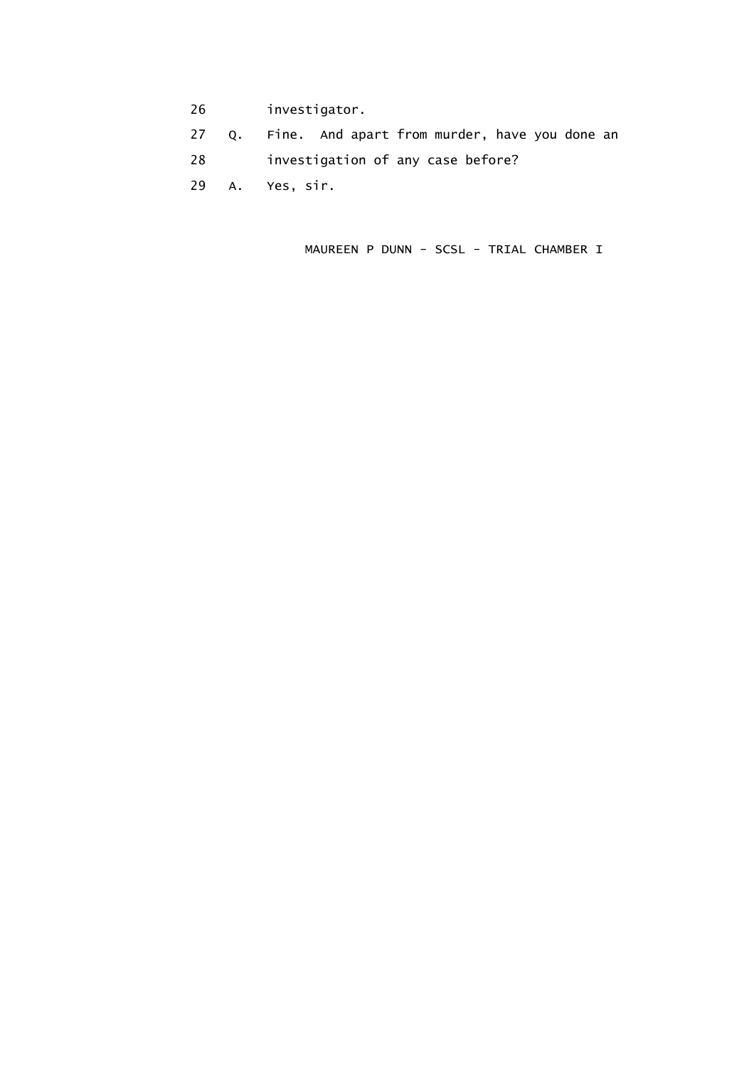26        investigator.

27   Q.   Fine.  And apart from murder, have you done an

28        investigation of any case before?

29   A.   Yes, sir.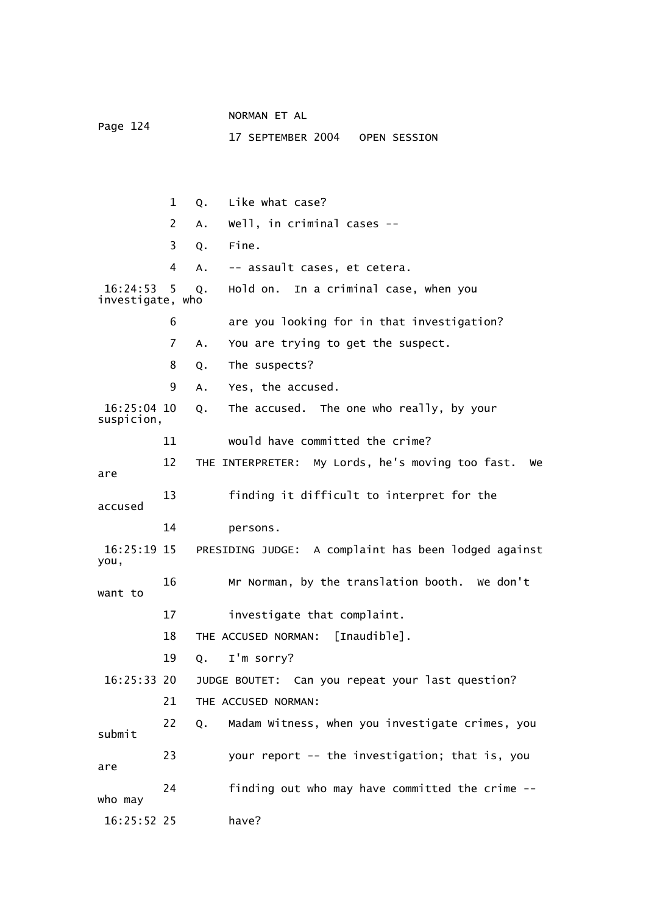1 Q. Like what case?

2 A. Well, in criminal cases --

3 Q. Fine.

4 A. -- assault cases, et cetera.

16:24:53 5 Q. Hold on. In a criminal case, when you investigate, who

6 are you looking for in that investigation?

7 A. You are trying to get the suspect.

8 Q. The suspects?

9 A. Yes, the accused.

16:25:04 10 Q. The accused. The one who really, by your suspicion,

11 would have committed the crime?

12 THE INTERPRETER: My Lords, he's moving too fast. We are

13 finding it difficult to interpret for the accused

14 persons.

16:25:19 15 PRESIDING JUDGE: A complaint has been lodged against you,

16 Mr Norman, by the translation booth. We don't want to

17 investigate that complaint.

18 THE ACCUSED NORMAN: [Inaudible].

19 Q. I'm sorry?

16:25:33 20 JUDGE BOUTET: Can you repeat your last question?

21 THE ACCUSED NORMAN:

22 Q. Madam Witness, when you investigate crimes, you submit

23 your report -- the investigation; that is, you are

24 finding out who may have committed the crime -- who may

16:25:52 25 have?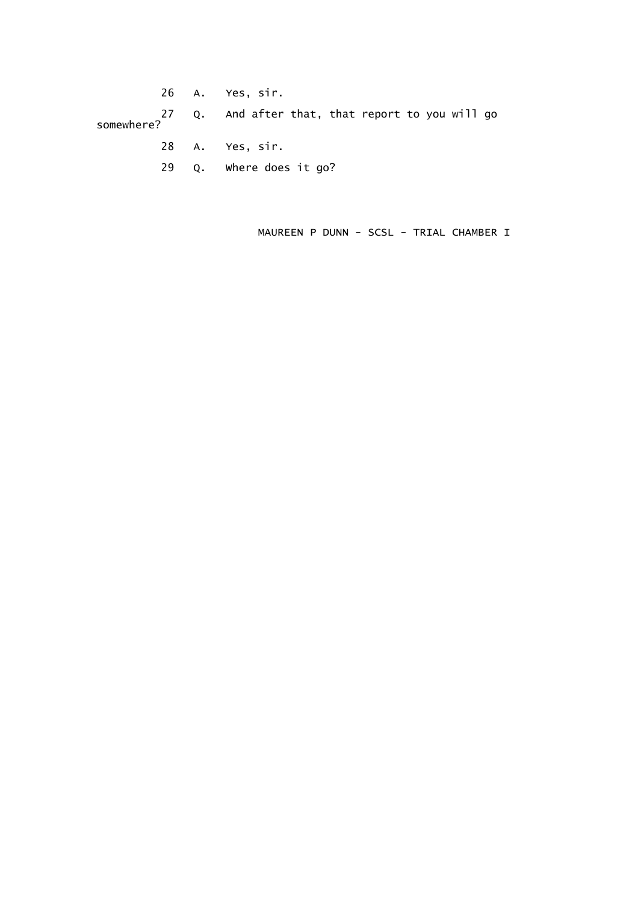26 A. Yes, sir.

27 Q. And after that, that report to you will go somewhere?

28 A. Yes, sir.

29 Q. Where does it go?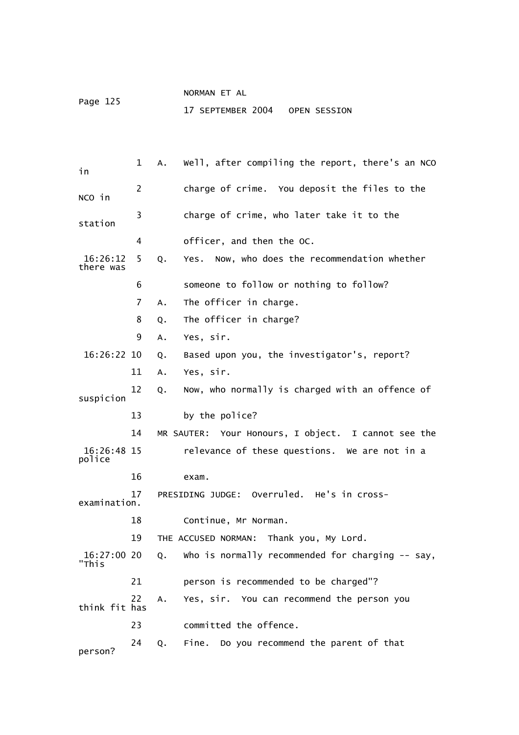1 A. Well, after compiling the report, there's an NCO in

2 charge of crime. You deposit the files to the NCO in

3 charge of crime, who later take it to the station

4 officer, and then the OC.

16:26:12 5 Q. Yes. Now, who does the recommendation whether there was

6 someone to follow or nothing to follow?

7 A. The officer in charge.

8 Q. The officer in charge?

9 A. Yes, sir.

16:26:22 10 Q. Based upon you, the investigator's, report?

11 A. Yes, sir.

12 Q. Now, who normally is charged with an offence of suspicion

13 by the police?

14 MR SAUTER: Your Honours, I object. I cannot see the

16:26:48 15 relevance of these questions. We are not in a police

16 exam.

17 PRESIDING JUDGE: Overruled. He's in cross-examination.

18 Continue, Mr Norman.

19 THE ACCUSED NORMAN: Thank you, My Lord.

16:27:00 20 Q. Who is normally recommended for charging -- say, "This

21 person is recommended to be charged"?

22 A. Yes, sir. You can recommend the person you think fit has

23 committed the offence.

24 Q. Fine. Do you recommend the parent of that person?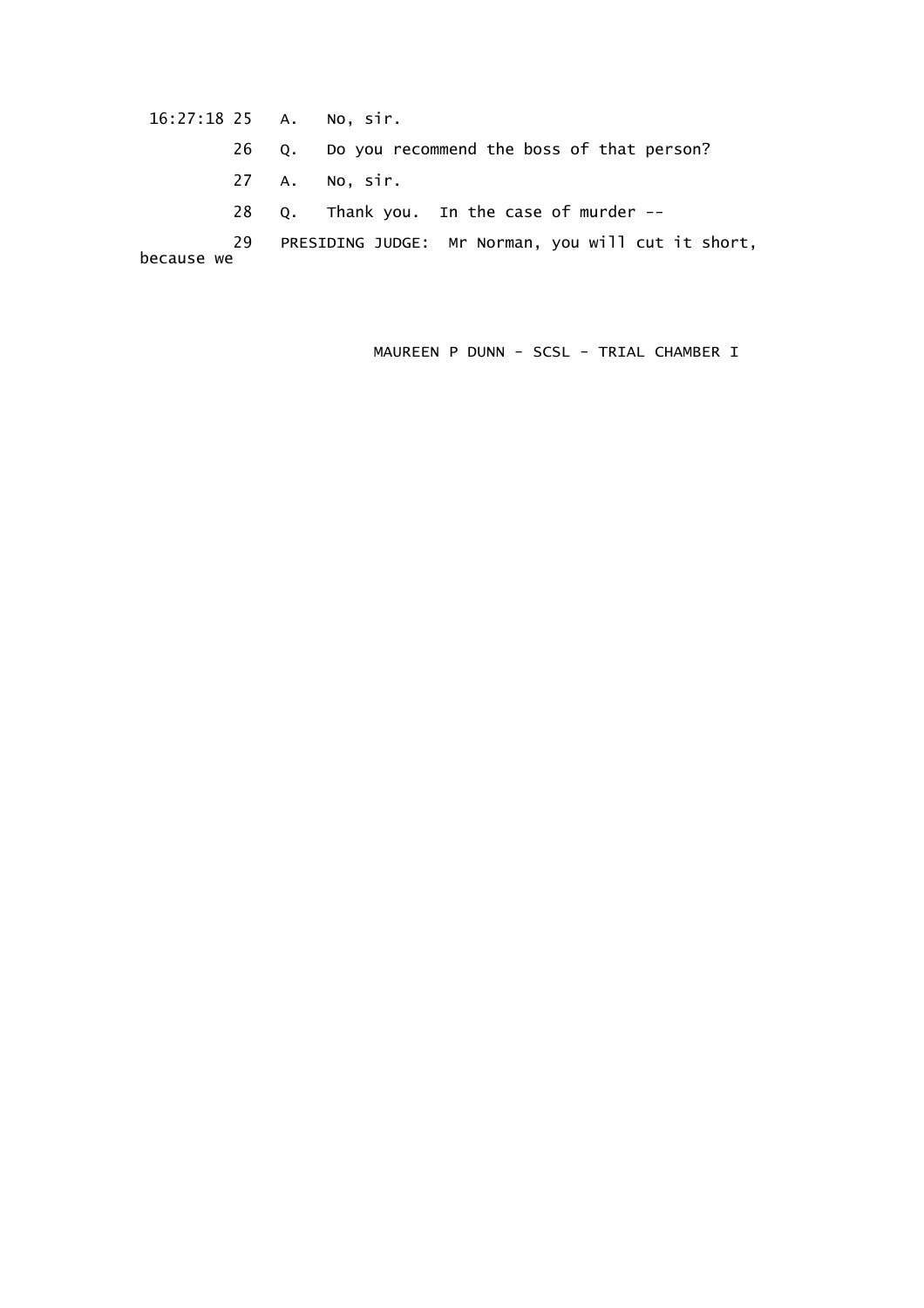16:27:18 25 A. No, sir.

26 Q. Do you recommend the boss of that person?

27 A. No, sir.

28 Q. Thank you. In the case of murder --

29 PRESIDING JUDGE: Mr Norman, you will cut it short, because we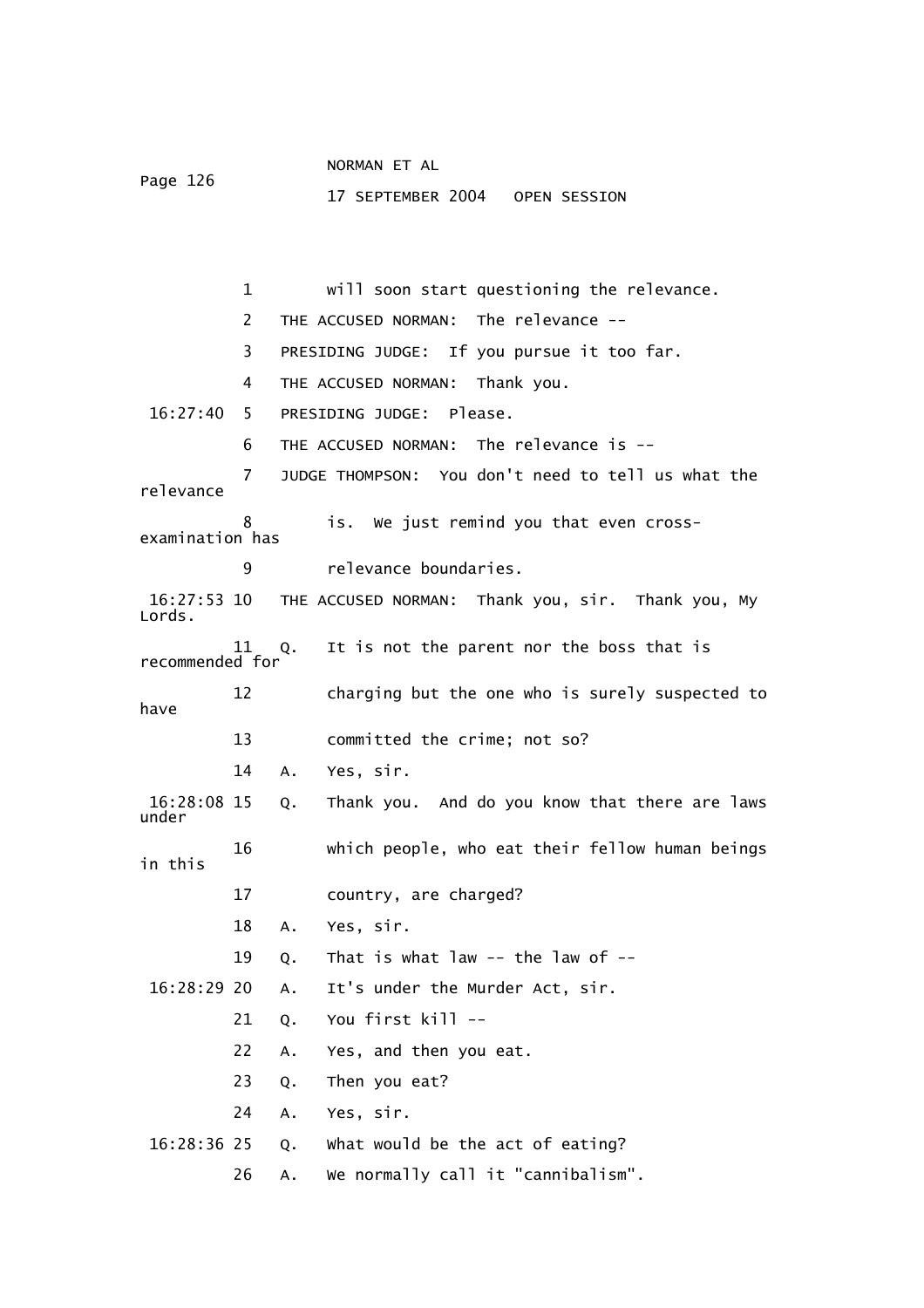1 will soon start questioning the relevance.

2 THE ACCUSED NORMAN: The relevance --

3 PRESIDING JUDGE: If you pursue it too far.

4 THE ACCUSED NORMAN: Thank you.

16:27:40 5 PRESIDING JUDGE: Please.

6 THE ACCUSED NORMAN: The relevance is --

7 JUDGE THOMPSON: You don't need to tell us what the relevance

8 is. We just remind you that even cross-examination has

9 relevance boundaries.

16:27:53 10 THE ACCUSED NORMAN: Thank you, sir. Thank you, My Lords.

11 Q. It is not the parent nor the boss that is recommended for

12 charging but the one who is surely suspected to have

13 committed the crime; not so?

14 A. Yes, sir.

16:28:08 15 Q. Thank you. And do you know that there are laws under

16 which people, who eat their fellow human beings in this

17 country, are charged?

18 A. Yes, sir.

19 Q. That is what law -- the law of --

16:28:29 20 A. It's under the Murder Act, sir.

21 Q. You first kill --

22 A. Yes, and then you eat.

23 Q. Then you eat?

24 A. Yes, sir.

16:28:36 25 Q. What would be the act of eating?

26 A. We normally call it "cannibalism".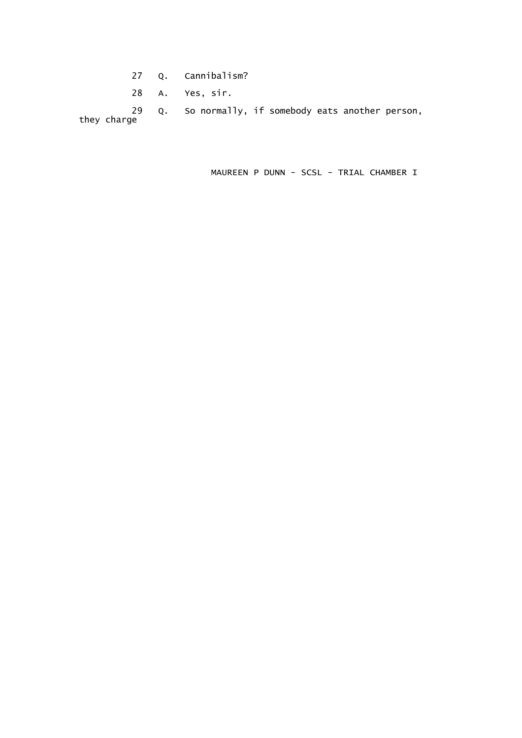27 Q. Cannibalism?

28 A. Yes, sir.

29 Q. So normally, if somebody eats another person, they charge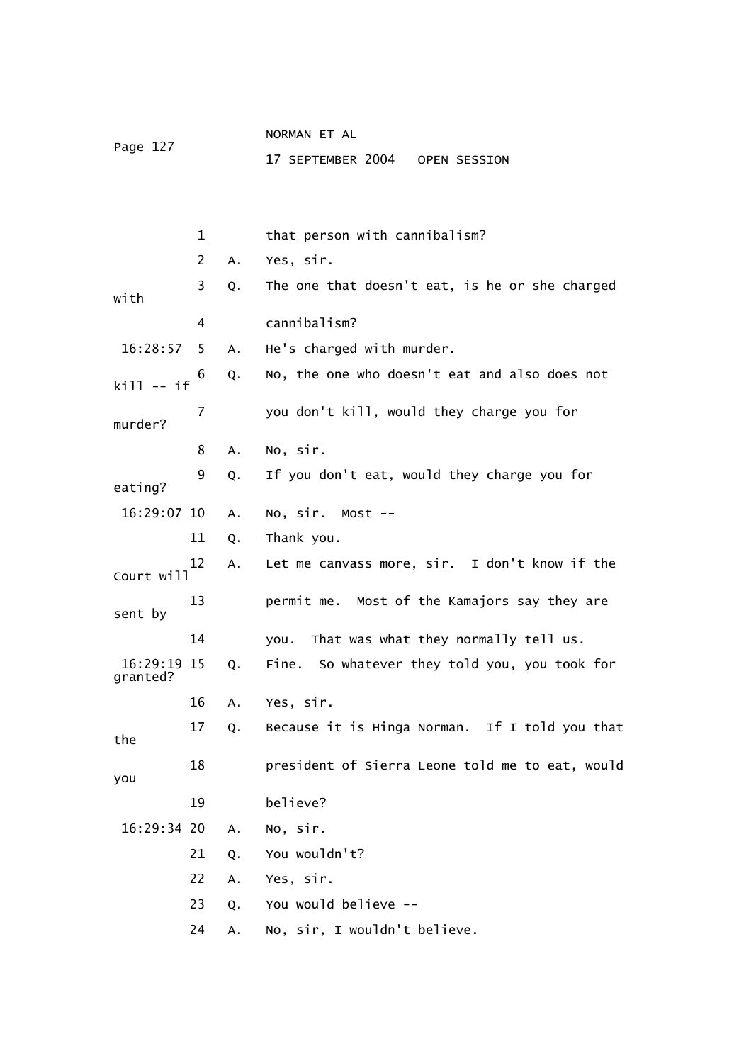1 that person with cannibalism?

2 A. Yes, sir.

3 Q. The one that doesn't eat, is he or she charged with

4 cannibalism?

16:28:57 5 A. He's charged with murder.

6 Q. No, the one who doesn't eat and also does not kill -- if

7 you don't kill, would they charge you for murder?

8 A. No, sir.

9 Q. If you don't eat, would they charge you for eating?

16:29:07 10 A. No, sir. Most --

11 Q. Thank you.

12 A. Let me canvass more, sir. I don't know if the Court will

13 permit me. Most of the Kamajors say they are sent by

14 you. That was what they normally tell us.

16:29:19 15 Q. Fine. So whatever they told you, you took for granted?

16 A. Yes, sir.

17 Q. Because it is Hinga Norman. If I told you that the

18 president of Sierra Leone told me to eat, would you

19 believe?

16:29:34 20 A. No, sir.

21 Q. You wouldn't?

22 A. Yes, sir.

23 Q. You would believe --

24 A. No, sir, I wouldn't believe.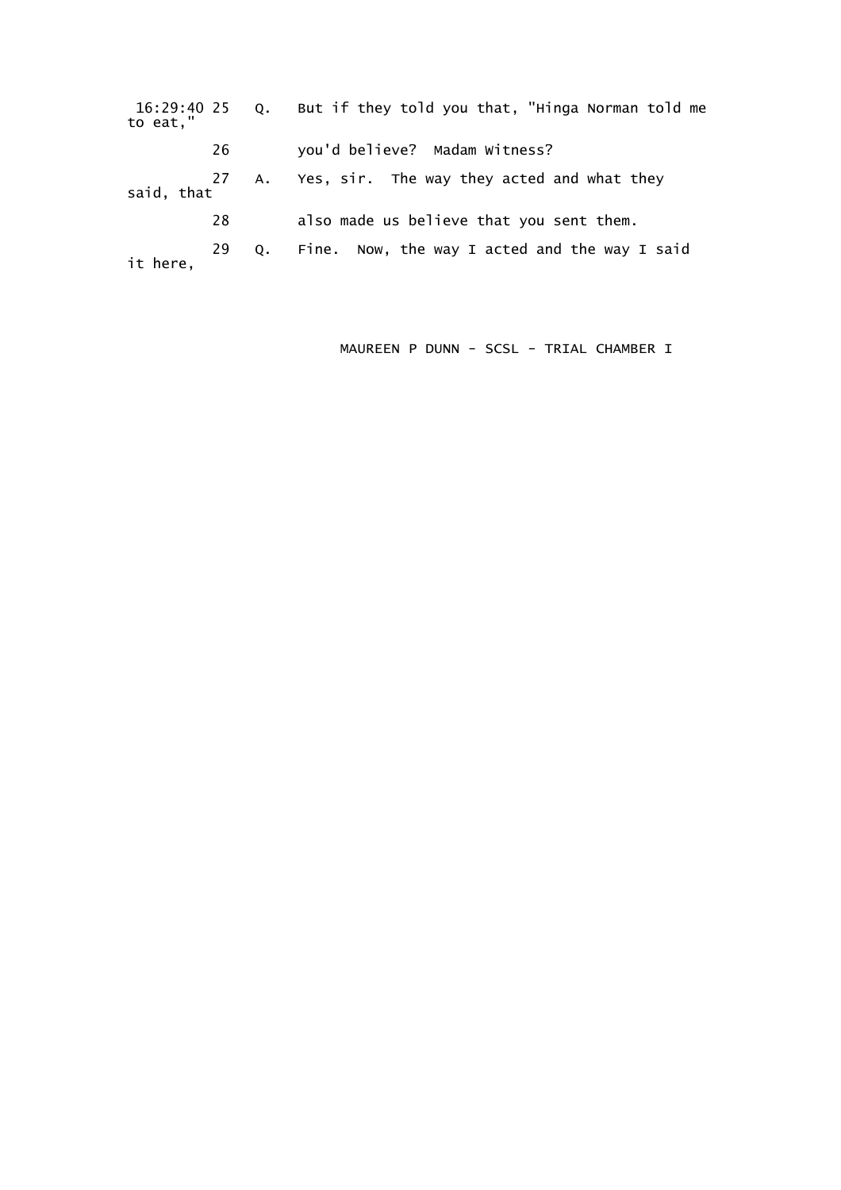16:29:40 25   Q.   But if they told you that, "Hinga Norman told me to eat,"

26        you'd believe?  Madam Witness?

27   A.   Yes, sir.  The way they acted and what they said, that

28        also made us believe that you sent them.

29   Q.   Fine.  Now, the way I acted and the way I said it here,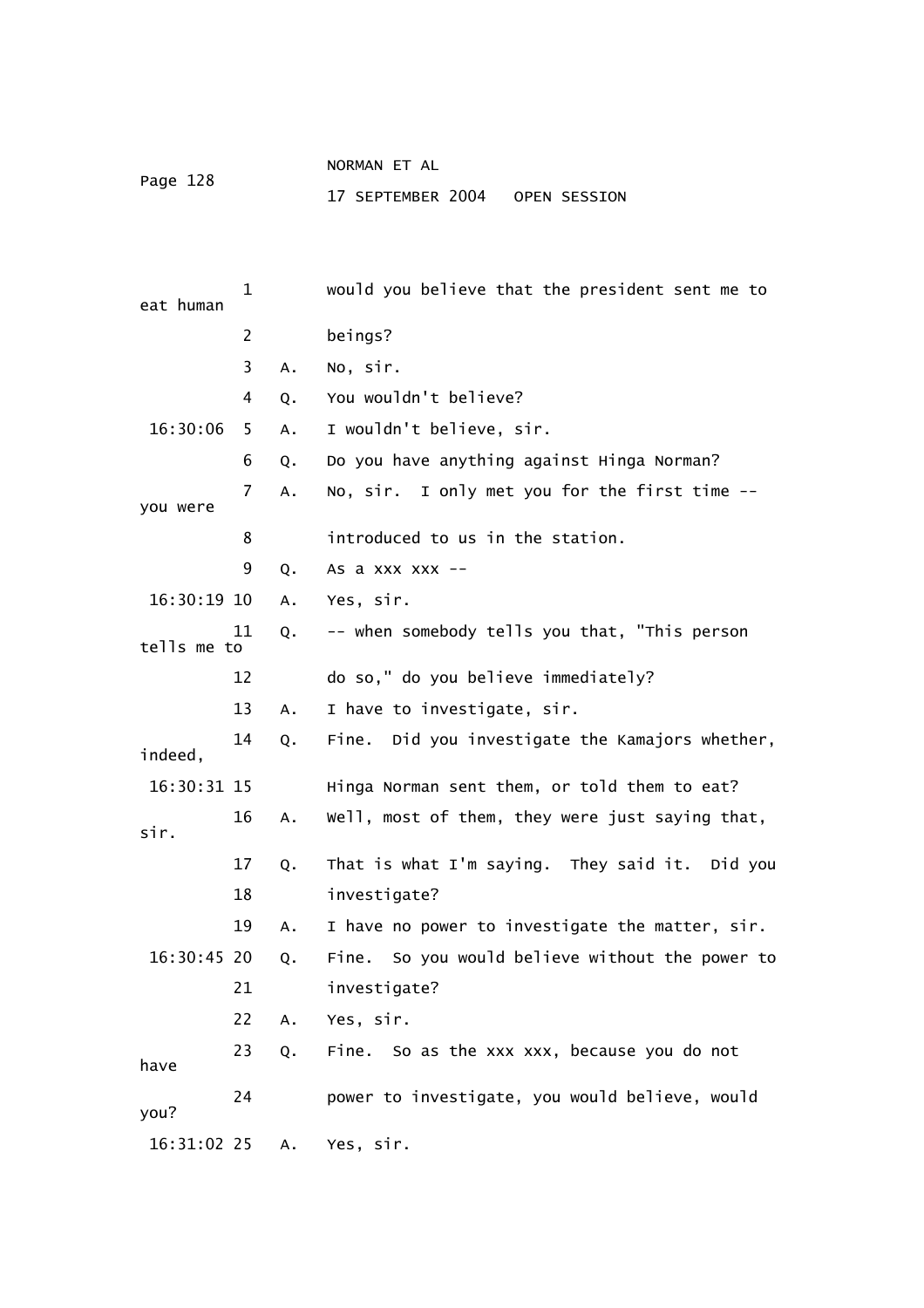would you believe that the president sent me to eat human beings?

A. No, sir.

Q. You wouldn't believe?

A. I wouldn't believe, sir.

Q. Do you have anything against Hinga Norman?

A. No, sir. I only met you for the first time -- you were introduced to us in the station.

Q. As a xxx xxx --

A. Yes, sir.

Q. -- when somebody tells you that, "This person tells me to do so," do you believe immediately?

A. I have to investigate, sir.

Q. Fine. Did you investigate the Kamajors whether, indeed, Hinga Norman sent them, or told them to eat?

A. Well, most of them, they were just saying that, sir.

Q. That is what I'm saying. They said it. Did you investigate?

A. I have no power to investigate the matter, sir.

Q. Fine. So you would believe without the power to investigate?

A. Yes, sir.

Q. Fine. So as the xxx xxx, because you do not have power to investigate, you would believe, would you?

A. Yes, sir.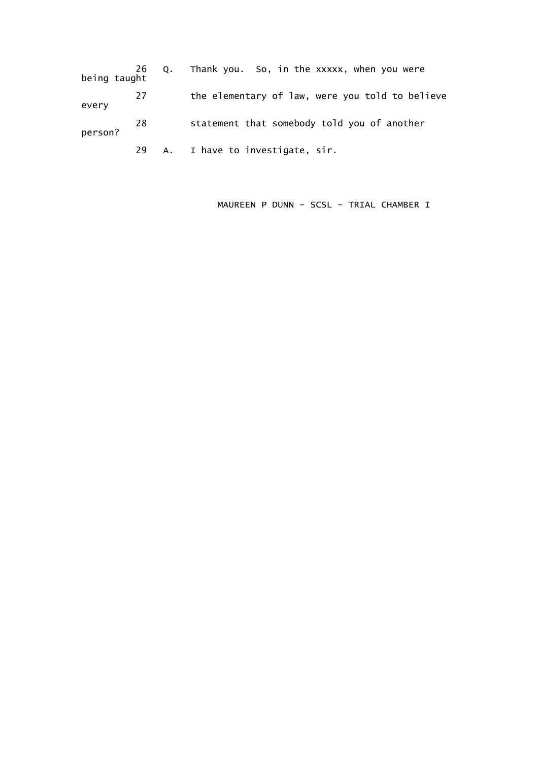26 Q. Thank you. So, in the xxxxx, when you were being taught

27 the elementary of law, were you told to believe every

28 statement that somebody told you of another person?

29 A. I have to investigate, sir.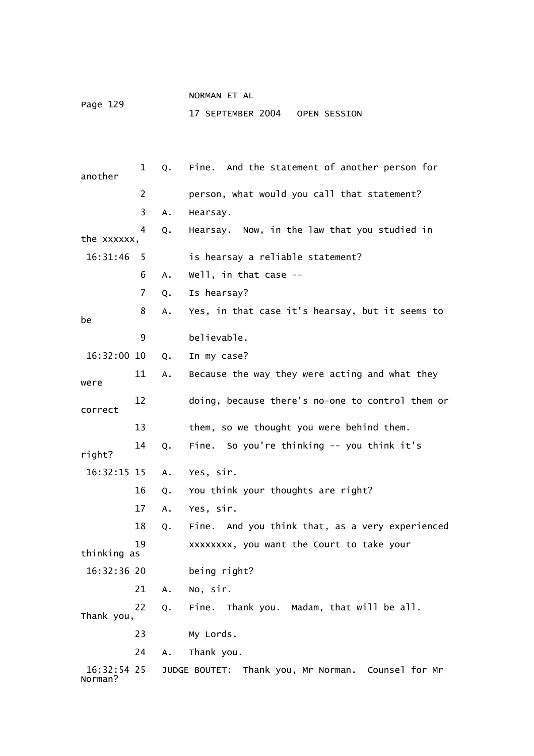1 Q. Fine. And the statement of another person for another

2 person, what would you call that statement?

3 A. Hearsay.

4 Q. Hearsay. Now, in the law that you studied in the xxxxxx,

16:31:46 5 is hearsay a reliable statement?

6 A. Well, in that case --

7 Q. Is hearsay?

8 A. Yes, in that case it's hearsay, but it seems to be

9 believable.

16:32:00 10 Q. In my case?

11 A. Because the way they were acting and what they were

12 doing, because there's no-one to control them or correct

13 them, so we thought you were behind them.

14 Q. Fine. So you're thinking -- you think it's right?

16:32:15 15 A. Yes, sir.

16 Q. You think your thoughts are right?

17 A. Yes, sir.

18 Q. Fine. And you think that, as a very experienced

19 xxxxxxxx, you want the Court to take your thinking as

16:32:36 20 being right?

21 A. No, sir.

22 Q. Fine. Thank you. Madam, that will be all. Thank you,

23 My Lords.

24 A. Thank you.

16:32:54 25 JUDGE BOUTET: Thank you, Mr Norman. Counsel for Mr Norman?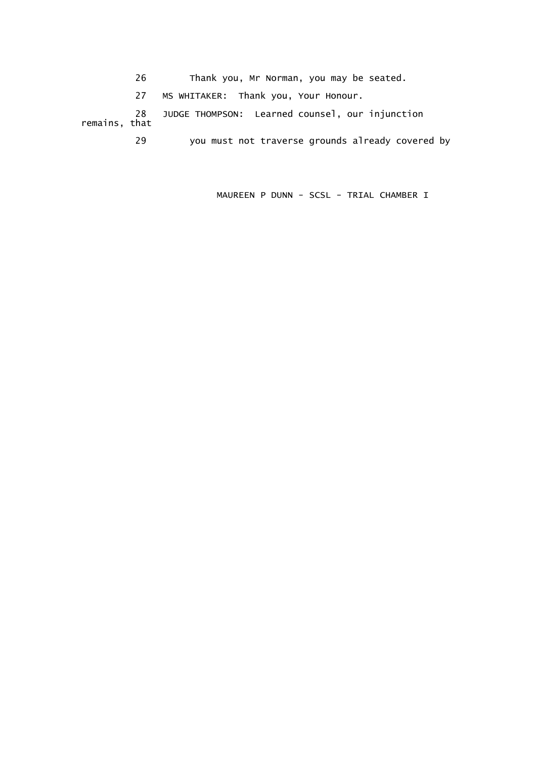26 Thank you, Mr Norman, you may be seated.

27 MS WHITAKER: Thank you, Your Honour.

28 JUDGE THOMPSON: Learned counsel, our injunction remains, that

29 you must not traverse grounds already covered by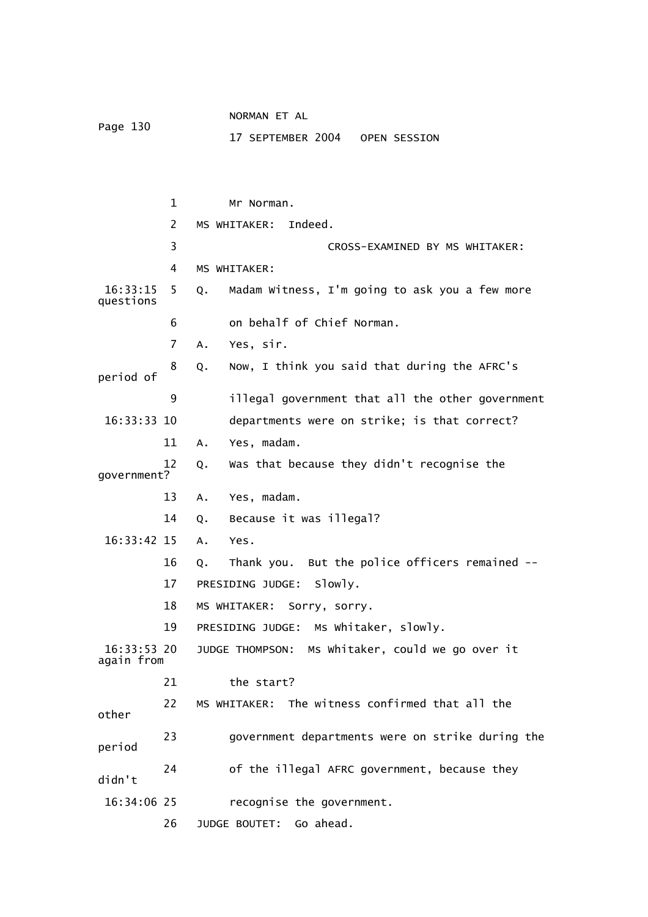1 Mr Norman.

2 MS WHITAKER: Indeed.

3 CROSS-EXAMINED BY MS WHITAKER:

4 MS WHITAKER:

16:33:15 5 Q. Madam Witness, I'm going to ask you a few more questions

6 on behalf of Chief Norman.

7 A. Yes, sir.

8 Q. Now, I think you said that during the AFRC's period of

9 illegal government that all the other government

16:33:33 10 departments were on strike; is that correct?

11 A. Yes, madam.

12 Q. Was that because they didn't recognise the government?

13 A. Yes, madam.

14 Q. Because it was illegal?

16:33:42 15 A. Yes.

16 Q. Thank you. But the police officers remained --

17 PRESIDING JUDGE: Slowly.

18 MS WHITAKER: Sorry, sorry.

19 PRESIDING JUDGE: Ms Whitaker, slowly.

16:33:53 20 JUDGE THOMPSON: Ms Whitaker, could we go over it again from

21 the start?

22 MS WHITAKER: The witness confirmed that all the other

23 government departments were on strike during the period

24 of the illegal AFRC government, because they didn't

16:34:06 25 recognise the government.

26 JUDGE BOUTET: Go ahead.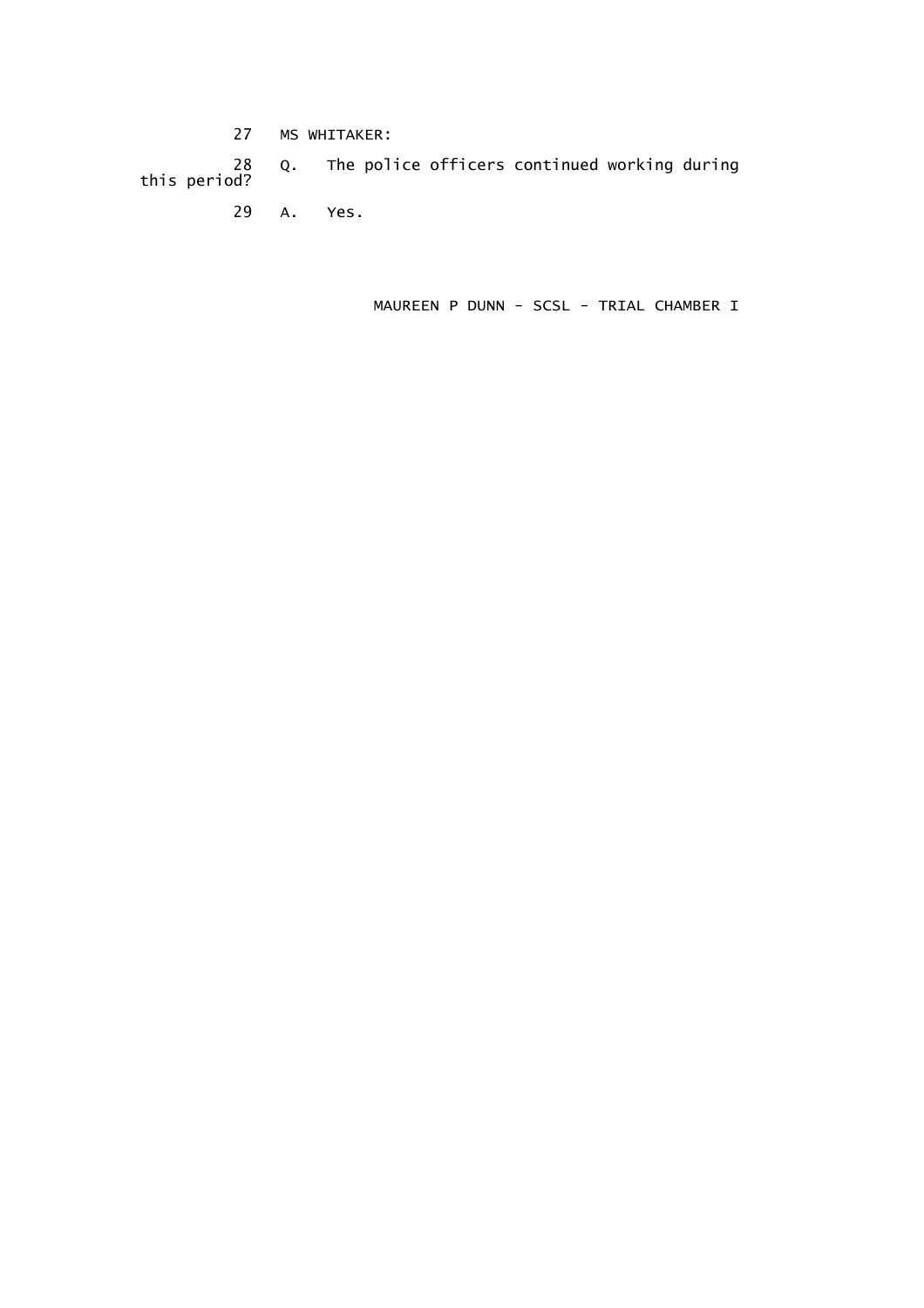27 MS WHITAKER:

28 Q. The police officers continued working during this period?

29 A. Yes.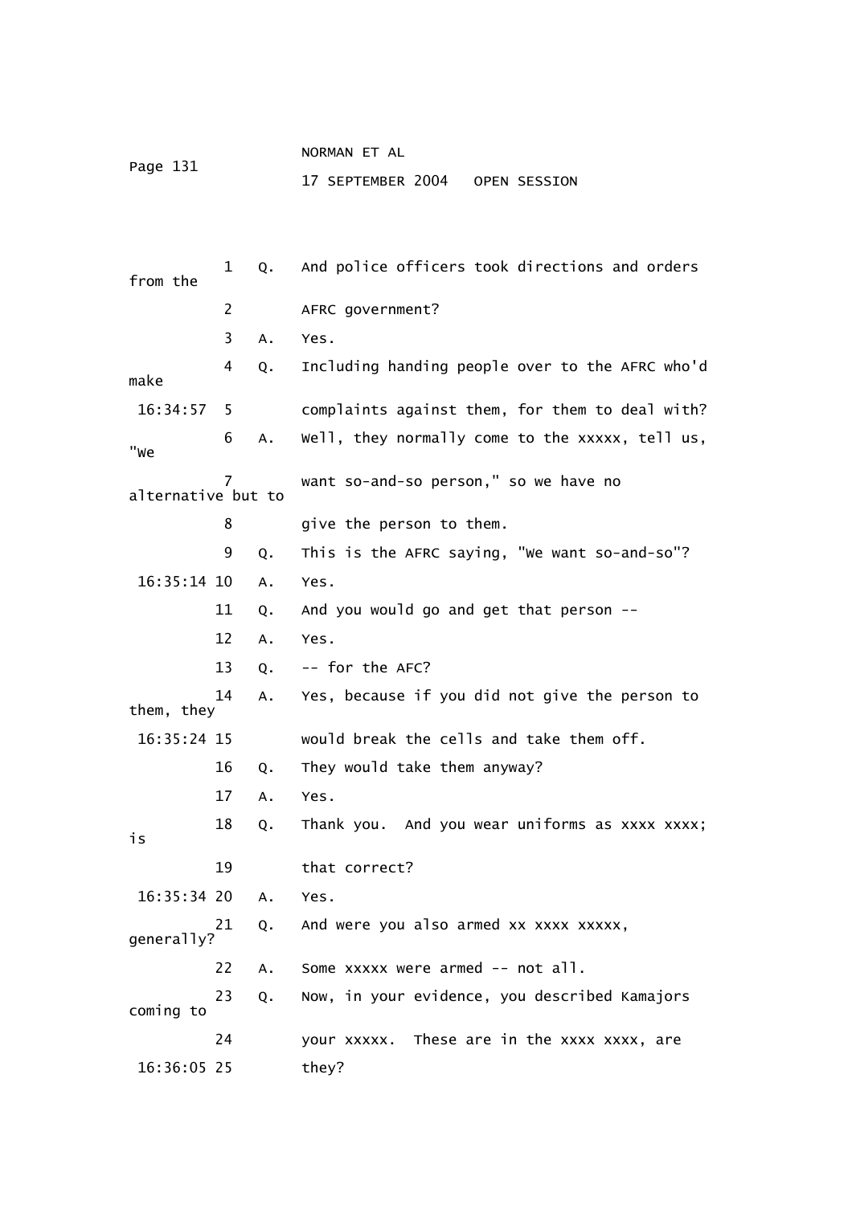1 Q. And police officers took directions and orders from the

2 AFRC government?

3 A. Yes.

4 Q. Including handing people over to the AFRC who'd make

16:34:57 5 complaints against them, for them to deal with?

6 A. Well, they normally come to the xxxxx, tell us, "We

7 want so-and-so person," so we have no alternative but to

8 give the person to them.

9 Q. This is the AFRC saying, "We want so-and-so"?

16:35:14 10 A. Yes.

11 Q. And you would go and get that person --

12 A. Yes.

13 Q. -- for the AFC?

14 A. Yes, because if you did not give the person to them, they

16:35:24 15 would break the cells and take them off.

16 Q. They would take them anyway?

17 A. Yes.

18 Q. Thank you. And you wear uniforms as xxxx xxxx; is

19 that correct?

16:35:34 20 A. Yes.

21 Q. And were you also armed xx xxxx xxxxx, generally?

22 A. Some xxxxx were armed -- not all.

23 Q. Now, in your evidence, you described Kamajors coming to

24 your xxxxx. These are in the xxxx xxxx, are

16:36:05 25 they?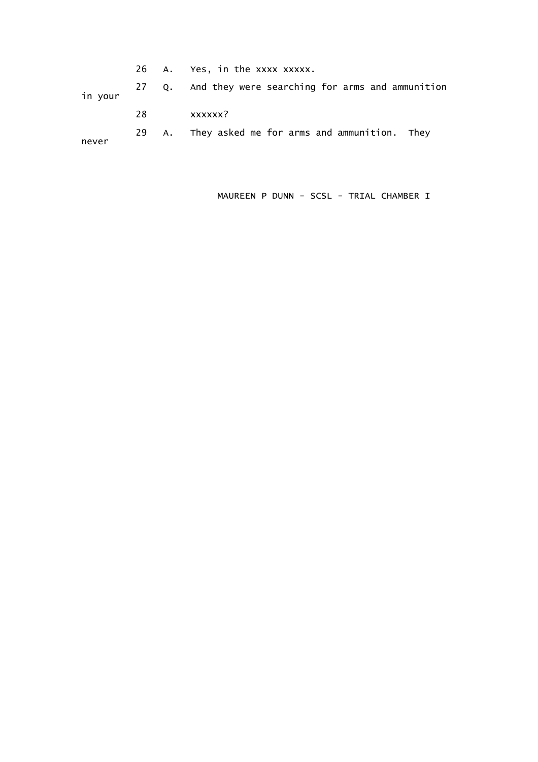26 A. Yes, in the xxxx xxxxx.

27 Q. And they were searching for arms and ammunition in your

28 xxxxxx?

29 A. They asked me for arms and ammunition. They never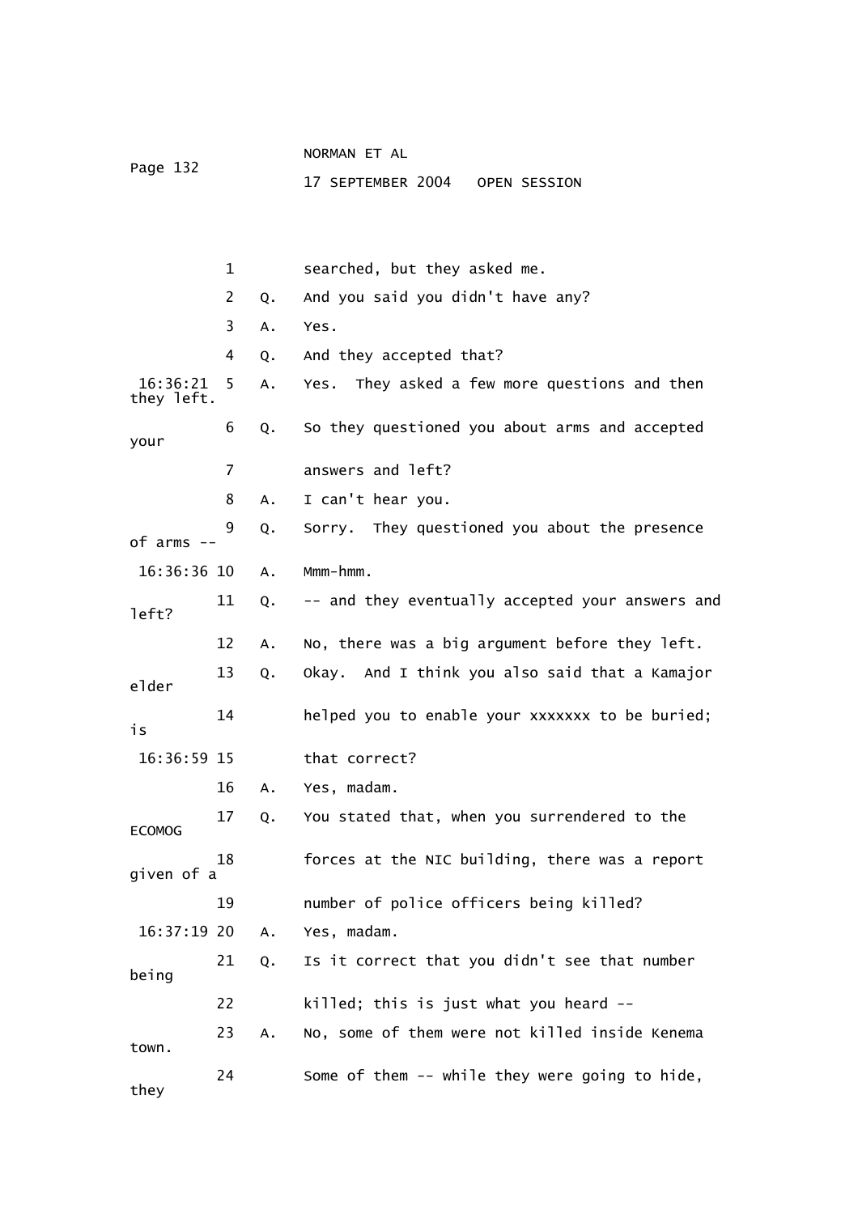1 searched, but they asked me.

2 Q. And you said you didn't have any?

3 A. Yes.

4 Q. And they accepted that?

16:36:21 5 A. Yes. They asked a few more questions and then they left.

6 Q. So they questioned you about arms and accepted your

7 answers and left?

8 A. I can't hear you.

9 Q. Sorry. They questioned you about the presence of arms --

16:36:36 10 A. Mmm-hmm.

11 Q. -- and they eventually accepted your answers and left?

12 A. No, there was a big argument before they left.

13 Q. Okay. And I think you also said that a Kamajor elder

14 helped you to enable your xxxxxxx to be buried; is

16:36:59 15 that correct?

16 A. Yes, madam.

17 Q. You stated that, when you surrendered to the ECOMOG

18 forces at the NIC building, there was a report given of a

19 number of police officers being killed?

16:37:19 20 A. Yes, madam.

21 Q. Is it correct that you didn't see that number being

22 killed; this is just what you heard --

23 A. No, some of them were not killed inside Kenema town.

24 Some of them -- while they were going to hide, they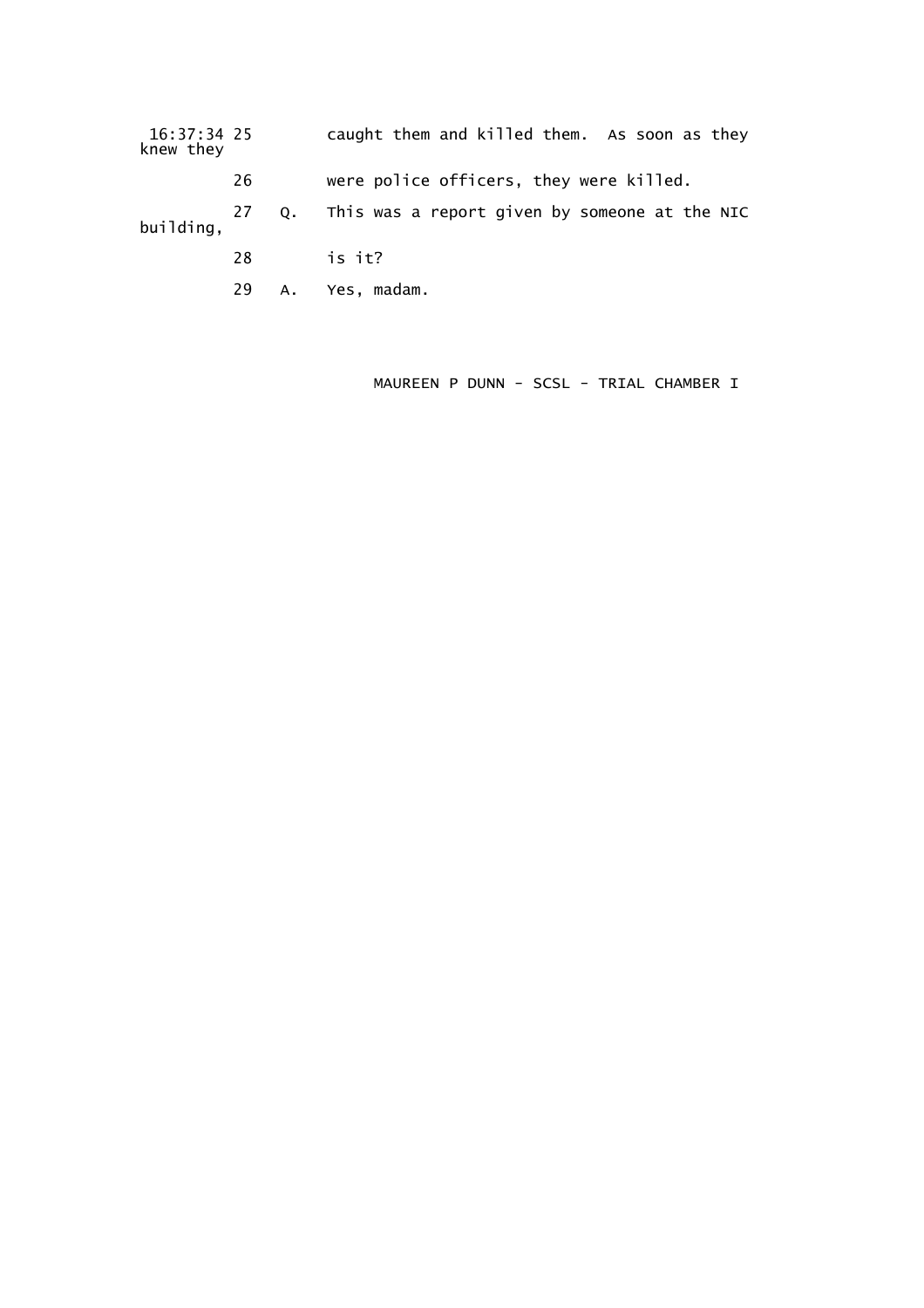16:37:34 25 caught them and killed them. As soon as they knew they

26 were police officers, they were killed.

27 Q. This was a report given by someone at the NIC building,

28 is it?

29 A. Yes, madam.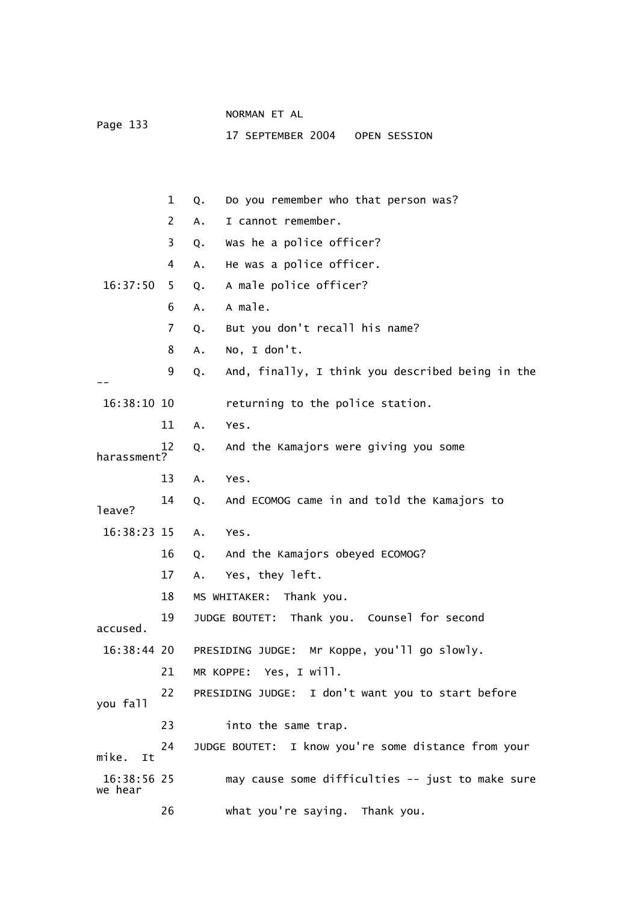1 Q. Do you remember who that person was?

2 A. I cannot remember.

3 Q. Was he a police officer?

4 A. He was a police officer.

16:37:50 5 Q. A male police officer?

6 A. A male.

7 Q. But you don't recall his name?

8 A. No, I don't.

9 Q. And, finally, I think you described being in the --

16:38:10 10 returning to the police station.

11 A. Yes.

12 Q. And the Kamajors were giving you some harassment?

13 A. Yes.

14 Q. And ECOMOG came in and told the Kamajors to leave?

16:38:23 15 A. Yes.

16 Q. And the Kamajors obeyed ECOMOG?

17 A. Yes, they left.

18 MS WHITAKER: Thank you.

19 JUDGE BOUTET: Thank you. Counsel for second accused.

16:38:44 20 PRESIDING JUDGE: Mr Koppe, you'll go slowly.

21 MR KOPPE: Yes, I will.

22 PRESIDING JUDGE: I don't want you to start before you fall

23 into the same trap.

24 JUDGE BOUTET: I know you're some distance from your mike. It

16:38:56 25 may cause some difficulties -- just to make sure we hear

26 what you're saying. Thank you.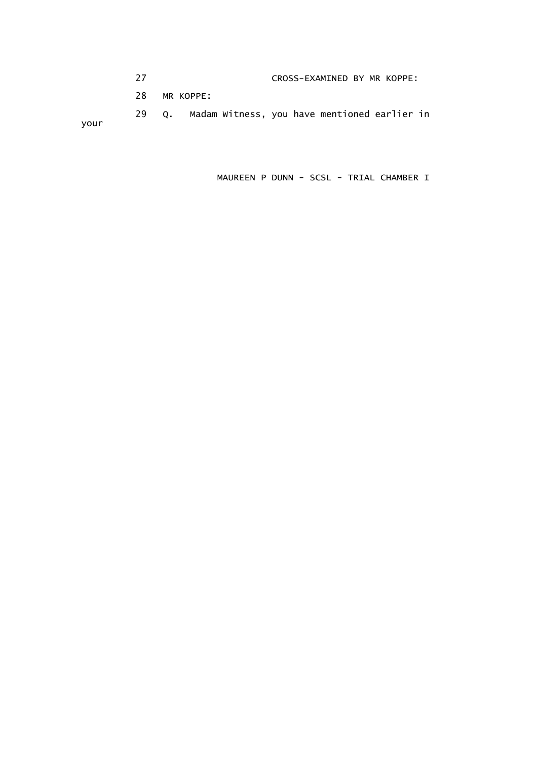27 CROSS-EXAMINED BY MR KOPPE:

28 MR KOPPE:

29 Q. Madam Witness, you have mentioned earlier in your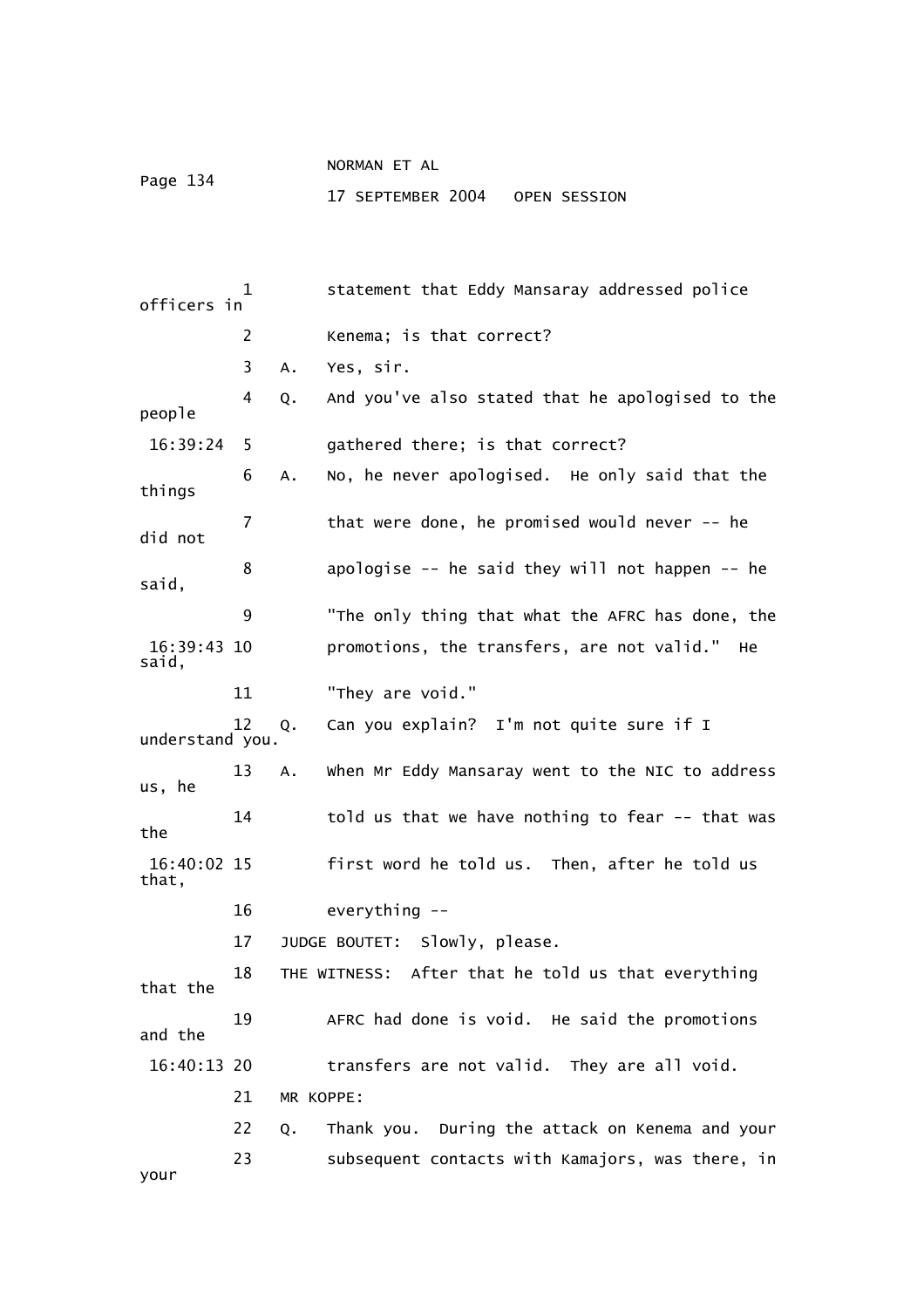1 statement that Eddy Mansaray addressed police officers in
2 Kenema; is that correct?
3 A. Yes, sir.
4 Q. And you've also stated that he apologised to the people
16:39:24 5 gathered there; is that correct?
6 A. No, he never apologised. He only said that the things
7 that were done, he promised would never -- he did not
8 apologise -- he said they will not happen -- he said,
9 "The only thing that what the AFRC has done, the
16:39:43 10 promotions, the transfers, are not valid." He said,
11 "They are void."
12 Q. Can you explain? I'm not quite sure if I understand you.
13 A. When Mr Eddy Mansaray went to the NIC to address us, he
14 told us that we have nothing to fear -- that was the
16:40:02 15 first word he told us. Then, after he told us that,
16 everything --
17 JUDGE BOUTET: Slowly, please.
18 THE WITNESS: After that he told us that everything that the
19 AFRC had done is void. He said the promotions and the
16:40:13 20 transfers are not valid. They are all void.
21 MR KOPPE:
22 Q. Thank you. During the attack on Kenema and your
23 subsequent contacts with Kamajors, was there, in your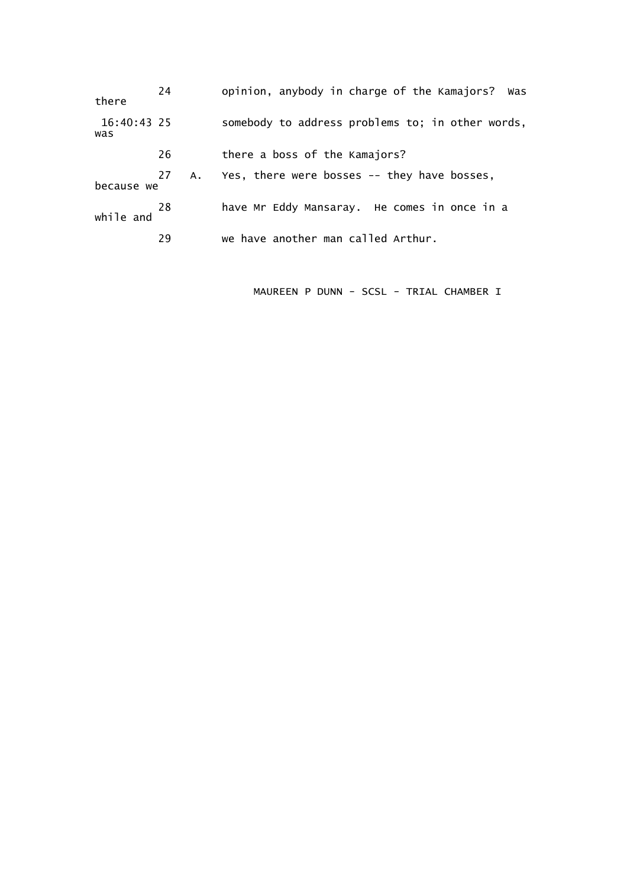24 opinion, anybody in charge of the Kamajors? Was there

16:40:43 25 somebody to address problems to; in other words, was

26 there a boss of the Kamajors?

27 A. Yes, there were bosses -- they have bosses, because we

28 have Mr Eddy Mansaray. He comes in once in a while and

29 we have another man called Arthur.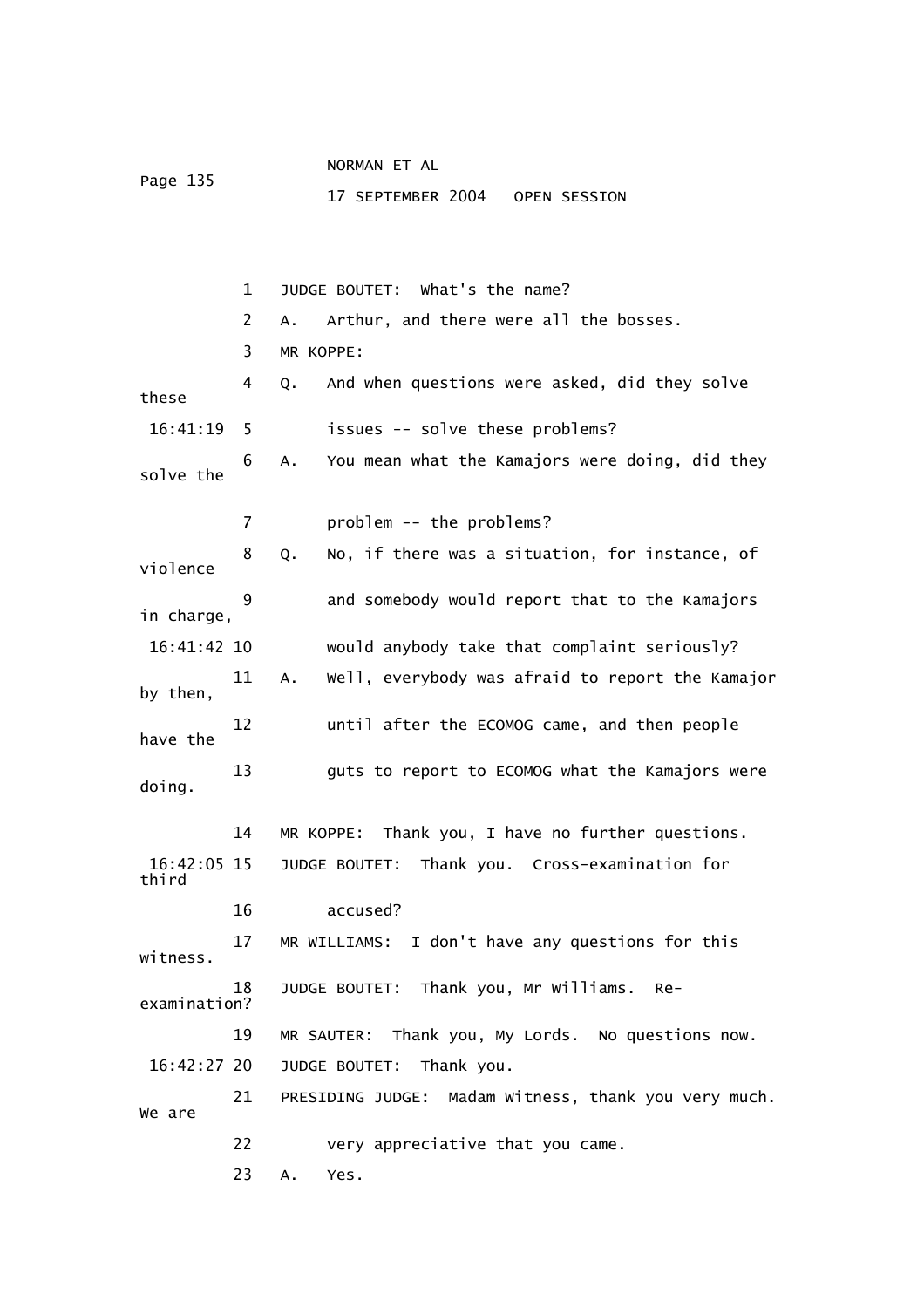1 JUDGE BOUTET: What's the name?

2 A. Arthur, and there were all the bosses.

3 MR KOPPE:

4 Q. And when questions were asked, did they solve these

16:41:19 5 issues -- solve these problems?

6 A. You mean what the Kamajors were doing, did they solve the

7 problem -- the problems?

8 Q. No, if there was a situation, for instance, of violence

9 and somebody would report that to the Kamajors in charge,

16:41:42 10 would anybody take that complaint seriously?

11 A. Well, everybody was afraid to report the Kamajor by then,

12 until after the ECOMOG came, and then people have the

13 guts to report to ECOMOG what the Kamajors were doing.

14 MR KOPPE: Thank you, I have no further questions.

16:42:05 15 JUDGE BOUTET: Thank you. Cross-examination for third

16 accused?

17 MR WILLIAMS: I don't have any questions for this witness.

18 JUDGE BOUTET: Thank you, Mr Williams. Re-examination?

19 MR SAUTER: Thank you, My Lords. No questions now.

16:42:27 20 JUDGE BOUTET: Thank you.

21 PRESIDING JUDGE: Madam Witness, thank you very much. We are

22 very appreciative that you came.

23 A. Yes.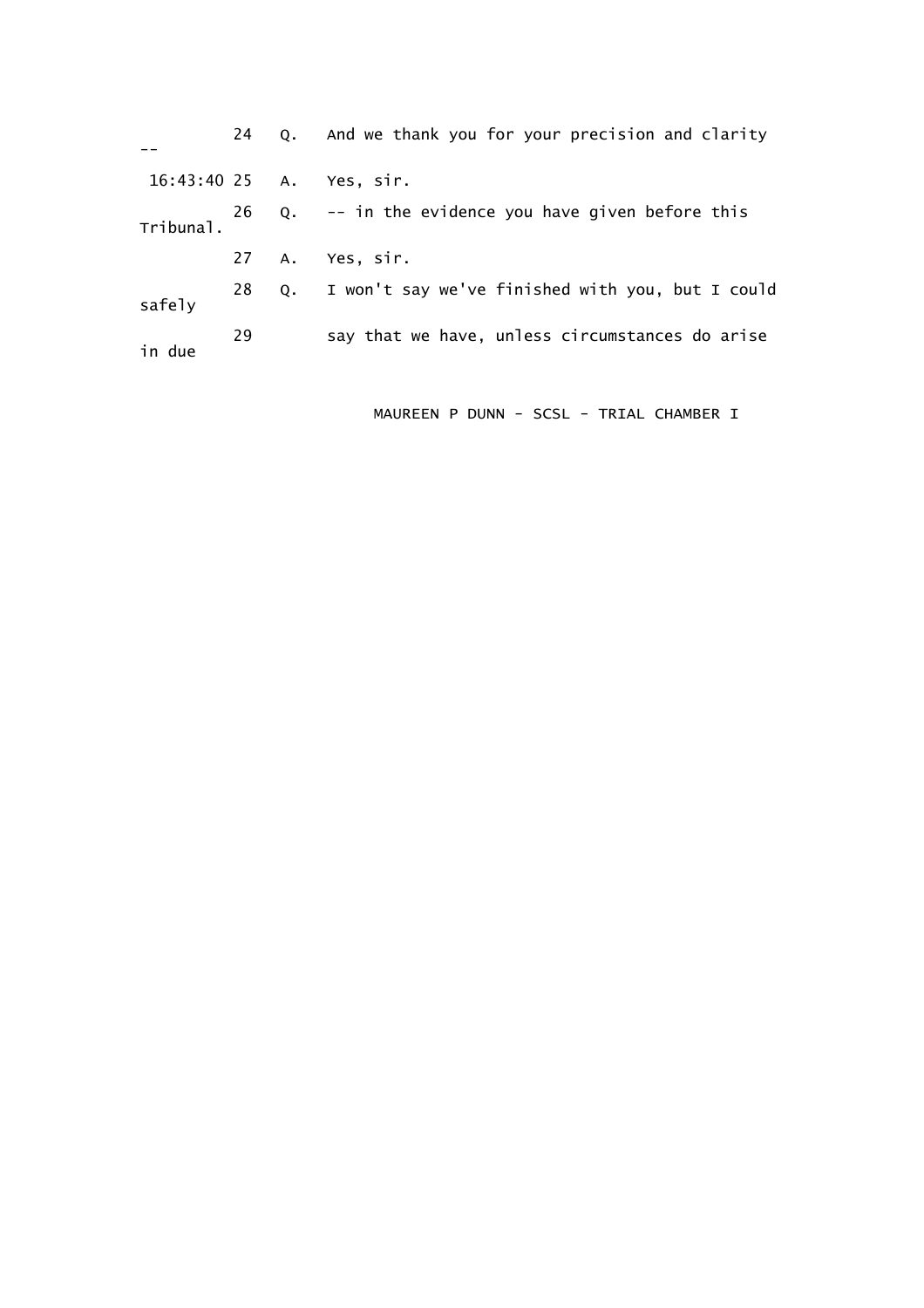24 Q. And we thank you for your precision and clarity --

16:43:40 25 A. Yes, sir.

26 Q. -- in the evidence you have given before this Tribunal.

27 A. Yes, sir.

28 Q. I won't say we've finished with you, but I could safely

29 say that we have, unless circumstances do arise in due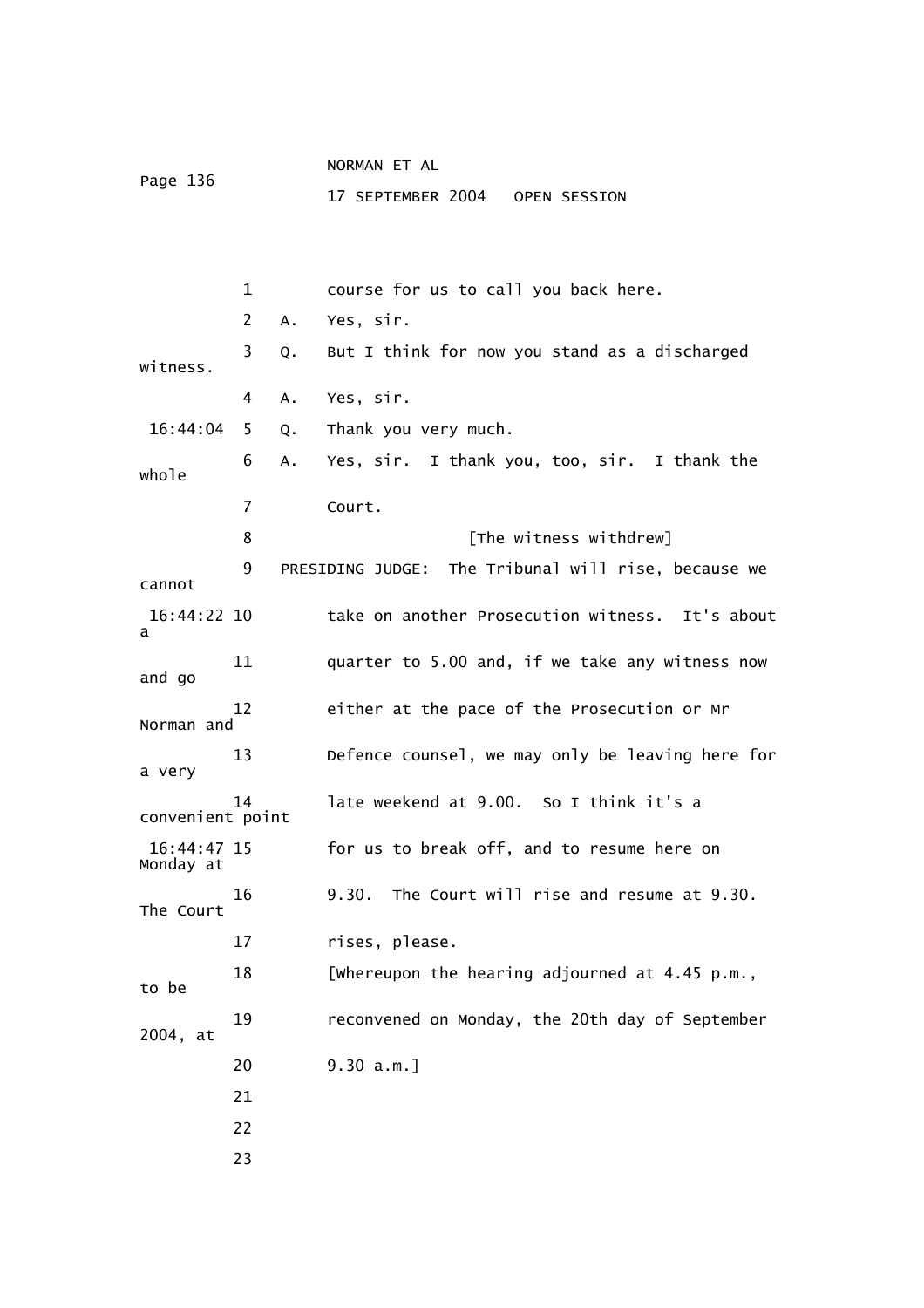1 course for us to call you back here.

2 A. Yes, sir.

3 Q. But I think for now you stand as a discharged witness.

4 A. Yes, sir.

16:44:04 5 Q. Thank you very much.

6 A. Yes, sir. I thank you, too, sir. I thank the whole

7 Court.

8 [The witness withdrew]

9 PRESIDING JUDGE: The Tribunal will rise, because we cannot

16:44:22 10 take on another Prosecution witness. It's about a

11 quarter to 5.00 and, if we take any witness now and go

12 either at the pace of the Prosecution or Mr Norman and

13 Defence counsel, we may only be leaving here for a very

14 late weekend at 9.00. So I think it's a convenient point

16:44:47 15 for us to break off, and to resume here on Monday at

16 9.30. The Court will rise and resume at 9.30. The Court

17 rises, please.

18 [Whereupon the hearing adjourned at 4.45 p.m., to be

19 reconvened on Monday, the 20th day of September 2004, at

20 9.30 a.m.]

21

22

23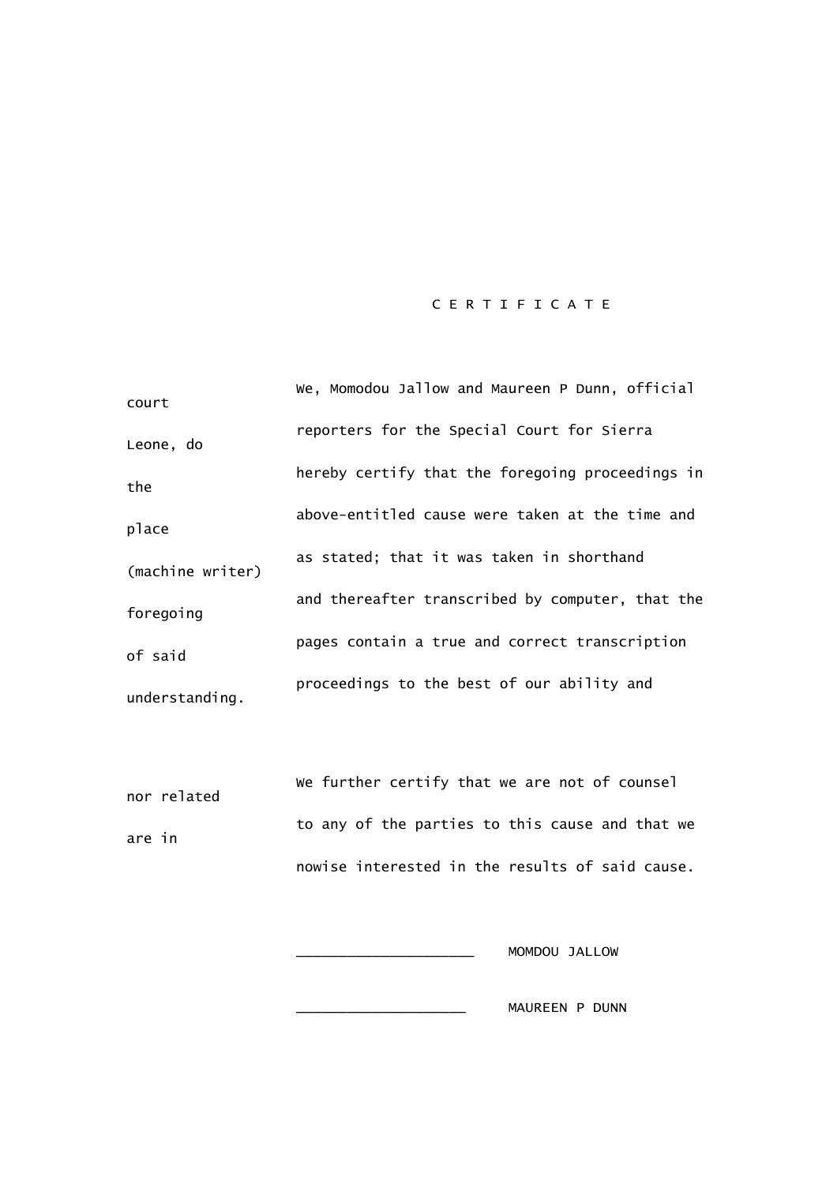C E R T I F I C A T E

We, Momodou Jallow and Maureen P Dunn, official court reporters for the Special Court for Sierra Leone, do hereby certify that the foregoing proceedings in the above-entitled cause were taken at the time and place as stated; that it was taken in shorthand (machine writer) and thereafter transcribed by computer, that the foregoing pages contain a true and correct transcription of said proceedings to the best of our ability and understanding.

We further certify that we are not of counsel nor related to any of the parties to this cause and that we are in nowise interested in the results of said cause.

____________________ MOMDOU JALLOW

____________________ MAUREEN P DUNN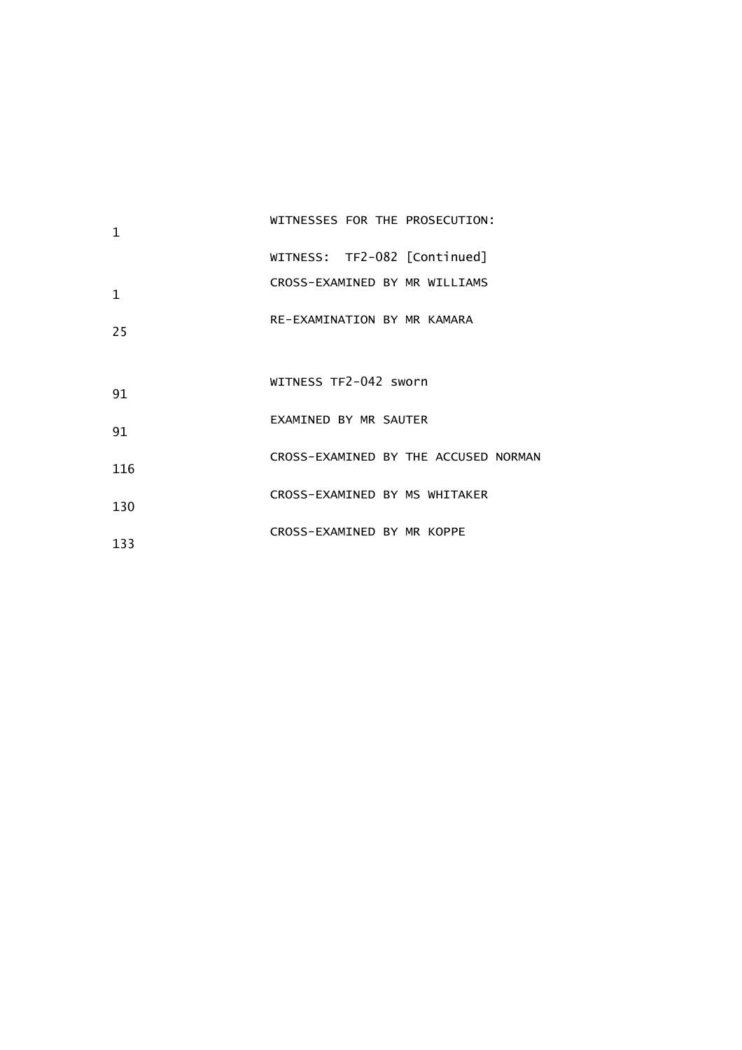WITNESSES FOR THE PROSECUTION: 1

WITNESS: TF2-082 [Continued]

| | |
|---|---|
| CROSS-EXAMINED BY MR WILLIAMS | 1 |
| RE-EXAMINATION BY MR KAMARA | 25 |
| WITNESS TF2-042 sworn | 91 |
| EXAMINED BY MR SAUTER | 91 |
| CROSS-EXAMINED BY THE ACCUSED NORMAN | 116 |
| CROSS-EXAMINED BY MS WHITAKER | 130 |
| CROSS-EXAMINED BY MR KOPPE | 133 |